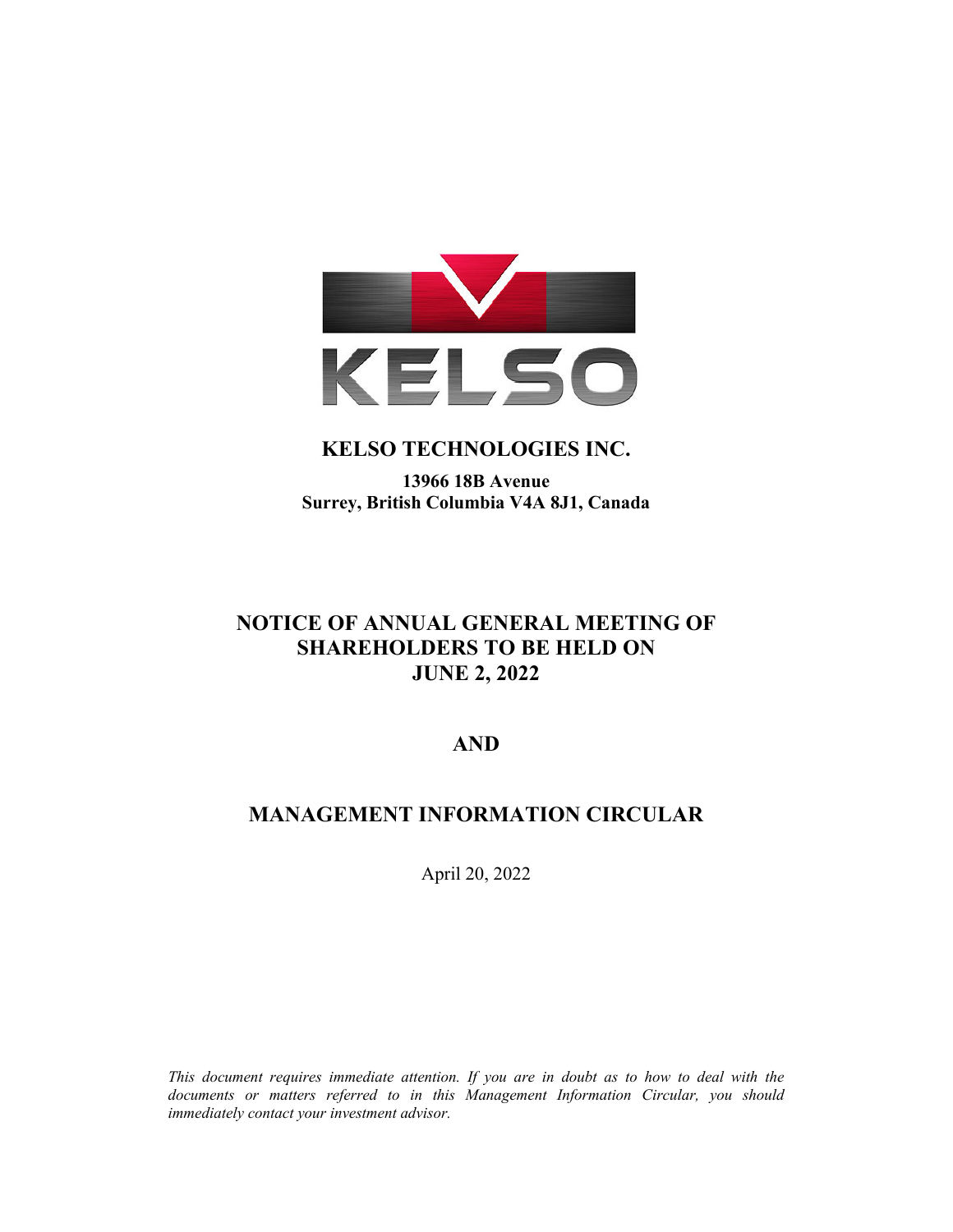KELSO

# KELSO TECHNOLOGIES INC.

**13966 18B Avenue**
**Surrey, British Columbia V4A 8J1, Canada**

## NOTICE OF ANNUAL GENERAL MEETING OF SHAREHOLDERS TO BE HELD ON JUNE 2, 2022

## AND

## MANAGEMENT INFORMATION CIRCULAR

April 20, 2022

*This document requires immediate attention. If you are in doubt as to how to deal with the documents or matters referred to in this Management Information Circular, you should immediately contact your investment advisor.*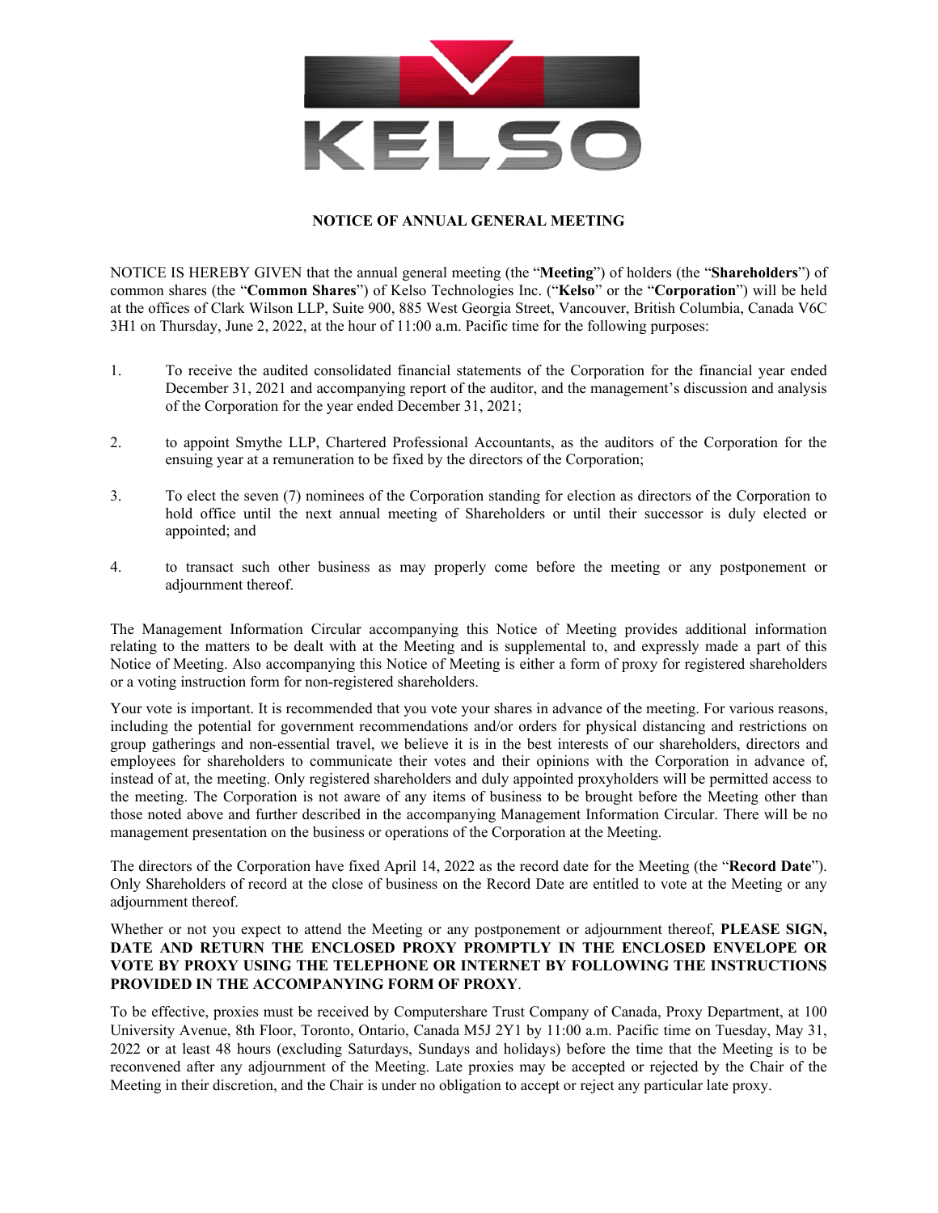# NOTICE OF ANNUAL GENERAL MEETING

NOTICE IS HEREBY GIVEN that the annual general meeting (the "**Meeting**") of holders (the "**Shareholders**") of common shares (the "**Common Shares**") of Kelso Technologies Inc. ("**Kelso**" or the "**Corporation**") will be held at the offices of Clark Wilson LLP, Suite 900, 885 West Georgia Street, Vancouver, British Columbia, Canada V6C 3H1 on Thursday, June 2, 2022, at the hour of 11:00 a.m. Pacific time for the following purposes:

1. To receive the audited consolidated financial statements of the Corporation for the financial year ended December 31, 2021 and accompanying report of the auditor, and the management's discussion and analysis of the Corporation for the year ended December 31, 2021;
2. to appoint Smythe LLP, Chartered Professional Accountants, as the auditors of the Corporation for the ensuing year at a remuneration to be fixed by the directors of the Corporation;
3. To elect the seven (7) nominees of the Corporation standing for election as directors of the Corporation to hold office until the next annual meeting of Shareholders or until their successor is duly elected or appointed; and
4. to transact such other business as may properly come before the meeting or any postponement or adjournment thereof.

The Management Information Circular accompanying this Notice of Meeting provides additional information relating to the matters to be dealt with at the Meeting and is supplemental to, and expressly made a part of this Notice of Meeting. Also accompanying this Notice of Meeting is either a form of proxy for registered shareholders or a voting instruction form for non-registered shareholders.

Your vote is important. It is recommended that you vote your shares in advance of the meeting. For various reasons, including the potential for government recommendations and/or orders for physical distancing and restrictions on group gatherings and non-essential travel, we believe it is in the best interests of our shareholders, directors and employees for shareholders to communicate their votes and their opinions with the Corporation in advance of, instead of at, the meeting. Only registered shareholders and duly appointed proxyholders will be permitted access to the meeting. The Corporation is not aware of any items of business to be brought before the Meeting other than those noted above and further described in the accompanying Management Information Circular. There will be no management presentation on the business or operations of the Corporation at the Meeting.

The directors of the Corporation have fixed April 14, 2022 as the record date for the Meeting (the "**Record Date**"). Only Shareholders of record at the close of business on the Record Date are entitled to vote at the Meeting or any adjournment thereof.

Whether or not you expect to attend the Meeting or any postponement or adjournment thereof, **PLEASE SIGN, DATE AND RETURN THE ENCLOSED PROXY PROMPTLY IN THE ENCLOSED ENVELOPE OR VOTE BY PROXY USING THE TELEPHONE OR INTERNET BY FOLLOWING THE INSTRUCTIONS PROVIDED IN THE ACCOMPANYING FORM OF PROXY**.

To be effective, proxies must be received by Computershare Trust Company of Canada, Proxy Department, at 100 University Avenue, 8th Floor, Toronto, Ontario, Canada M5J 2Y1 by 11:00 a.m. Pacific time on Tuesday, May 31, 2022 or at least 48 hours (excluding Saturdays, Sundays and holidays) before the time that the Meeting is to be reconvened after any adjournment of the Meeting. Late proxies may be accepted or rejected by the Chair of the Meeting in their discretion, and the Chair is under no obligation to accept or reject any particular late proxy.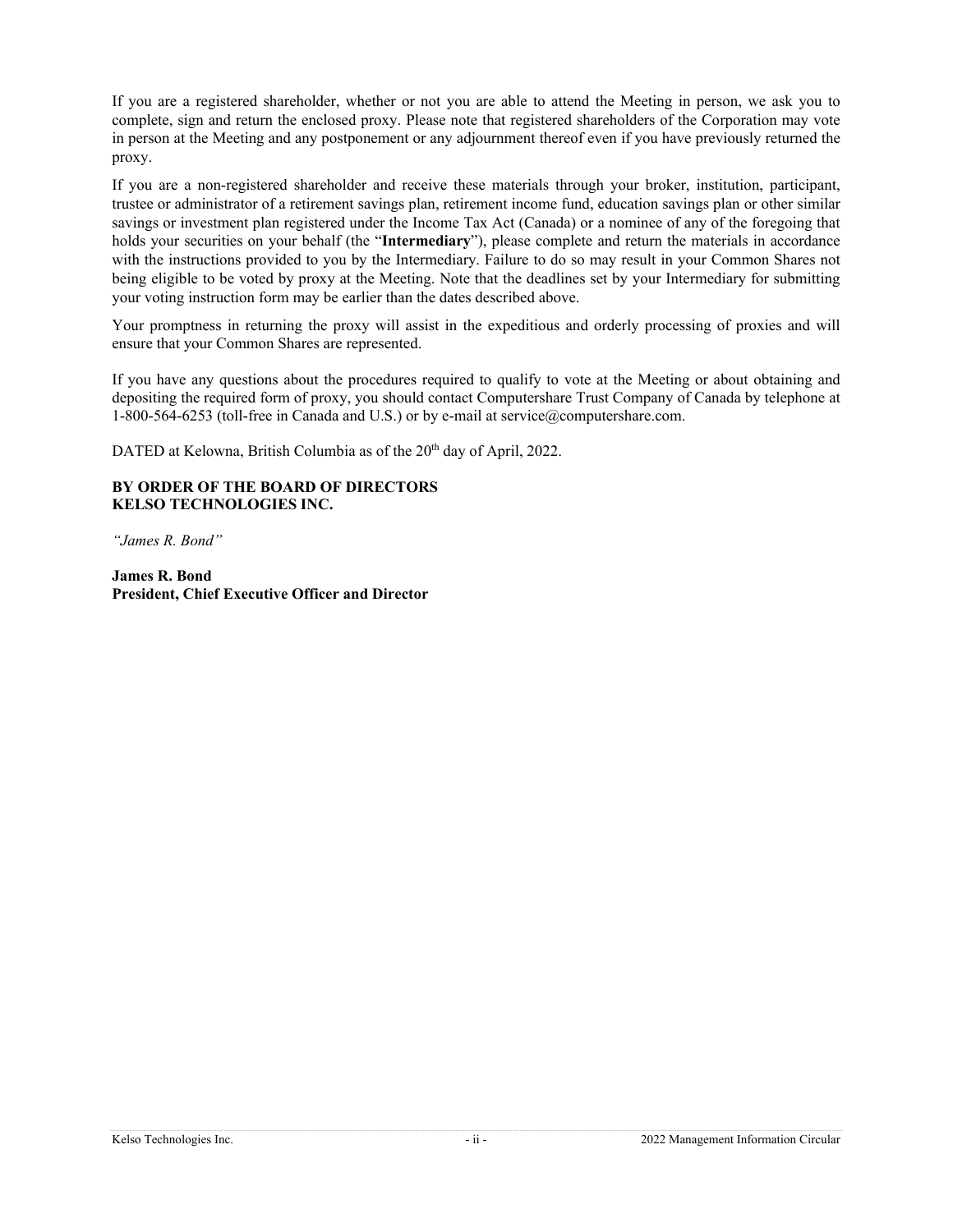If you are a registered shareholder, whether or not you are able to attend the Meeting in person, we ask you to complete, sign and return the enclosed proxy. Please note that registered shareholders of the Corporation may vote in person at the Meeting and any postponement or any adjournment thereof even if you have previously returned the proxy.

If you are a non-registered shareholder and receive these materials through your broker, institution, participant, trustee or administrator of a retirement savings plan, retirement income fund, education savings plan or other similar savings or investment plan registered under the Income Tax Act (Canada) or a nominee of any of the foregoing that holds your securities on your behalf (the "**Intermediary**"), please complete and return the materials in accordance with the instructions provided to you by the Intermediary. Failure to do so may result in your Common Shares not being eligible to be voted by proxy at the Meeting. Note that the deadlines set by your Intermediary for submitting your voting instruction form may be earlier than the dates described above.

Your promptness in returning the proxy will assist in the expeditious and orderly processing of proxies and will ensure that your Common Shares are represented.

If you have any questions about the procedures required to qualify to vote at the Meeting or about obtaining and depositing the required form of proxy, you should contact Computershare Trust Company of Canada by telephone at 1-800-564-6253 (toll-free in Canada and U.S.) or by e-mail at service@computershare.com.

DATED at Kelowna, British Columbia as of the 20th day of April, 2022.

**BY ORDER OF THE BOARD OF DIRECTORS**
**KELSO TECHNOLOGIES INC.**

*"James R. Bond"*

**James R. Bond**
**President, Chief Executive Officer and Director**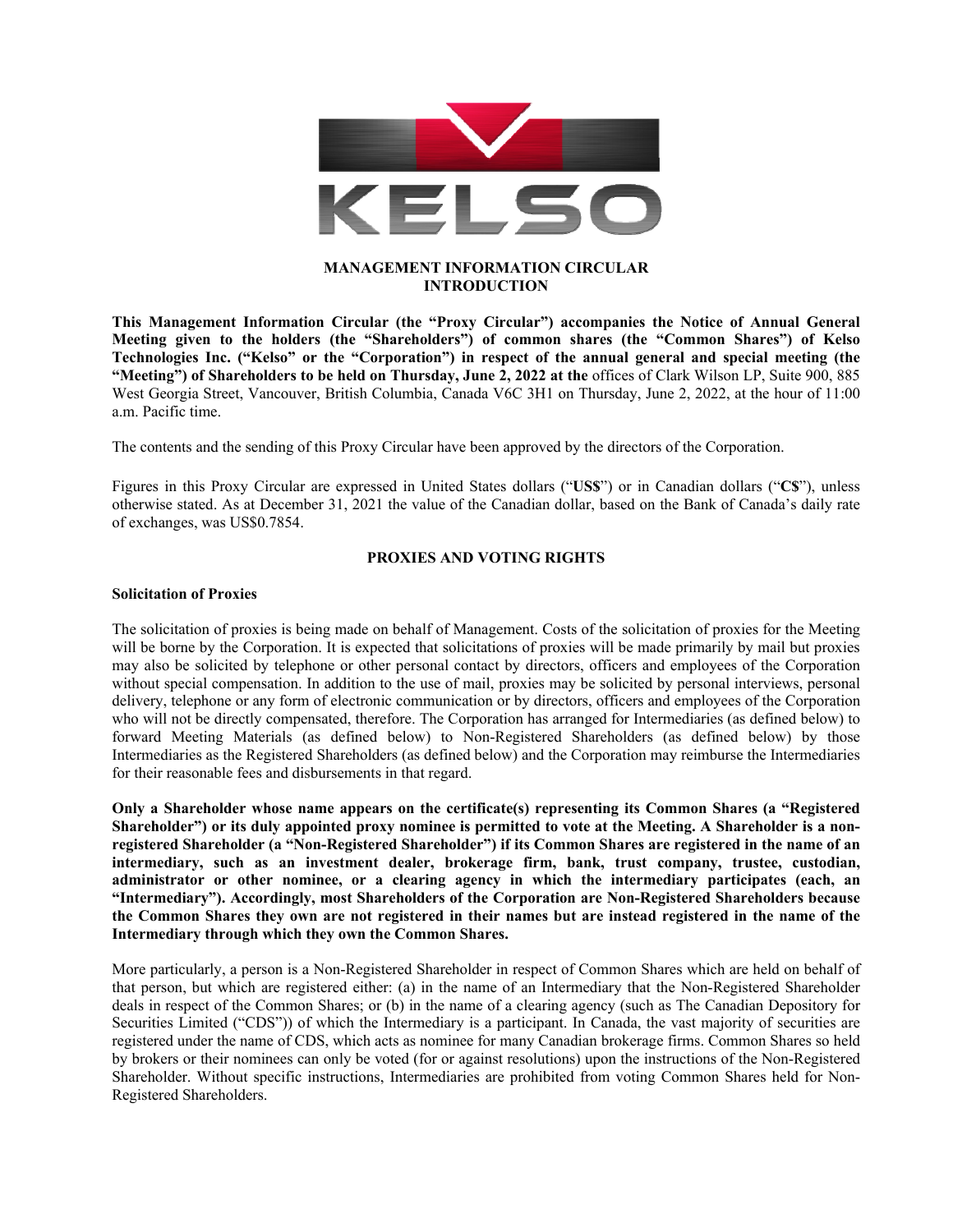# MANAGEMENT INFORMATION CIRCULAR
## INTRODUCTION

**This Management Information Circular (the "Proxy Circular") accompanies the Notice of Annual General Meeting given to the holders (the "Shareholders") of common shares (the "Common Shares") of Kelso Technologies Inc. ("Kelso" or the "Corporation") in respect of the annual general and special meeting (the "Meeting") of Shareholders to be held on Thursday, June 2, 2022 at the** offices of Clark Wilson LP, Suite 900, 885 West Georgia Street, Vancouver, British Columbia, Canada V6C 3H1 on Thursday, June 2, 2022, at the hour of 11:00 a.m. Pacific time.

The contents and the sending of this Proxy Circular have been approved by the directors of the Corporation.

Figures in this Proxy Circular are expressed in United States dollars ("**US$**") or in Canadian dollars ("**C$**"), unless otherwise stated. As at December 31, 2021 the value of the Canadian dollar, based on the Bank of Canada's daily rate of exchanges, was US$0.7854.

## PROXIES AND VOTING RIGHTS

### Solicitation of Proxies

The solicitation of proxies is being made on behalf of Management. Costs of the solicitation of proxies for the Meeting will be borne by the Corporation. It is expected that solicitations of proxies will be made primarily by mail but proxies may also be solicited by telephone or other personal contact by directors, officers and employees of the Corporation without special compensation. In addition to the use of mail, proxies may be solicited by personal interviews, personal delivery, telephone or any form of electronic communication or by directors, officers and employees of the Corporation who will not be directly compensated, therefore. The Corporation has arranged for Intermediaries (as defined below) to forward Meeting Materials (as defined below) to Non-Registered Shareholders (as defined below) by those Intermediaries as the Registered Shareholders (as defined below) and the Corporation may reimburse the Intermediaries for their reasonable fees and disbursements in that regard.

**Only a Shareholder whose name appears on the certificate(s) representing its Common Shares (a "Registered Shareholder") or its duly appointed proxy nominee is permitted to vote at the Meeting. A Shareholder is a non-registered Shareholder (a "Non-Registered Shareholder") if its Common Shares are registered in the name of an intermediary, such as an investment dealer, brokerage firm, bank, trust company, trustee, custodian, administrator or other nominee, or a clearing agency in which the intermediary participates (each, an "Intermediary"). Accordingly, most Shareholders of the Corporation are Non-Registered Shareholders because the Common Shares they own are not registered in their names but are instead registered in the name of the Intermediary through which they own the Common Shares.**

More particularly, a person is a Non-Registered Shareholder in respect of Common Shares which are held on behalf of that person, but which are registered either: (a) in the name of an Intermediary that the Non-Registered Shareholder deals in respect of the Common Shares; or (b) in the name of a clearing agency (such as The Canadian Depository for Securities Limited ("CDS")) of which the Intermediary is a participant. In Canada, the vast majority of securities are registered under the name of CDS, which acts as nominee for many Canadian brokerage firms. Common Shares so held by brokers or their nominees can only be voted (for or against resolutions) upon the instructions of the Non-Registered Shareholder. Without specific instructions, Intermediaries are prohibited from voting Common Shares held for Non-Registered Shareholders.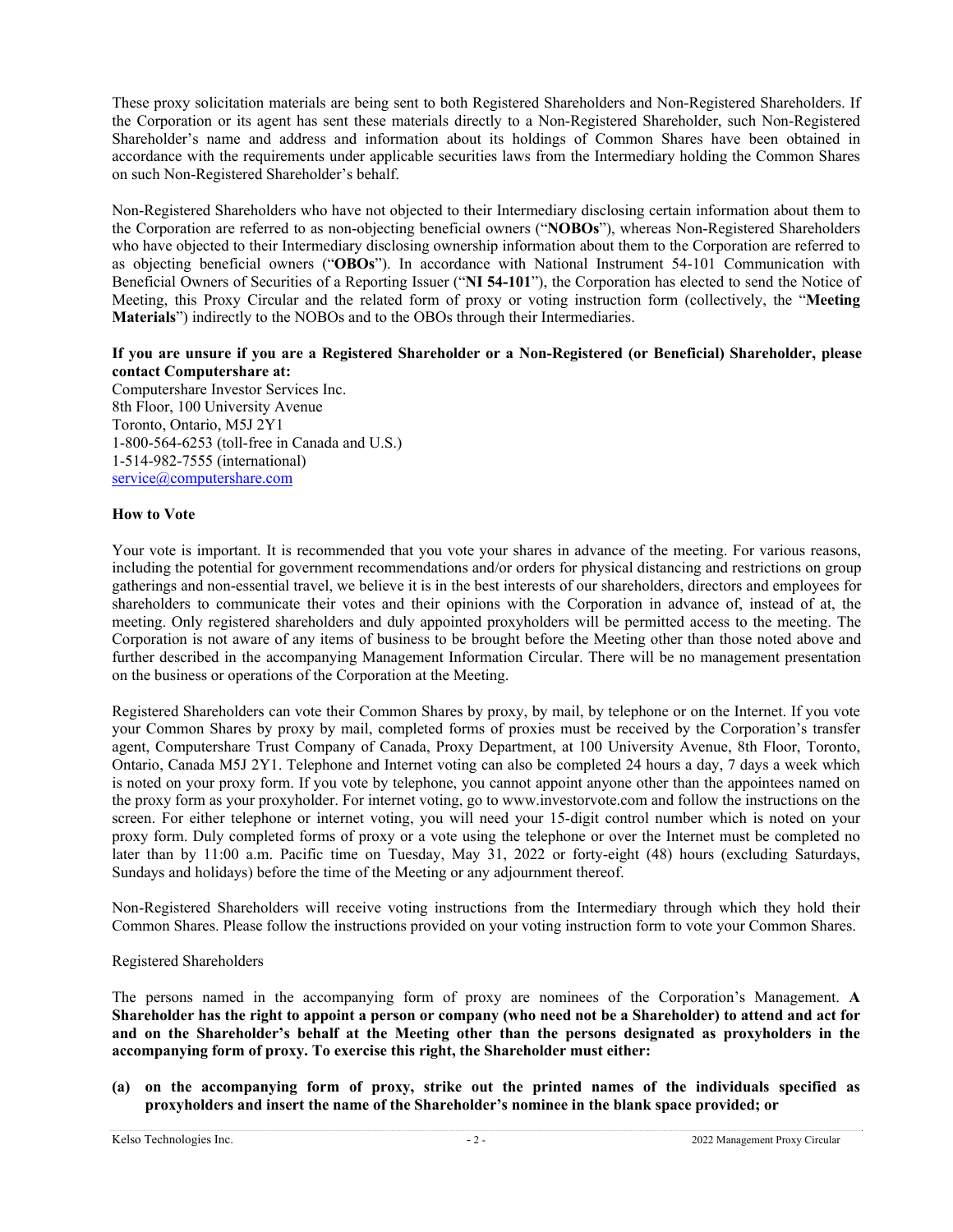These proxy solicitation materials are being sent to both Registered Shareholders and Non-Registered Shareholders. If the Corporation or its agent has sent these materials directly to a Non-Registered Shareholder, such Non-Registered Shareholder's name and address and information about its holdings of Common Shares have been obtained in accordance with the requirements under applicable securities laws from the Intermediary holding the Common Shares on such Non-Registered Shareholder's behalf.

Non-Registered Shareholders who have not objected to their Intermediary disclosing certain information about them to the Corporation are referred to as non-objecting beneficial owners ("**NOBOs**"), whereas Non-Registered Shareholders who have objected to their Intermediary disclosing ownership information about them to the Corporation are referred to as objecting beneficial owners ("**OBOs**"). In accordance with National Instrument 54-101 Communication with Beneficial Owners of Securities of a Reporting Issuer ("**NI 54-101**"), the Corporation has elected to send the Notice of Meeting, this Proxy Circular and the related form of proxy or voting instruction form (collectively, the "**Meeting Materials**") indirectly to the NOBOs and to the OBOs through their Intermediaries.

**If you are unsure if you are a Registered Shareholder or a Non-Registered (or Beneficial) Shareholder, please contact Computershare at:**

Computershare Investor Services Inc.
8th Floor, 100 University Avenue
Toronto, Ontario, M5J 2Y1
1-800-564-6253 (toll-free in Canada and U.S.)
1-514-982-7555 (international)
service@computershare.com

**How to Vote**

Your vote is important. It is recommended that you vote your shares in advance of the meeting. For various reasons, including the potential for government recommendations and/or orders for physical distancing and restrictions on group gatherings and non-essential travel, we believe it is in the best interests of our shareholders, directors and employees for shareholders to communicate their votes and their opinions with the Corporation in advance of, instead of at, the meeting. Only registered shareholders and duly appointed proxyholders will be permitted access to the meeting. The Corporation is not aware of any items of business to be brought before the Meeting other than those noted above and further described in the accompanying Management Information Circular. There will be no management presentation on the business or operations of the Corporation at the Meeting.

Registered Shareholders can vote their Common Shares by proxy, by mail, by telephone or on the Internet. If you vote your Common Shares by proxy by mail, completed forms of proxies must be received by the Corporation's transfer agent, Computershare Trust Company of Canada, Proxy Department, at 100 University Avenue, 8th Floor, Toronto, Ontario, Canada M5J 2Y1. Telephone and Internet voting can also be completed 24 hours a day, 7 days a week which is noted on your proxy form. If you vote by telephone, you cannot appoint anyone other than the appointees named on the proxy form as your proxyholder. For internet voting, go to www.investorvote.com and follow the instructions on the screen. For either telephone or internet voting, you will need your 15-digit control number which is noted on your proxy form. Duly completed forms of proxy or a vote using the telephone or over the Internet must be completed no later than by 11:00 a.m. Pacific time on Tuesday, May 31, 2022 or forty-eight (48) hours (excluding Saturdays, Sundays and holidays) before the time of the Meeting or any adjournment thereof.

Non-Registered Shareholders will receive voting instructions from the Intermediary through which they hold their Common Shares. Please follow the instructions provided on your voting instruction form to vote your Common Shares.

Registered Shareholders

The persons named in the accompanying form of proxy are nominees of the Corporation's Management. **A Shareholder has the right to appoint a person or company (who need not be a Shareholder) to attend and act for and on the Shareholder's behalf at the Meeting other than the persons designated as proxyholders in the accompanying form of proxy. To exercise this right, the Shareholder must either:**

**(a) on the accompanying form of proxy, strike out the printed names of the individuals specified as proxyholders and insert the name of the Shareholder's nominee in the blank space provided; or**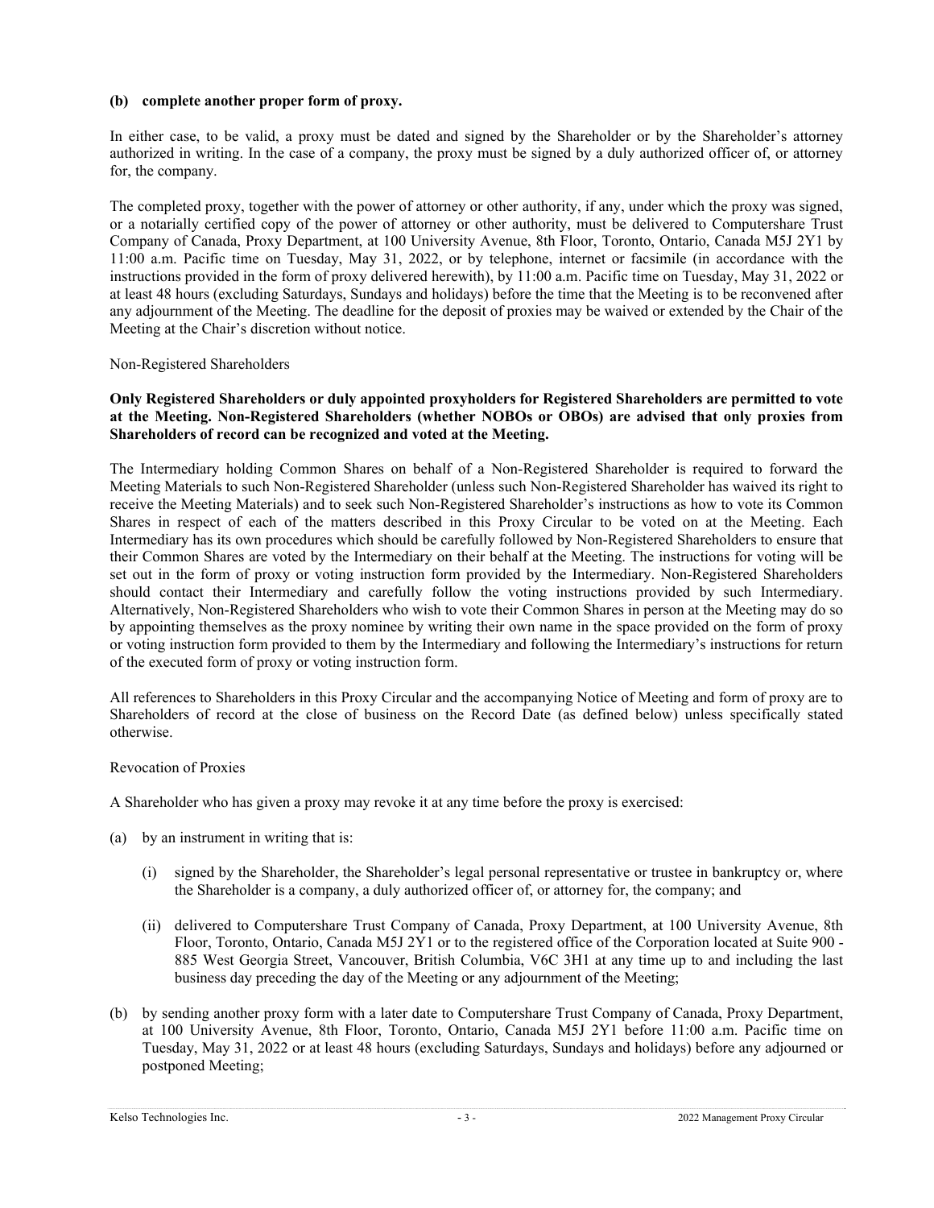**(b) complete another proper form of proxy.**

In either case, to be valid, a proxy must be dated and signed by the Shareholder or by the Shareholder's attorney authorized in writing. In the case of a company, the proxy must be signed by a duly authorized officer of, or attorney for, the company.

The completed proxy, together with the power of attorney or other authority, if any, under which the proxy was signed, or a notarially certified copy of the power of attorney or other authority, must be delivered to Computershare Trust Company of Canada, Proxy Department, at 100 University Avenue, 8th Floor, Toronto, Ontario, Canada M5J 2Y1 by 11:00 a.m. Pacific time on Tuesday, May 31, 2022, or by telephone, internet or facsimile (in accordance with the instructions provided in the form of proxy delivered herewith), by 11:00 a.m. Pacific time on Tuesday, May 31, 2022 or at least 48 hours (excluding Saturdays, Sundays and holidays) before the time that the Meeting is to be reconvened after any adjournment of the Meeting. The deadline for the deposit of proxies may be waived or extended by the Chair of the Meeting at the Chair's discretion without notice.

Non-Registered Shareholders

**Only Registered Shareholders or duly appointed proxyholders for Registered Shareholders are permitted to vote at the Meeting. Non-Registered Shareholders (whether NOBOs or OBOs) are advised that only proxies from Shareholders of record can be recognized and voted at the Meeting.**

The Intermediary holding Common Shares on behalf of a Non-Registered Shareholder is required to forward the Meeting Materials to such Non-Registered Shareholder (unless such Non-Registered Shareholder has waived its right to receive the Meeting Materials) and to seek such Non-Registered Shareholder's instructions as how to vote its Common Shares in respect of each of the matters described in this Proxy Circular to be voted on at the Meeting. Each Intermediary has its own procedures which should be carefully followed by Non-Registered Shareholders to ensure that their Common Shares are voted by the Intermediary on their behalf at the Meeting. The instructions for voting will be set out in the form of proxy or voting instruction form provided by the Intermediary. Non-Registered Shareholders should contact their Intermediary and carefully follow the voting instructions provided by such Intermediary. Alternatively, Non-Registered Shareholders who wish to vote their Common Shares in person at the Meeting may do so by appointing themselves as the proxy nominee by writing their own name in the space provided on the form of proxy or voting instruction form provided to them by the Intermediary and following the Intermediary's instructions for return of the executed form of proxy or voting instruction form.

All references to Shareholders in this Proxy Circular and the accompanying Notice of Meeting and form of proxy are to Shareholders of record at the close of business on the Record Date (as defined below) unless specifically stated otherwise.

Revocation of Proxies

A Shareholder who has given a proxy may revoke it at any time before the proxy is exercised:

(a) by an instrument in writing that is:

   (i) signed by the Shareholder, the Shareholder's legal personal representative or trustee in bankruptcy or, where the Shareholder is a company, a duly authorized officer of, or attorney for, the company; and

   (ii) delivered to Computershare Trust Company of Canada, Proxy Department, at 100 University Avenue, 8th Floor, Toronto, Ontario, Canada M5J 2Y1 or to the registered office of the Corporation located at Suite 900 - 885 West Georgia Street, Vancouver, British Columbia, V6C 3H1 at any time up to and including the last business day preceding the day of the Meeting or any adjournment of the Meeting;

(b) by sending another proxy form with a later date to Computershare Trust Company of Canada, Proxy Department, at 100 University Avenue, 8th Floor, Toronto, Ontario, Canada M5J 2Y1 before 11:00 a.m. Pacific time on Tuesday, May 31, 2022 or at least 48 hours (excluding Saturdays, Sundays and holidays) before any adjourned or postponed Meeting;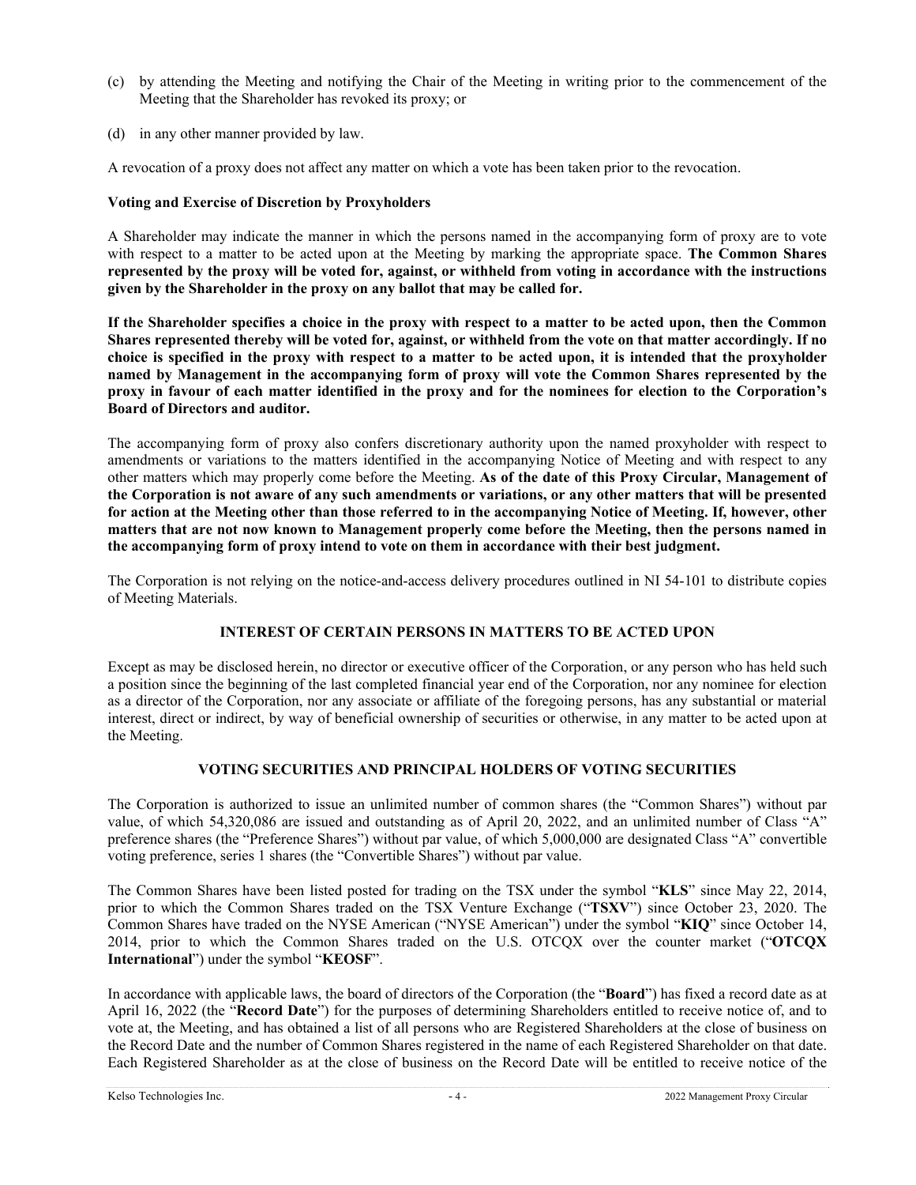(c) by attending the Meeting and notifying the Chair of the Meeting in writing prior to the commencement of the Meeting that the Shareholder has revoked its proxy; or

(d) in any other manner provided by law.

A revocation of a proxy does not affect any matter on which a vote has been taken prior to the revocation.

**Voting and Exercise of Discretion by Proxyholders**

A Shareholder may indicate the manner in which the persons named in the accompanying form of proxy are to vote with respect to a matter to be acted upon at the Meeting by marking the appropriate space. **The Common Shares represented by the proxy will be voted for, against, or withheld from voting in accordance with the instructions given by the Shareholder in the proxy on any ballot that may be called for.**

**If the Shareholder specifies a choice in the proxy with respect to a matter to be acted upon, then the Common Shares represented thereby will be voted for, against, or withheld from the vote on that matter accordingly. If no choice is specified in the proxy with respect to a matter to be acted upon, it is intended that the proxyholder named by Management in the accompanying form of proxy will vote the Common Shares represented by the proxy in favour of each matter identified in the proxy and for the nominees for election to the Corporation's Board of Directors and auditor.**

The accompanying form of proxy also confers discretionary authority upon the named proxyholder with respect to amendments or variations to the matters identified in the accompanying Notice of Meeting and with respect to any other matters which may properly come before the Meeting. **As of the date of this Proxy Circular, Management of the Corporation is not aware of any such amendments or variations, or any other matters that will be presented for action at the Meeting other than those referred to in the accompanying Notice of Meeting. If, however, other matters that are not now known to Management properly come before the Meeting, then the persons named in the accompanying form of proxy intend to vote on them in accordance with their best judgment.**

The Corporation is not relying on the notice-and-access delivery procedures outlined in NI 54-101 to distribute copies of Meeting Materials.

## INTEREST OF CERTAIN PERSONS IN MATTERS TO BE ACTED UPON

Except as may be disclosed herein, no director or executive officer of the Corporation, or any person who has held such a position since the beginning of the last completed financial year end of the Corporation, nor any nominee for election as a director of the Corporation, nor any associate or affiliate of the foregoing persons, has any substantial or material interest, direct or indirect, by way of beneficial ownership of securities or otherwise, in any matter to be acted upon at the Meeting.

## VOTING SECURITIES AND PRINCIPAL HOLDERS OF VOTING SECURITIES

The Corporation is authorized to issue an unlimited number of common shares (the "Common Shares") without par value, of which 54,320,086 are issued and outstanding as of April 20, 2022, and an unlimited number of Class "A" preference shares (the "Preference Shares") without par value, of which 5,000,000 are designated Class "A" convertible voting preference, series 1 shares (the "Convertible Shares") without par value.

The Common Shares have been listed posted for trading on the TSX under the symbol "**KLS**" since May 22, 2014, prior to which the Common Shares traded on the TSX Venture Exchange ("**TSXV**") since October 23, 2020. The Common Shares have traded on the NYSE American ("NYSE American") under the symbol "**KIQ**" since October 14, 2014, prior to which the Common Shares traded on the U.S. OTCQX over the counter market ("**OTCQX International**") under the symbol "**KEOSF**".

In accordance with applicable laws, the board of directors of the Corporation (the "**Board**") has fixed a record date as at April 16, 2022 (the "**Record Date**") for the purposes of determining Shareholders entitled to receive notice of, and to vote at, the Meeting, and has obtained a list of all persons who are Registered Shareholders at the close of business on the Record Date and the number of Common Shares registered in the name of each Registered Shareholder on that date. Each Registered Shareholder as at the close of business on the Record Date will be entitled to receive notice of the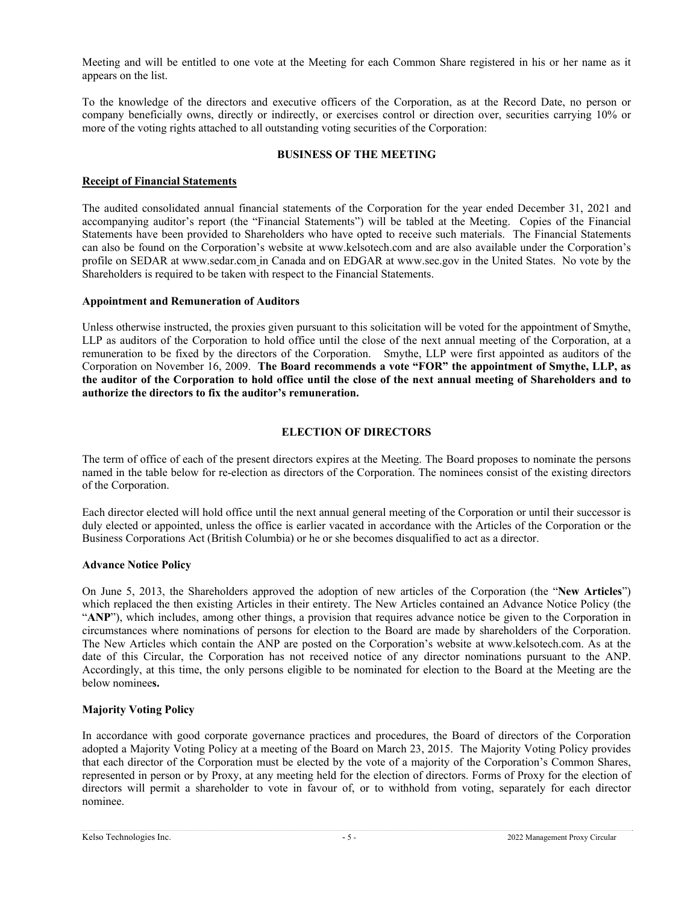Meeting and will be entitled to one vote at the Meeting for each Common Share registered in his or her name as it appears on the list.

To the knowledge of the directors and executive officers of the Corporation, as at the Record Date, no person or company beneficially owns, directly or indirectly, or exercises control or direction over, securities carrying 10% or more of the voting rights attached to all outstanding voting securities of the Corporation:

## BUSINESS OF THE MEETING

### Receipt of Financial Statements

The audited consolidated annual financial statements of the Corporation for the year ended December 31, 2021 and accompanying auditor's report (the "Financial Statements") will be tabled at the Meeting. Copies of the Financial Statements have been provided to Shareholders who have opted to receive such materials. The Financial Statements can also be found on the Corporation's website at www.kelsotech.com and are also available under the Corporation's profile on SEDAR at www.sedar.com in Canada and on EDGAR at www.sec.gov in the United States. No vote by the Shareholders is required to be taken with respect to the Financial Statements.

### Appointment and Remuneration of Auditors

Unless otherwise instructed, the proxies given pursuant to this solicitation will be voted for the appointment of Smythe, LLP as auditors of the Corporation to hold office until the close of the next annual meeting of the Corporation, at a remuneration to be fixed by the directors of the Corporation. Smythe, LLP were first appointed as auditors of the Corporation on November 16, 2009. **The Board recommends a vote "FOR" the appointment of Smythe, LLP, as the auditor of the Corporation to hold office until the close of the next annual meeting of Shareholders and to authorize the directors to fix the auditor's remuneration.**

## ELECTION OF DIRECTORS

The term of office of each of the present directors expires at the Meeting. The Board proposes to nominate the persons named in the table below for re-election as directors of the Corporation. The nominees consist of the existing directors of the Corporation.

Each director elected will hold office until the next annual general meeting of the Corporation or until their successor is duly elected or appointed, unless the office is earlier vacated in accordance with the Articles of the Corporation or the Business Corporations Act (British Columbia) or he or she becomes disqualified to act as a director.

### Advance Notice Policy

On June 5, 2013, the Shareholders approved the adoption of new articles of the Corporation (the "**New Articles**") which replaced the then existing Articles in their entirety. The New Articles contained an Advance Notice Policy (the "**ANP**"), which includes, among other things, a provision that requires advance notice be given to the Corporation in circumstances where nominations of persons for election to the Board are made by shareholders of the Corporation. The New Articles which contain the ANP are posted on the Corporation's website at www.kelsotech.com. As at the date of this Circular, the Corporation has not received notice of any director nominations pursuant to the ANP. Accordingly, at this time, the only persons eligible to be nominated for election to the Board at the Meeting are the below nominees.

### Majority Voting Policy

In accordance with good corporate governance practices and procedures, the Board of directors of the Corporation adopted a Majority Voting Policy at a meeting of the Board on March 23, 2015. The Majority Voting Policy provides that each director of the Corporation must be elected by the vote of a majority of the Corporation's Common Shares, represented in person or by Proxy, at any meeting held for the election of directors. Forms of Proxy for the election of directors will permit a shareholder to vote in favour of, or to withhold from voting, separately for each director nominee.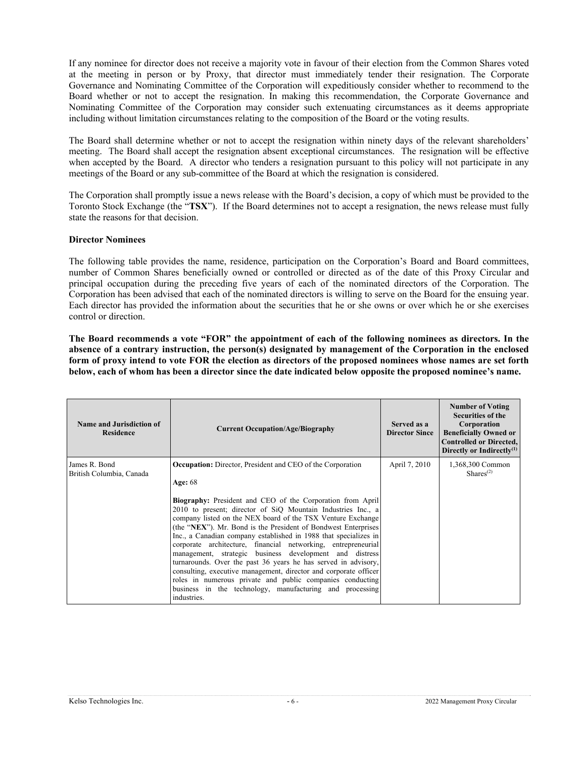If any nominee for director does not receive a majority vote in favour of their election from the Common Shares voted at the meeting in person or by Proxy, that director must immediately tender their resignation. The Corporate Governance and Nominating Committee of the Corporation will expeditiously consider whether to recommend to the Board whether or not to accept the resignation. In making this recommendation, the Corporate Governance and Nominating Committee of the Corporation may consider such extenuating circumstances as it deems appropriate including without limitation circumstances relating to the composition of the Board or the voting results.

The Board shall determine whether or not to accept the resignation within ninety days of the relevant shareholders' meeting. The Board shall accept the resignation absent exceptional circumstances. The resignation will be effective when accepted by the Board. A director who tenders a resignation pursuant to this policy will not participate in any meetings of the Board or any sub-committee of the Board at which the resignation is considered.

The Corporation shall promptly issue a news release with the Board's decision, a copy of which must be provided to the Toronto Stock Exchange (the "**TSX**"). If the Board determines not to accept a resignation, the news release must fully state the reasons for that decision.

**Director Nominees**

The following table provides the name, residence, participation on the Corporation's Board and Board committees, number of Common Shares beneficially owned or controlled or directed as of the date of this Proxy Circular and principal occupation during the preceding five years of each of the nominated directors of the Corporation. The Corporation has been advised that each of the nominated directors is willing to serve on the Board for the ensuing year. Each director has provided the information about the securities that he or she owns or over which he or she exercises control or direction.

**The Board recommends a vote "FOR" the appointment of each of the following nominees as directors. In the absence of a contrary instruction, the person(s) designated by management of the Corporation in the enclosed form of proxy intend to vote FOR the election as directors of the proposed nominees whose names are set forth below, each of whom has been a director since the date indicated below opposite the proposed nominee's name.**

| Name and Jurisdiction of Residence | Current Occupation/Age/Biography | Served as a Director Since | Number of Voting Securities of the Corporation Beneficially Owned or Controlled or Directed, Directly or Indirectly[(1)] |
|---|---|---|---|
| James R. Bond<br>British Columbia, Canada | **Occupation:** Director, President and CEO of the Corporation<br><br>**Age:** 68<br><br>**Biography:** President and CEO of the Corporation from April 2010 to present; director of SiQ Mountain Industries Inc., a company listed on the NEX board of the TSX Venture Exchange (the "**NEX**"). Mr. Bond is the President of Bondwest Enterprises Inc., a Canadian company established in 1988 that specializes in corporate architecture, financial networking, entrepreneurial management, strategic business development and distress turnarounds. Over the past 36 years he has served in advisory, consulting, executive management, director and corporate officer roles in numerous private and public companies conducting business in the technology, manufacturing and processing industries. | April 7, 2010 | 1,368,300 Common Shares[(2)] |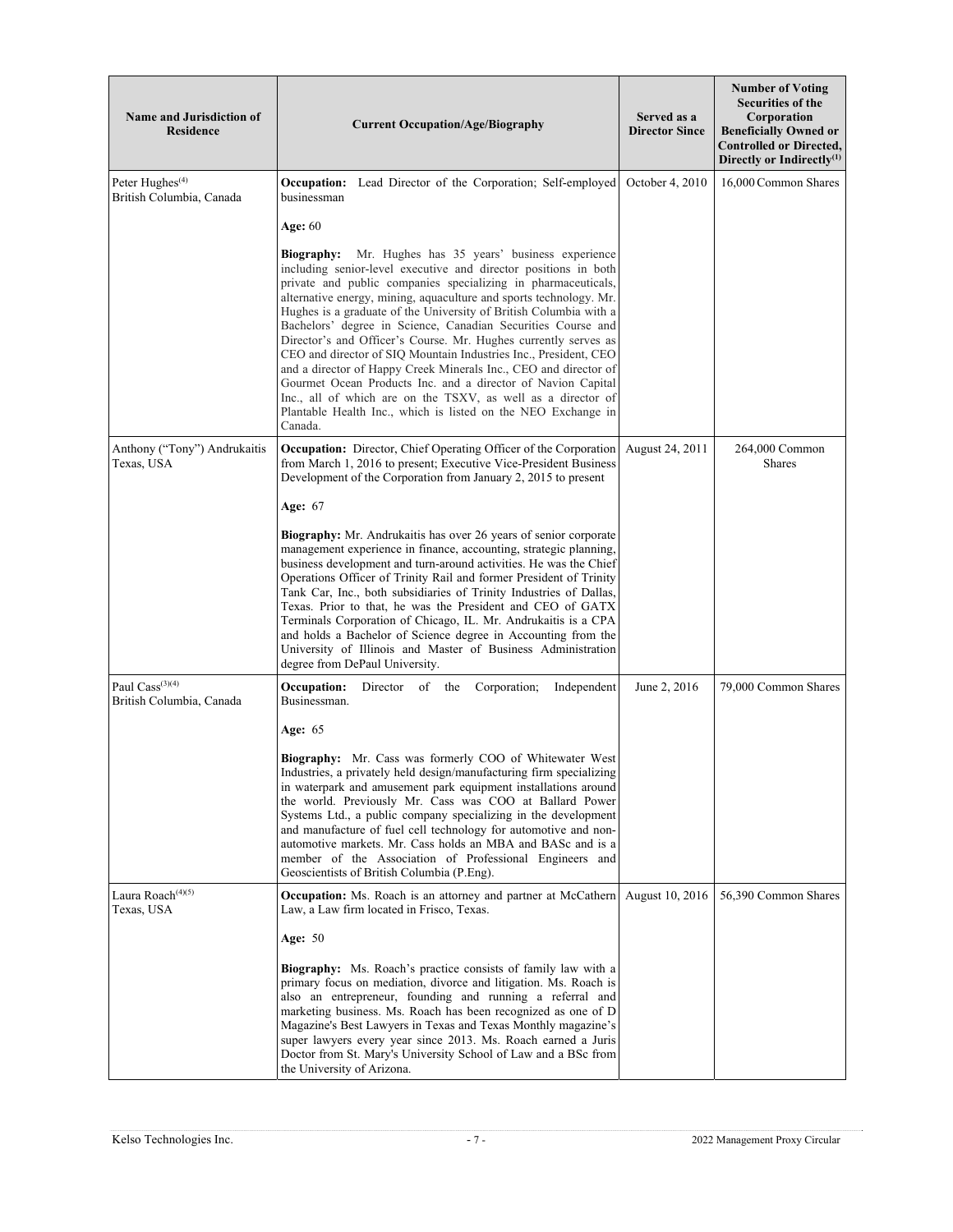| Name and Jurisdiction of Residence | Current Occupation/Age/Biography | Served as a Director Since | Number of Voting Securities of the Corporation Beneficially Owned or Controlled or Directed, Directly or Indirectly[1] |
|---|---|---|---|
| Peter Hughes[4]<br>British Columbia, Canada | **Occupation:** Lead Director of the Corporation; Self-employed businessman<br><br>**Age:** 60<br><br>**Biography:** Mr. Hughes has 35 years' business experience including senior-level executive and director positions in both private and public companies specializing in pharmaceuticals, alternative energy, mining, aquaculture and sports technology. Mr. Hughes is a graduate of the University of British Columbia with a Bachelors' degree in Science, Canadian Securities Course and Director's and Officer's Course. Mr. Hughes currently serves as CEO and director of SIQ Mountain Industries Inc., President, CEO and a director of Happy Creek Minerals Inc., CEO and director of Gourmet Ocean Products Inc. and a director of Navion Capital Inc., all of which are on the TSXV, as well as a director of Plantable Health Inc., which is listed on the NEO Exchange in Canada. | October 4, 2010 | 16,000 Common Shares |
| Anthony ("Tony") Andrukaitis<br>Texas, USA | **Occupation:** Director, Chief Operating Officer of the Corporation from March 1, 2016 to present; Executive Vice-President Business Development of the Corporation from January 2, 2015 to present<br><br>**Age:** 67<br><br>**Biography:** Mr. Andrukaitis has over 26 years of senior corporate management experience in finance, accounting, strategic planning, business development and turn-around activities. He was the Chief Operations Officer of Trinity Rail and former President of Trinity Tank Car, Inc., both subsidiaries of Trinity Industries of Dallas, Texas. Prior to that, he was the President and CEO of GATX Terminals Corporation of Chicago, IL. Mr. Andrukaitis is a CPA and holds a Bachelor of Science degree in Accounting from the University of Illinois and Master of Business Administration degree from DePaul University. | August 24, 2011 | 264,000 Common Shares |
| Paul Cass[3][4]<br>British Columbia, Canada | **Occupation:** Director of the Corporation; Independent Businessman.<br><br>**Age:** 65<br><br>**Biography:** Mr. Cass was formerly COO of Whitewater West Industries, a privately held design/manufacturing firm specializing in waterpark and amusement park equipment installations around the world. Previously Mr. Cass was COO at Ballard Power Systems Ltd., a public company specializing in the development and manufacture of fuel cell technology for automotive and non-automotive markets. Mr. Cass holds an MBA and BASc and is a member of the Association of Professional Engineers and Geoscientists of British Columbia (P.Eng). | June 2, 2016 | 79,000 Common Shares |
| Laura Roach[4][5]<br>Texas, USA | **Occupation:** Ms. Roach is an attorney and partner at McCathern Law, a Law firm located in Frisco, Texas.<br><br>**Age:** 50<br><br>**Biography:** Ms. Roach's practice consists of family law with a primary focus on mediation, divorce and litigation. Ms. Roach is also an entrepreneur, founding and running a referral and marketing business. Ms. Roach has been recognized as one of D Magazine's Best Lawyers in Texas and Texas Monthly magazine's super lawyers every year since 2013. Ms. Roach earned a Juris Doctor from St. Mary's University School of Law and a BSc from the University of Arizona. | August 10, 2016 | 56,390 Common Shares |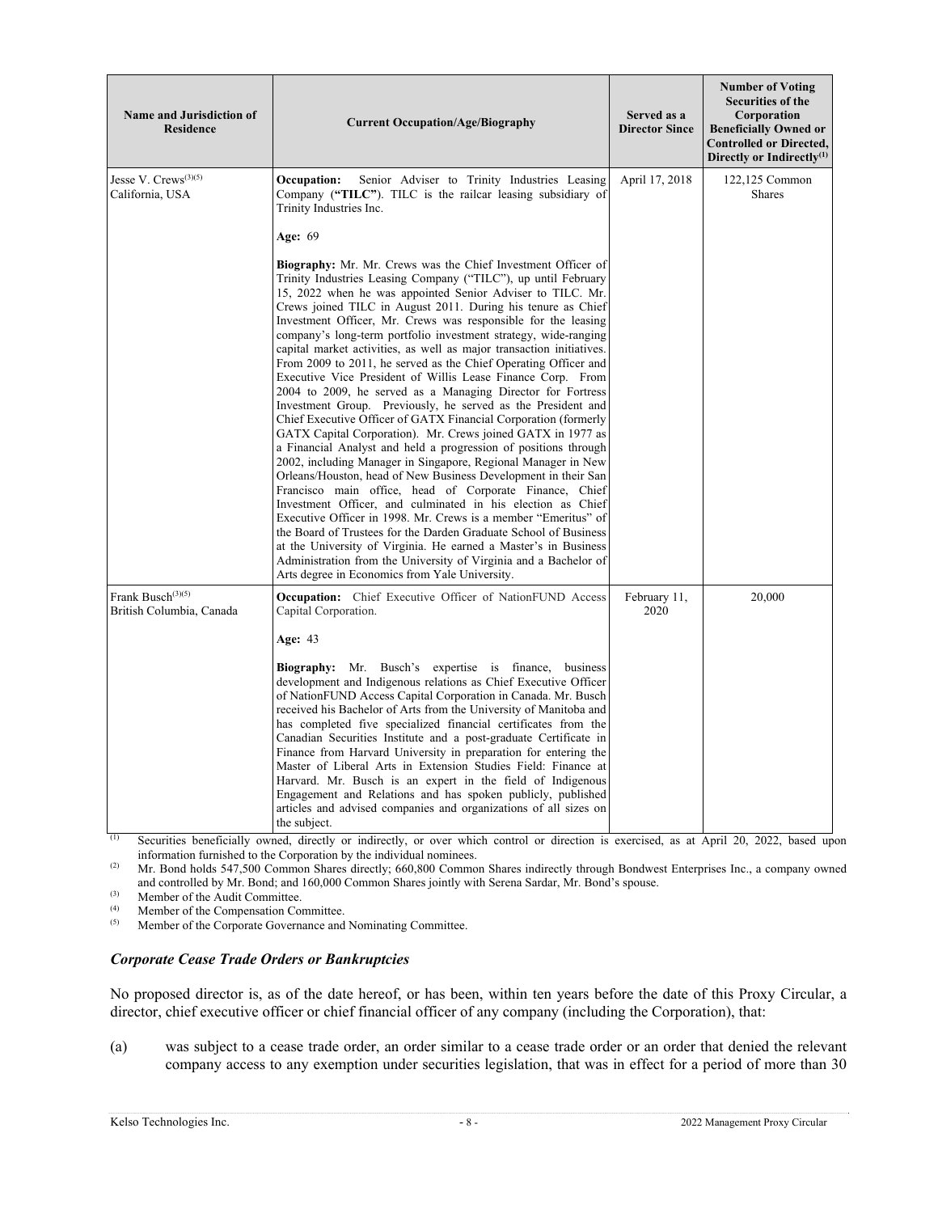| Name and Jurisdiction of Residence | Current Occupation/Age/Biography | Served as a Director Since | Number of Voting Securities of the Corporation Beneficially Owned or Controlled or Directed, Directly or Indirectly[(1)] |
|---|---|---|---|
| Jesse V. Crews[(3)(5)] California, USA | **Occupation:** Senior Adviser to Trinity Industries Leasing Company (**"TILC"**). TILC is the railcar leasing subsidiary of Trinity Industries Inc.<br><br>**Age:** 69<br><br>**Biography:** Mr. Mr. Crews was the Chief Investment Officer of Trinity Industries Leasing Company ("TILC"), up until February 15, 2022 when he was appointed Senior Adviser to TILC. Mr. Crews joined TILC in August 2011. During his tenure as Chief Investment Officer, Mr. Crews was responsible for the leasing company's long-term portfolio investment strategy, wide-ranging capital market activities, as well as major transaction initiatives. From 2009 to 2011, he served as the Chief Operating Officer and Executive Vice President of Willis Lease Finance Corp. From 2004 to 2009, he served as a Managing Director for Fortress Investment Group. Previously, he served as the President and Chief Executive Officer of GATX Financial Corporation (formerly GATX Capital Corporation). Mr. Crews joined GATX in 1977 as a Financial Analyst and held a progression of positions through 2002, including Manager in Singapore, Regional Manager in New Orleans/Houston, head of New Business Development in their San Francisco main office, head of Corporate Finance, Chief Investment Officer, and culminated in his election as Chief Executive Officer in 1998. Mr. Crews is a member "Emeritus" of the Board of Trustees for the Darden Graduate School of Business at the University of Virginia. He earned a Master's in Business Administration from the University of Virginia and a Bachelor of Arts degree in Economics from Yale University. | April 17, 2018 | 122,125 Common Shares |
| Frank Busch[(3)(5)] British Columbia, Canada | **Occupation:** Chief Executive Officer of NationFUND Access Capital Corporation.<br><br>**Age:** 43<br><br>**Biography:** Mr. Busch's expertise is finance, business development and Indigenous relations as Chief Executive Officer of NationFUND Access Capital Corporation in Canada. Mr. Busch received his Bachelor of Arts from the University of Manitoba and has completed five specialized financial certificates from the Canadian Securities Institute and a post-graduate Certificate in Finance from Harvard University in preparation for entering the Master of Liberal Arts in Extension Studies Field: Finance at Harvard. Mr. Busch is an expert in the field of Indigenous Engagement and Relations and has spoken publicly, published articles and advised companies and organizations of all sizes on the subject. | February 11, 2020 | 20,000 |

(1) Securities beneficially owned, directly or indirectly, or over which control or direction is exercised, as at April 20, 2022, based upon information furnished to the Corporation by the individual nominees.

(2) Mr. Bond holds 547,500 Common Shares directly; 660,800 Common Shares indirectly through Bondwest Enterprises Inc., a company owned and controlled by Mr. Bond; and 160,000 Common Shares jointly with Serena Sardar, Mr. Bond's spouse.

(3) Member of the Audit Committee.

(4) Member of the Compensation Committee.

(5) Member of the Corporate Governance and Nominating Committee.

### *Corporate Cease Trade Orders or Bankruptcies*

No proposed director is, as of the date hereof, or has been, within ten years before the date of this Proxy Circular, a director, chief executive officer or chief financial officer of any company (including the Corporation), that:

(a) was subject to a cease trade order, an order similar to a cease trade order or an order that denied the relevant company access to any exemption under securities legislation, that was in effect for a period of more than 30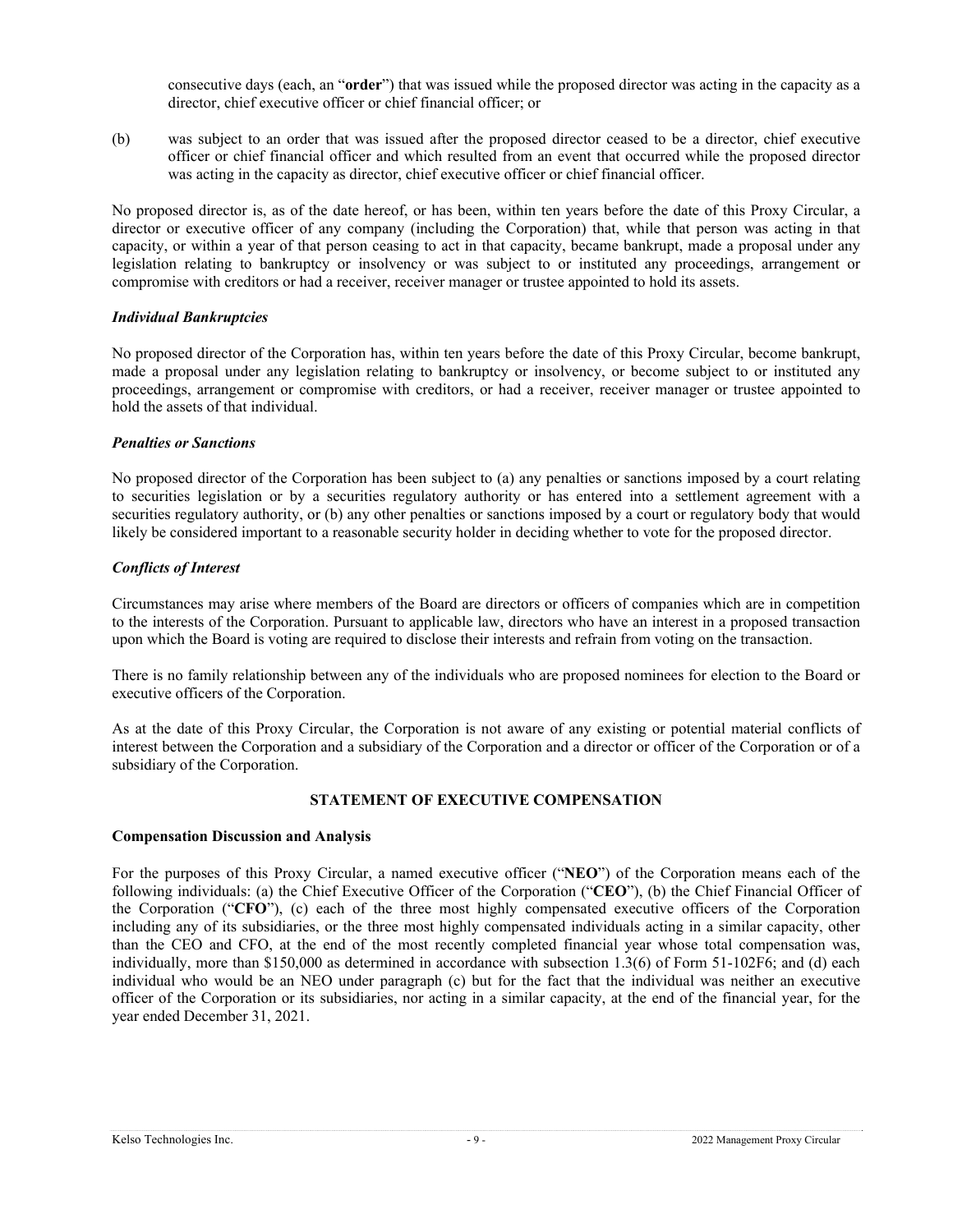consecutive days (each, an "**order**") that was issued while the proposed director was acting in the capacity as a director, chief executive officer or chief financial officer; or

(b) was subject to an order that was issued after the proposed director ceased to be a director, chief executive officer or chief financial officer and which resulted from an event that occurred while the proposed director was acting in the capacity as director, chief executive officer or chief financial officer.

No proposed director is, as of the date hereof, or has been, within ten years before the date of this Proxy Circular, a director or executive officer of any company (including the Corporation) that, while that person was acting in that capacity, or within a year of that person ceasing to act in that capacity, became bankrupt, made a proposal under any legislation relating to bankruptcy or insolvency or was subject to or instituted any proceedings, arrangement or compromise with creditors or had a receiver, receiver manager or trustee appointed to hold its assets.

***Individual Bankruptcies***

No proposed director of the Corporation has, within ten years before the date of this Proxy Circular, become bankrupt, made a proposal under any legislation relating to bankruptcy or insolvency, or become subject to or instituted any proceedings, arrangement or compromise with creditors, or had a receiver, receiver manager or trustee appointed to hold the assets of that individual.

***Penalties or Sanctions***

No proposed director of the Corporation has been subject to (a) any penalties or sanctions imposed by a court relating to securities legislation or by a securities regulatory authority or has entered into a settlement agreement with a securities regulatory authority, or (b) any other penalties or sanctions imposed by a court or regulatory body that would likely be considered important to a reasonable security holder in deciding whether to vote for the proposed director.

***Conflicts of Interest***

Circumstances may arise where members of the Board are directors or officers of companies which are in competition to the interests of the Corporation. Pursuant to applicable law, directors who have an interest in a proposed transaction upon which the Board is voting are required to disclose their interests and refrain from voting on the transaction.

There is no family relationship between any of the individuals who are proposed nominees for election to the Board or executive officers of the Corporation.

As at the date of this Proxy Circular, the Corporation is not aware of any existing or potential material conflicts of interest between the Corporation and a subsidiary of the Corporation and a director or officer of the Corporation or of a subsidiary of the Corporation.

## STATEMENT OF EXECUTIVE COMPENSATION

### Compensation Discussion and Analysis

For the purposes of this Proxy Circular, a named executive officer ("**NEO**") of the Corporation means each of the following individuals: (a) the Chief Executive Officer of the Corporation ("**CEO**"), (b) the Chief Financial Officer of the Corporation ("**CFO**"), (c) each of the three most highly compensated executive officers of the Corporation including any of its subsidiaries, or the three most highly compensated individuals acting in a similar capacity, other than the CEO and CFO, at the end of the most recently completed financial year whose total compensation was, individually, more than $150,000 as determined in accordance with subsection 1.3(6) of Form 51-102F6; and (d) each individual who would be an NEO under paragraph (c) but for the fact that the individual was neither an executive officer of the Corporation or its subsidiaries, nor acting in a similar capacity, at the end of the financial year, for the year ended December 31, 2021.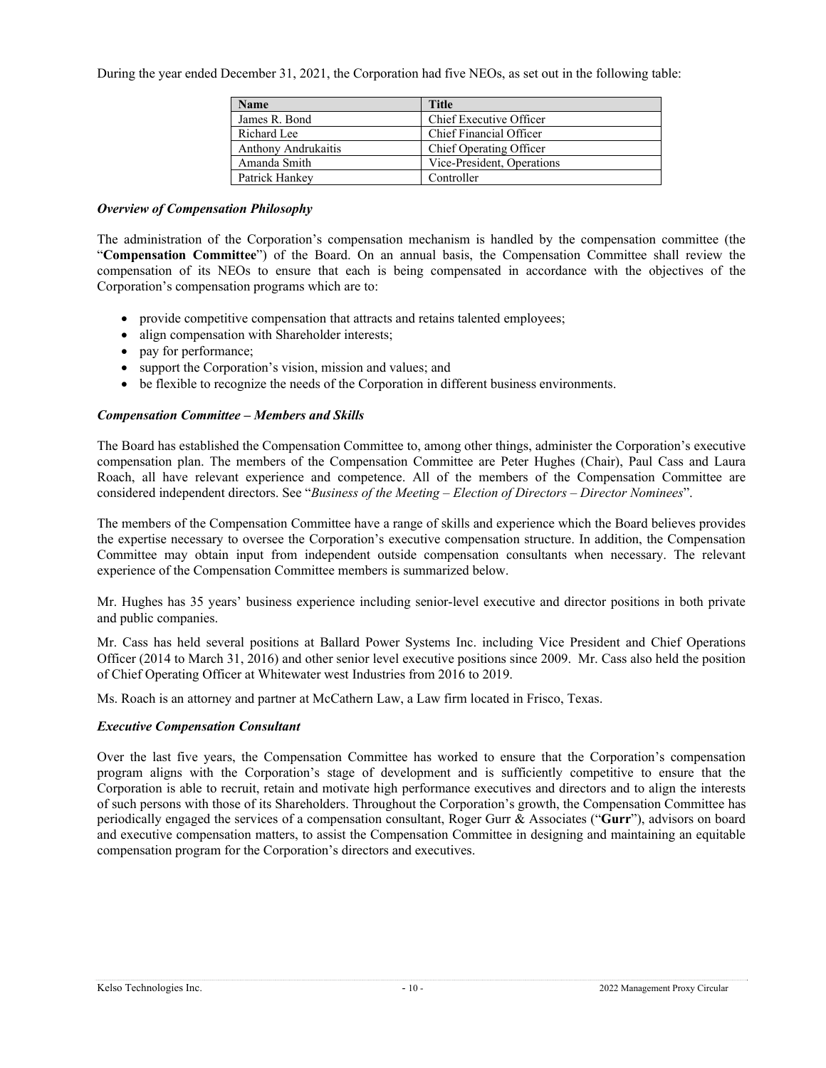During the year ended December 31, 2021, the Corporation had five NEOs, as set out in the following table:

| Name | Title |
|---|---|
| James R. Bond | Chief Executive Officer |
| Richard Lee | Chief Financial Officer |
| Anthony Andrukaitis | Chief Operating Officer |
| Amanda Smith | Vice-President, Operations |
| Patrick Hankey | Controller |

***Overview of Compensation Philosophy***

The administration of the Corporation's compensation mechanism is handled by the compensation committee (the "**Compensation Committee**") of the Board. On an annual basis, the Compensation Committee shall review the compensation of its NEOs to ensure that each is being compensated in accordance with the objectives of the Corporation's compensation programs which are to:

- provide competitive compensation that attracts and retains talented employees;
- align compensation with Shareholder interests;
- pay for performance;
- support the Corporation's vision, mission and values; and
- be flexible to recognize the needs of the Corporation in different business environments.

***Compensation Committee – Members and Skills***

The Board has established the Compensation Committee to, among other things, administer the Corporation's executive compensation plan. The members of the Compensation Committee are Peter Hughes (Chair), Paul Cass and Laura Roach, all have relevant experience and competence. All of the members of the Compensation Committee are considered independent directors. See "*Business of the Meeting – Election of Directors – Director Nominees*".

The members of the Compensation Committee have a range of skills and experience which the Board believes provides the expertise necessary to oversee the Corporation's executive compensation structure. In addition, the Compensation Committee may obtain input from independent outside compensation consultants when necessary. The relevant experience of the Compensation Committee members is summarized below.

Mr. Hughes has 35 years' business experience including senior-level executive and director positions in both private and public companies.

Mr. Cass has held several positions at Ballard Power Systems Inc. including Vice President and Chief Operations Officer (2014 to March 31, 2016) and other senior level executive positions since 2009. Mr. Cass also held the position of Chief Operating Officer at Whitewater west Industries from 2016 to 2019.

Ms. Roach is an attorney and partner at McCathern Law, a Law firm located in Frisco, Texas.

***Executive Compensation Consultant***

Over the last five years, the Compensation Committee has worked to ensure that the Corporation's compensation program aligns with the Corporation's stage of development and is sufficiently competitive to ensure that the Corporation is able to recruit, retain and motivate high performance executives and directors and to align the interests of such persons with those of its Shareholders. Throughout the Corporation's growth, the Compensation Committee has periodically engaged the services of a compensation consultant, Roger Gurr & Associates ("**Gurr**"), advisors on board and executive compensation matters, to assist the Compensation Committee in designing and maintaining an equitable compensation program for the Corporation's directors and executives.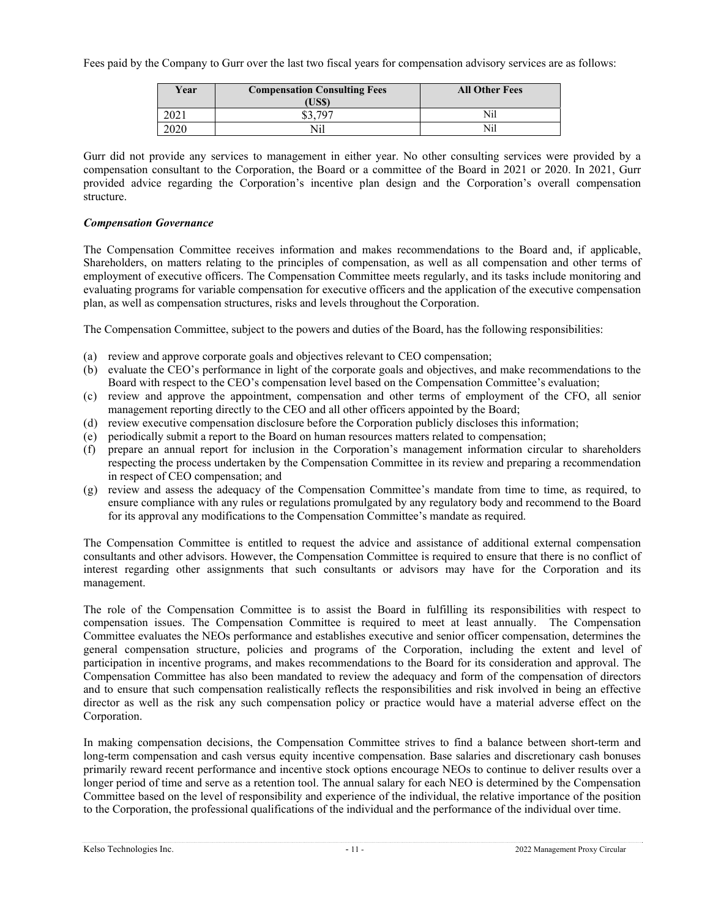Fees paid by the Company to Gurr over the last two fiscal years for compensation advisory services are as follows:

| Year | Compensation Consulting Fees (US$) | All Other Fees |
|---|---|---|
| 2021 | $3,797 | Nil |
| 2020 | Nil | Nil |

Gurr did not provide any services to management in either year. No other consulting services were provided by a compensation consultant to the Corporation, the Board or a committee of the Board in 2021 or 2020. In 2021, Gurr provided advice regarding the Corporation's incentive plan design and the Corporation's overall compensation structure.

***Compensation Governance***

The Compensation Committee receives information and makes recommendations to the Board and, if applicable, Shareholders, on matters relating to the principles of compensation, as well as all compensation and other terms of employment of executive officers. The Compensation Committee meets regularly, and its tasks include monitoring and evaluating programs for variable compensation for executive officers and the application of the executive compensation plan, as well as compensation structures, risks and levels throughout the Corporation.

The Compensation Committee, subject to the powers and duties of the Board, has the following responsibilities:

(a) review and approve corporate goals and objectives relevant to CEO compensation;
(b) evaluate the CEO's performance in light of the corporate goals and objectives, and make recommendations to the Board with respect to the CEO's compensation level based on the Compensation Committee's evaluation;
(c) review and approve the appointment, compensation and other terms of employment of the CFO, all senior management reporting directly to the CEO and all other officers appointed by the Board;
(d) review executive compensation disclosure before the Corporation publicly discloses this information;
(e) periodically submit a report to the Board on human resources matters related to compensation;
(f) prepare an annual report for inclusion in the Corporation's management information circular to shareholders respecting the process undertaken by the Compensation Committee in its review and preparing a recommendation in respect of CEO compensation; and
(g) review and assess the adequacy of the Compensation Committee's mandate from time to time, as required, to ensure compliance with any rules or regulations promulgated by any regulatory body and recommend to the Board for its approval any modifications to the Compensation Committee's mandate as required.

The Compensation Committee is entitled to request the advice and assistance of additional external compensation consultants and other advisors. However, the Compensation Committee is required to ensure that there is no conflict of interest regarding other assignments that such consultants or advisors may have for the Corporation and its management.

The role of the Compensation Committee is to assist the Board in fulfilling its responsibilities with respect to compensation issues. The Compensation Committee is required to meet at least annually. The Compensation Committee evaluates the NEOs performance and establishes executive and senior officer compensation, determines the general compensation structure, policies and programs of the Corporation, including the extent and level of participation in incentive programs, and makes recommendations to the Board for its consideration and approval. The Compensation Committee has also been mandated to review the adequacy and form of the compensation of directors and to ensure that such compensation realistically reflects the responsibilities and risk involved in being an effective director as well as the risk any such compensation policy or practice would have a material adverse effect on the Corporation.

In making compensation decisions, the Compensation Committee strives to find a balance between short-term and long-term compensation and cash versus equity incentive compensation. Base salaries and discretionary cash bonuses primarily reward recent performance and incentive stock options encourage NEOs to continue to deliver results over a longer period of time and serve as a retention tool. The annual salary for each NEO is determined by the Compensation Committee based on the level of responsibility and experience of the individual, the relative importance of the position to the Corporation, the professional qualifications of the individual and the performance of the individual over time.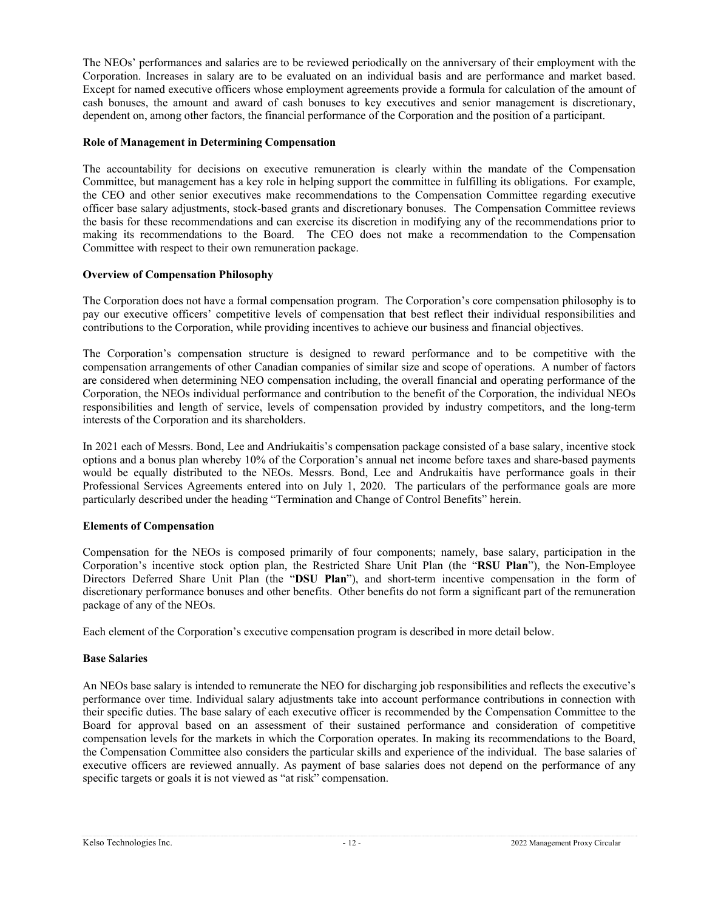The NEOs' performances and salaries are to be reviewed periodically on the anniversary of their employment with the Corporation. Increases in salary are to be evaluated on an individual basis and are performance and market based. Except for named executive officers whose employment agreements provide a formula for calculation of the amount of cash bonuses, the amount and award of cash bonuses to key executives and senior management is discretionary, dependent on, among other factors, the financial performance of the Corporation and the position of a participant.

**Role of Management in Determining Compensation**

The accountability for decisions on executive remuneration is clearly within the mandate of the Compensation Committee, but management has a key role in helping support the committee in fulfilling its obligations. For example, the CEO and other senior executives make recommendations to the Compensation Committee regarding executive officer base salary adjustments, stock-based grants and discretionary bonuses. The Compensation Committee reviews the basis for these recommendations and can exercise its discretion in modifying any of the recommendations prior to making its recommendations to the Board. The CEO does not make a recommendation to the Compensation Committee with respect to their own remuneration package.

**Overview of Compensation Philosophy**

The Corporation does not have a formal compensation program. The Corporation's core compensation philosophy is to pay our executive officers' competitive levels of compensation that best reflect their individual responsibilities and contributions to the Corporation, while providing incentives to achieve our business and financial objectives.

The Corporation's compensation structure is designed to reward performance and to be competitive with the compensation arrangements of other Canadian companies of similar size and scope of operations. A number of factors are considered when determining NEO compensation including, the overall financial and operating performance of the Corporation, the NEOs individual performance and contribution to the benefit of the Corporation, the individual NEOs responsibilities and length of service, levels of compensation provided by industry competitors, and the long-term interests of the Corporation and its shareholders.

In 2021 each of Messrs. Bond, Lee and Andriukaitis's compensation package consisted of a base salary, incentive stock options and a bonus plan whereby 10% of the Corporation's annual net income before taxes and share-based payments would be equally distributed to the NEOs. Messrs. Bond, Lee and Andrukaitis have performance goals in their Professional Services Agreements entered into on July 1, 2020. The particulars of the performance goals are more particularly described under the heading "Termination and Change of Control Benefits" herein.

**Elements of Compensation**

Compensation for the NEOs is composed primarily of four components; namely, base salary, participation in the Corporation's incentive stock option plan, the Restricted Share Unit Plan (the "**RSU Plan**"), the Non-Employee Directors Deferred Share Unit Plan (the "**DSU Plan**"), and short-term incentive compensation in the form of discretionary performance bonuses and other benefits. Other benefits do not form a significant part of the remuneration package of any of the NEOs.

Each element of the Corporation's executive compensation program is described in more detail below.

**Base Salaries**

An NEOs base salary is intended to remunerate the NEO for discharging job responsibilities and reflects the executive's performance over time. Individual salary adjustments take into account performance contributions in connection with their specific duties. The base salary of each executive officer is recommended by the Compensation Committee to the Board for approval based on an assessment of their sustained performance and consideration of competitive compensation levels for the markets in which the Corporation operates. In making its recommendations to the Board, the Compensation Committee also considers the particular skills and experience of the individual. The base salaries of executive officers are reviewed annually. As payment of base salaries does not depend on the performance of any specific targets or goals it is not viewed as "at risk" compensation.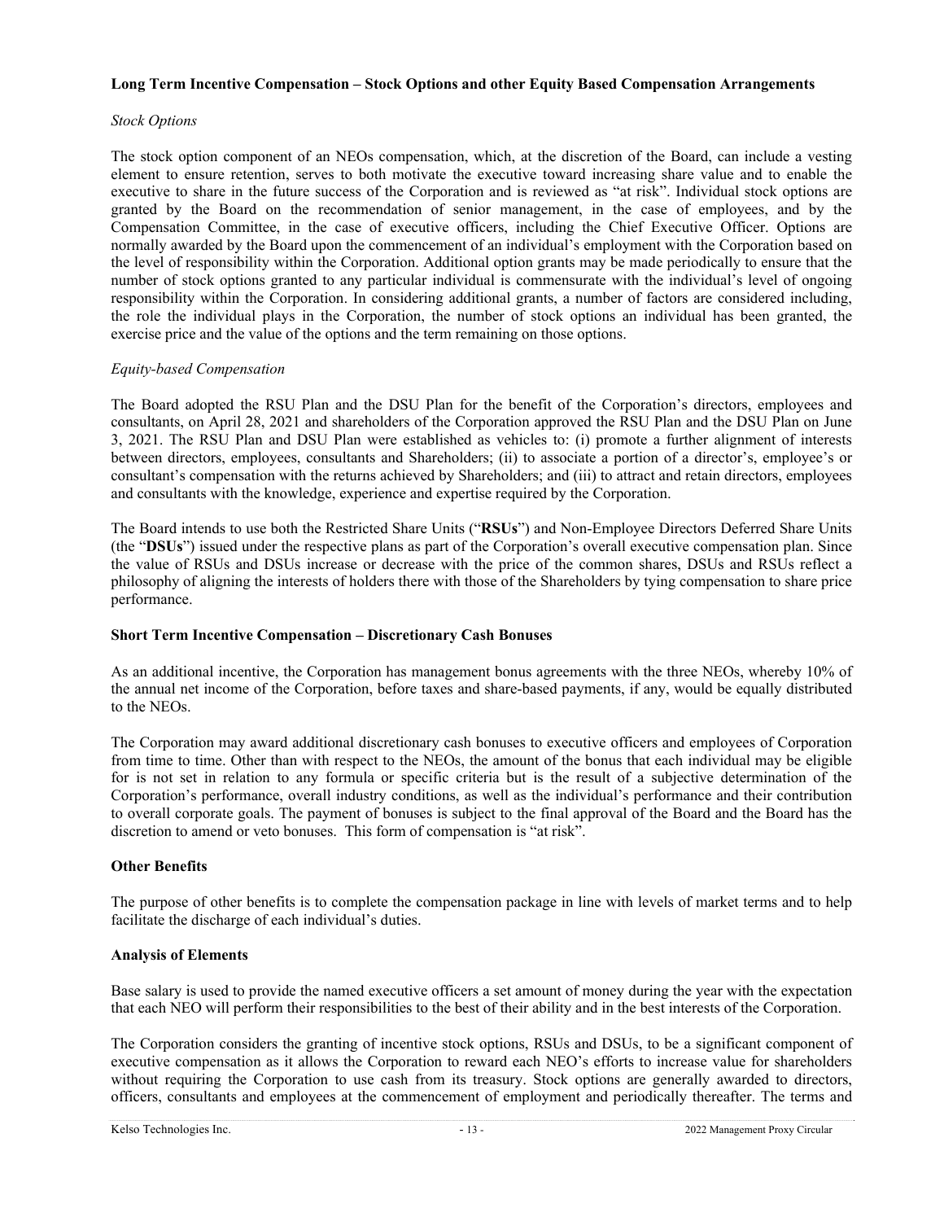**Long Term Incentive Compensation – Stock Options and other Equity Based Compensation Arrangements**

*Stock Options*

The stock option component of an NEOs compensation, which, at the discretion of the Board, can include a vesting element to ensure retention, serves to both motivate the executive toward increasing share value and to enable the executive to share in the future success of the Corporation and is reviewed as "at risk". Individual stock options are granted by the Board on the recommendation of senior management, in the case of employees, and by the Compensation Committee, in the case of executive officers, including the Chief Executive Officer. Options are normally awarded by the Board upon the commencement of an individual's employment with the Corporation based on the level of responsibility within the Corporation. Additional option grants may be made periodically to ensure that the number of stock options granted to any particular individual is commensurate with the individual's level of ongoing responsibility within the Corporation. In considering additional grants, a number of factors are considered including, the role the individual plays in the Corporation, the number of stock options an individual has been granted, the exercise price and the value of the options and the term remaining on those options.

*Equity-based Compensation*

The Board adopted the RSU Plan and the DSU Plan for the benefit of the Corporation's directors, employees and consultants, on April 28, 2021 and shareholders of the Corporation approved the RSU Plan and the DSU Plan on June 3, 2021. The RSU Plan and DSU Plan were established as vehicles to: (i) promote a further alignment of interests between directors, employees, consultants and Shareholders; (ii) to associate a portion of a director's, employee's or consultant's compensation with the returns achieved by Shareholders; and (iii) to attract and retain directors, employees and consultants with the knowledge, experience and expertise required by the Corporation.

The Board intends to use both the Restricted Share Units ("**RSUs**") and Non-Employee Directors Deferred Share Units (the "**DSUs**") issued under the respective plans as part of the Corporation's overall executive compensation plan. Since the value of RSUs and DSUs increase or decrease with the price of the common shares, DSUs and RSUs reflect a philosophy of aligning the interests of holders there with those of the Shareholders by tying compensation to share price performance.

**Short Term Incentive Compensation – Discretionary Cash Bonuses**

As an additional incentive, the Corporation has management bonus agreements with the three NEOs, whereby 10% of the annual net income of the Corporation, before taxes and share-based payments, if any, would be equally distributed to the NEOs.

The Corporation may award additional discretionary cash bonuses to executive officers and employees of Corporation from time to time. Other than with respect to the NEOs, the amount of the bonus that each individual may be eligible for is not set in relation to any formula or specific criteria but is the result of a subjective determination of the Corporation's performance, overall industry conditions, as well as the individual's performance and their contribution to overall corporate goals. The payment of bonuses is subject to the final approval of the Board and the Board has the discretion to amend or veto bonuses. This form of compensation is "at risk".

**Other Benefits**

The purpose of other benefits is to complete the compensation package in line with levels of market terms and to help facilitate the discharge of each individual's duties.

**Analysis of Elements**

Base salary is used to provide the named executive officers a set amount of money during the year with the expectation that each NEO will perform their responsibilities to the best of their ability and in the best interests of the Corporation.

The Corporation considers the granting of incentive stock options, RSUs and DSUs, to be a significant component of executive compensation as it allows the Corporation to reward each NEO's efforts to increase value for shareholders without requiring the Corporation to use cash from its treasury. Stock options are generally awarded to directors, officers, consultants and employees at the commencement of employment and periodically thereafter. The terms and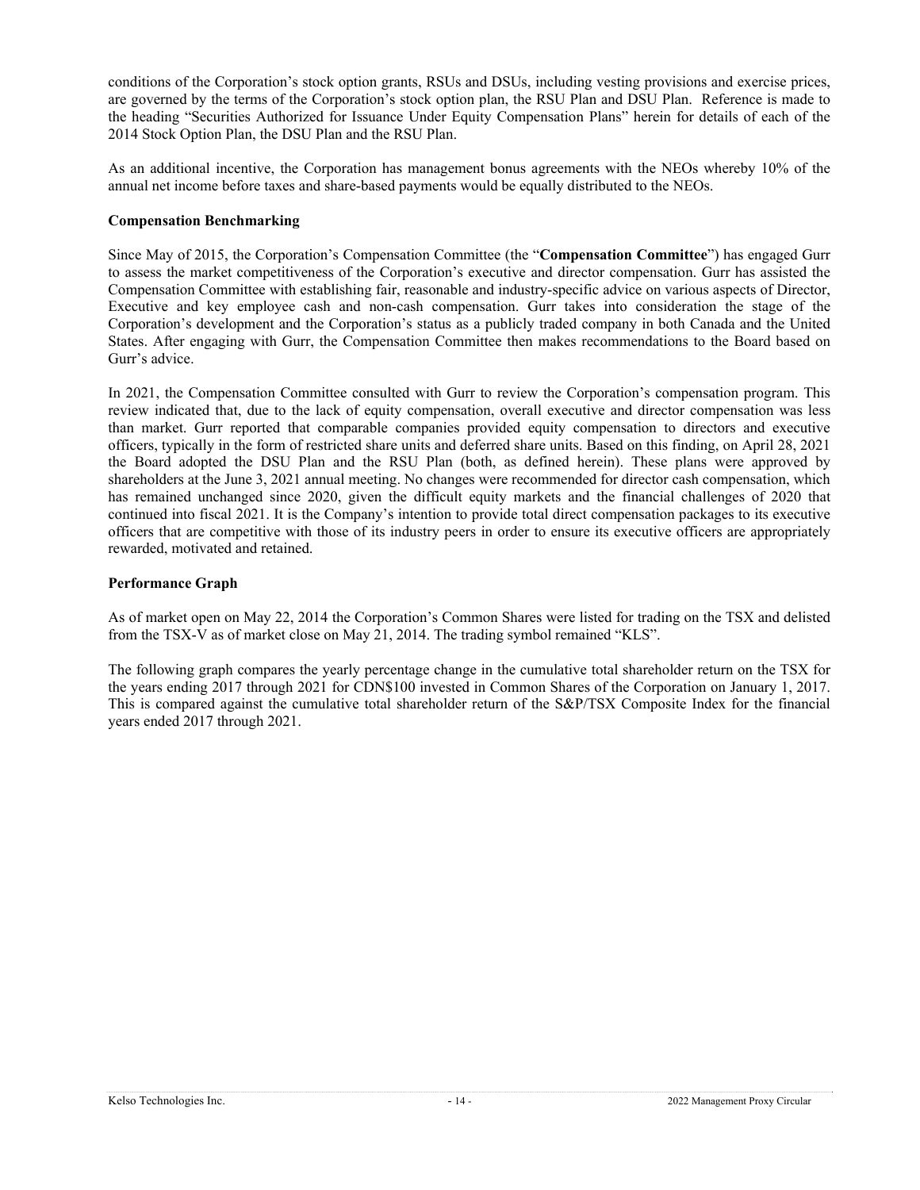conditions of the Corporation's stock option grants, RSUs and DSUs, including vesting provisions and exercise prices, are governed by the terms of the Corporation's stock option plan, the RSU Plan and DSU Plan. Reference is made to the heading "Securities Authorized for Issuance Under Equity Compensation Plans" herein for details of each of the 2014 Stock Option Plan, the DSU Plan and the RSU Plan.

As an additional incentive, the Corporation has management bonus agreements with the NEOs whereby 10% of the annual net income before taxes and share-based payments would be equally distributed to the NEOs.

**Compensation Benchmarking**

Since May of 2015, the Corporation's Compensation Committee (the "**Compensation Committee**") has engaged Gurr to assess the market competitiveness of the Corporation's executive and director compensation. Gurr has assisted the Compensation Committee with establishing fair, reasonable and industry-specific advice on various aspects of Director, Executive and key employee cash and non-cash compensation. Gurr takes into consideration the stage of the Corporation's development and the Corporation's status as a publicly traded company in both Canada and the United States. After engaging with Gurr, the Compensation Committee then makes recommendations to the Board based on Gurr's advice.

In 2021, the Compensation Committee consulted with Gurr to review the Corporation's compensation program. This review indicated that, due to the lack of equity compensation, overall executive and director compensation was less than market. Gurr reported that comparable companies provided equity compensation to directors and executive officers, typically in the form of restricted share units and deferred share units. Based on this finding, on April 28, 2021 the Board adopted the DSU Plan and the RSU Plan (both, as defined herein). These plans were approved by shareholders at the June 3, 2021 annual meeting. No changes were recommended for director cash compensation, which has remained unchanged since 2020, given the difficult equity markets and the financial challenges of 2020 that continued into fiscal 2021. It is the Company's intention to provide total direct compensation packages to its executive officers that are competitive with those of its industry peers in order to ensure its executive officers are appropriately rewarded, motivated and retained.

**Performance Graph**

As of market open on May 22, 2014 the Corporation's Common Shares were listed for trading on the TSX and delisted from the TSX-V as of market close on May 21, 2014. The trading symbol remained "KLS".

The following graph compares the yearly percentage change in the cumulative total shareholder return on the TSX for the years ending 2017 through 2021 for CDN$100 invested in Common Shares of the Corporation on January 1, 2017. This is compared against the cumulative total shareholder return of the S&P/TSX Composite Index for the financial years ended 2017 through 2021.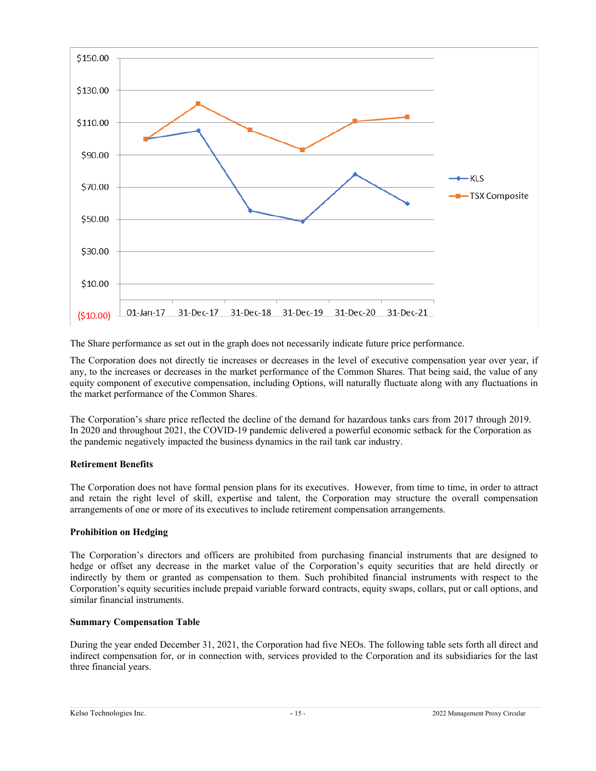The Share performance as set out in the graph does not necessarily indicate future price performance.

The Corporation does not directly tie increases or decreases in the level of executive compensation year over year, if any, to the increases or decreases in the market performance of the Common Shares. That being said, the value of any equity component of executive compensation, including Options, will naturally fluctuate along with any fluctuations in the market performance of the Common Shares.

The Corporation's share price reflected the decline of the demand for hazardous tanks cars from 2017 through 2019. In 2020 and throughout 2021, the COVID-19 pandemic delivered a powerful economic setback for the Corporation as the pandemic negatively impacted the business dynamics in the rail tank car industry.

### Retirement Benefits

The Corporation does not have formal pension plans for its executives. However, from time to time, in order to attract and retain the right level of skill, expertise and talent, the Corporation may structure the overall compensation arrangements of one or more of its executives to include retirement compensation arrangements.

### Prohibition on Hedging

The Corporation's directors and officers are prohibited from purchasing financial instruments that are designed to hedge or offset any decrease in the market value of the Corporation's equity securities that are held directly or indirectly by them or granted as compensation to them. Such prohibited financial instruments with respect to the Corporation's equity securities include prepaid variable forward contracts, equity swaps, collars, put or call options, and similar financial instruments.

### Summary Compensation Table

During the year ended December 31, 2021, the Corporation had five NEOs. The following table sets forth all direct and indirect compensation for, or in connection with, services provided to the Corporation and its subsidiaries for the last three financial years.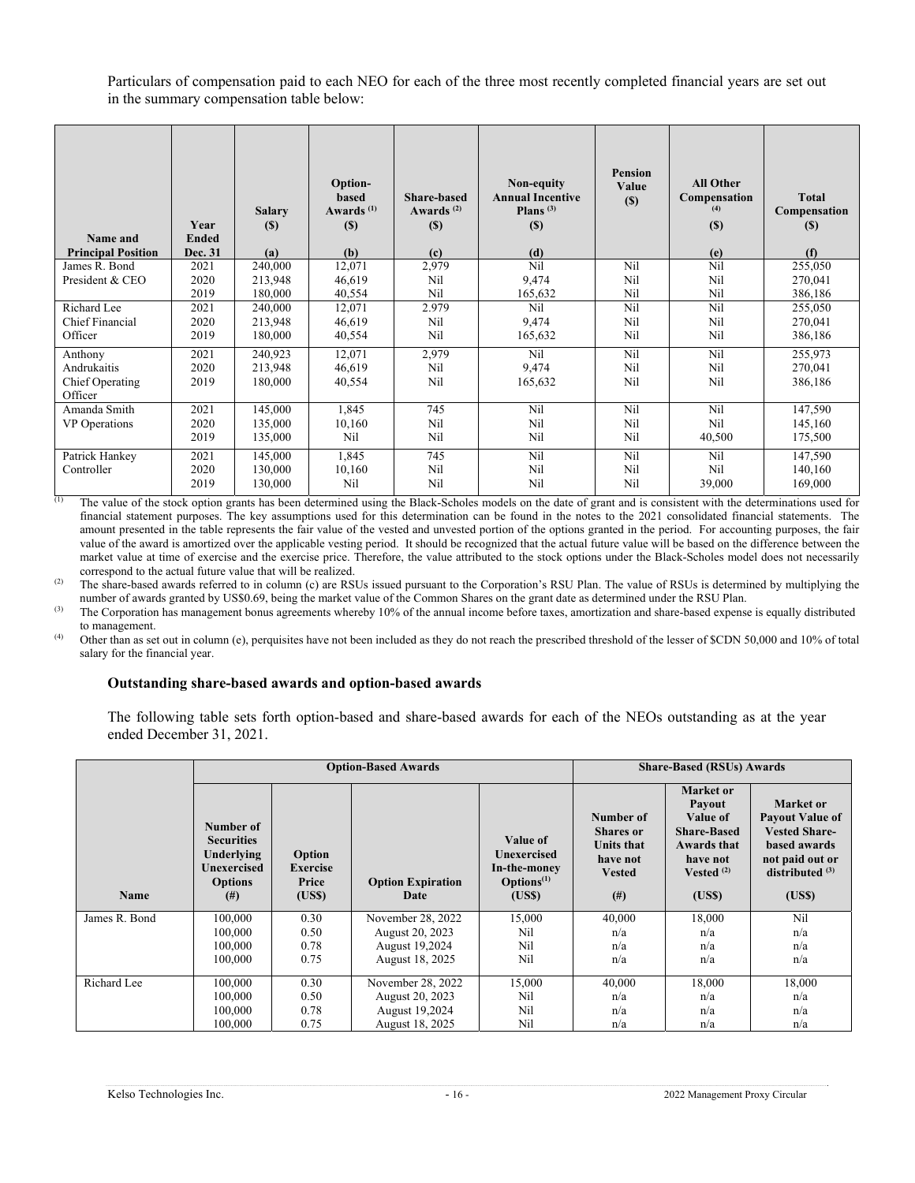Particulars of compensation paid to each NEO for each of the three most recently completed financial years are set out in the summary compensation table below:

| Name and Principal Position | Year Ended Dec. 31 | Salary ($) (a) | Option-based Awards [(1)] ($) (b) | Share-based Awards [(2)] ($) (c) | Non-equity Annual Incentive Plans [(3)] ($) (d) | Pension Value ($) | All Other Compensation [(4)] ($) (e) | Total Compensation ($) (f) |
|---|---|---|---|---|---|---|---|---|
| James R. Bond | 2021 | 240,000 | 12,071 | 2,979 | Nil | Nil | Nil | 255,050 |
| President & CEO | 2020 | 213,948 | 46,619 | Nil | 9,474 | Nil | Nil | 270,041 |
| | 2019 | 180,000 | 40,554 | Nil | 165,632 | Nil | Nil | 386,186 |
| Richard Lee | 2021 | 240,000 | 12,071 | 2.979 | Nil | Nil | Nil | 255,050 |
| Chief Financial | 2020 | 213,948 | 46,619 | Nil | 9,474 | Nil | Nil | 270,041 |
| Officer | 2019 | 180,000 | 40,554 | Nil | 165,632 | Nil | Nil | 386,186 |
| Anthony | 2021 | 240,923 | 12,071 | 2,979 | Nil | Nil | Nil | 255,973 |
| Andrukaitis | 2020 | 213,948 | 46,619 | Nil | 9,474 | Nil | Nil | 270,041 |
| Chief Operating Officer | 2019 | 180,000 | 40,554 | Nil | 165,632 | Nil | Nil | 386,186 |
| Amanda Smith | 2021 | 145,000 | 1,845 | 745 | Nil | Nil | Nil | 147,590 |
| VP Operations | 2020 | 135,000 | 10,160 | Nil | Nil | Nil | Nil | 145,160 |
| | 2019 | 135,000 | Nil | Nil | Nil | Nil | 40,500 | 175,500 |
| Patrick Hankey | 2021 | 145,000 | 1,845 | 745 | Nil | Nil | Nil | 147,590 |
| Controller | 2020 | 130,000 | 10,160 | Nil | Nil | Nil | Nil | 140,160 |
| | 2019 | 130,000 | Nil | Nil | Nil | Nil | 39,000 | 169,000 |

(1) The value of the stock option grants has been determined using the Black-Scholes models on the date of grant and is consistent with the determinations used for financial statement purposes. The key assumptions used for this determination can be found in the notes to the 2021 consolidated financial statements. The amount presented in the table represents the fair value of the vested and unvested portion of the options granted in the period. For accounting purposes, the fair value of the award is amortized over the applicable vesting period. It should be recognized that the actual future value will be based on the difference between the market value at time of exercise and the exercise price. Therefore, the value attributed to the stock options under the Black-Scholes model does not necessarily correspond to the actual future value that will be realized.

(2) The share-based awards referred to in column (c) are RSUs issued pursuant to the Corporation's RSU Plan. The value of RSUs is determined by multiplying the number of awards granted by US$0.69, being the market value of the Common Shares on the grant date as determined under the RSU Plan.

(3) The Corporation has management bonus agreements whereby 10% of the annual income before taxes, amortization and share-based expense is equally distributed to management.

(4) Other than as set out in column (e), perquisites have not been included as they do not reach the prescribed threshold of the lesser of $CDN 50,000 and 10% of total salary for the financial year.

### Outstanding share-based awards and option-based awards

The following table sets forth option-based and share-based awards for each of the NEOs outstanding as at the year ended December 31, 2021.

| | Option-Based Awards | | | | Share-Based (RSUs) Awards | | |
|---|---|---|---|---|---|---|---|
| Name | Number of Securities Underlying Unexercised Options (#) | Option Exercise Price (US$) | Option Expiration Date | Value of Unexercised In-the-money Options[(1)] (US$) | Number of Shares or Units that have not Vested (#) | Market or Payout Value of Share-Based Awards that have not Vested [(2)] (US$) | Market or Payout Value of Vested Share-based awards not paid out or distributed [(3)] (US$) |
| James R. Bond | 100,000 | 0.30 | November 28, 2022 | 15,000 | 40,000 | 18,000 | Nil |
| | 100,000 | 0.50 | August 20, 2023 | Nil | n/a | n/a | n/a |
| | 100,000 | 0.78 | August 19,2024 | Nil | n/a | n/a | n/a |
| | 100,000 | 0.75 | August 18, 2025 | Nil | n/a | n/a | n/a |
| Richard Lee | 100,000 | 0.30 | November 28, 2022 | 15,000 | 40,000 | 18,000 | 18,000 |
| | 100,000 | 0.50 | August 20, 2023 | Nil | n/a | n/a | n/a |
| | 100,000 | 0.78 | August 19,2024 | Nil | n/a | n/a | n/a |
| | 100,000 | 0.75 | August 18, 2025 | Nil | n/a | n/a | n/a |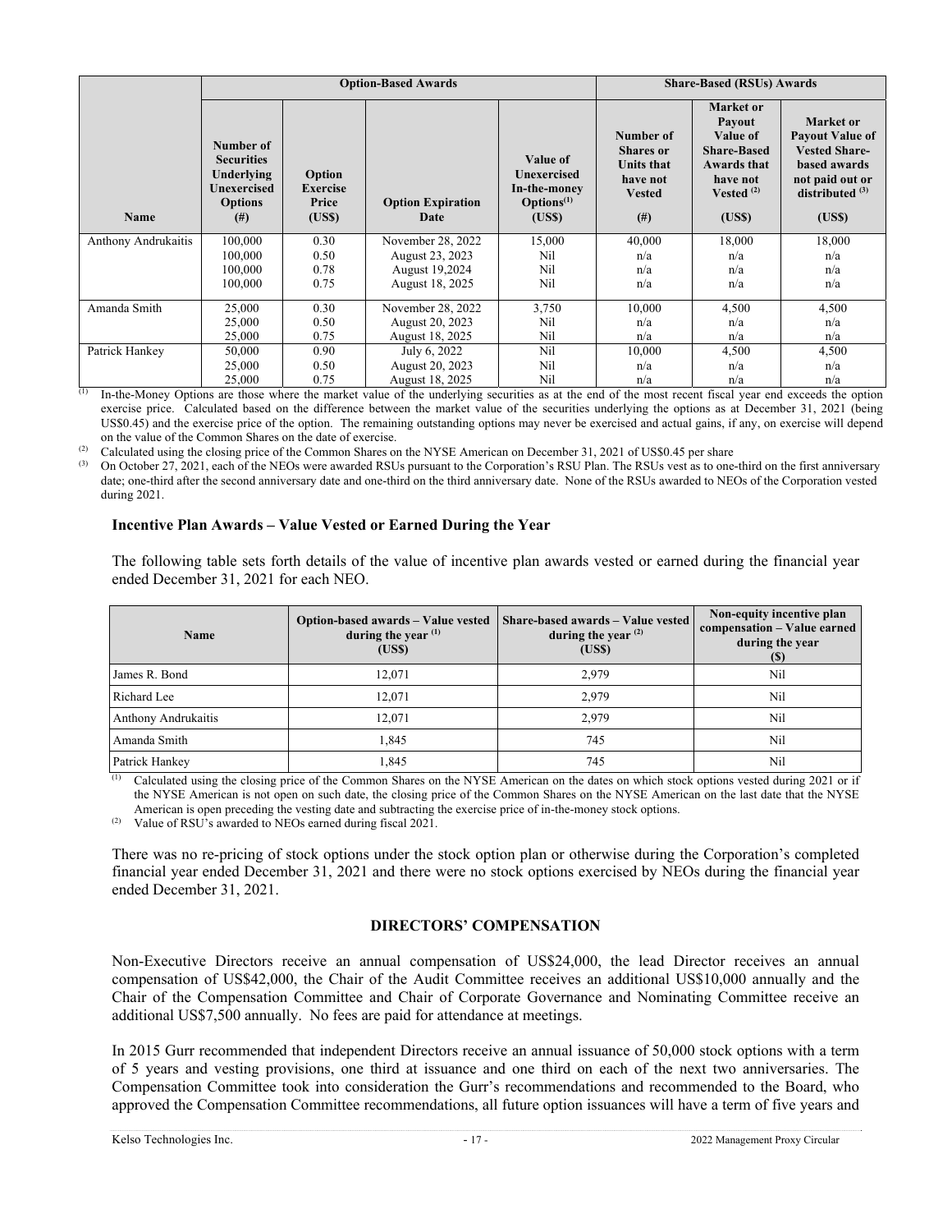| Name | Option-Based Awards | | | | Share-Based (RSUs) Awards | | |
|---|---|---|---|---|---|---|---|
| | Number of Securities Underlying Unexercised Options (#) | Option Exercise Price (US$) | Option Expiration Date | Value of Unexercised In-the-money Options[(1)] (US$) | Number of Shares or Units that have not Vested (#) | Market or Payout Value of Share-Based Awards that have not Vested [(2)] (US$) | Market or Payout Value of Vested Share-based awards not paid out or distributed [(3)] (US$) |
| Anthony Andrukaitis | 100,000 | 0.30 | November 28, 2022 | 15,000 | 40,000 | 18,000 | 18,000 |
| | 100,000 | 0.50 | August 23, 2023 | Nil | n/a | n/a | n/a |
| | 100,000 | 0.78 | August 19,2024 | Nil | n/a | n/a | n/a |
| | 100,000 | 0.75 | August 18, 2025 | Nil | n/a | n/a | n/a |
| Amanda Smith | 25,000 | 0.30 | November 28, 2022 | 3,750 | 10,000 | 4,500 | 4,500 |
| | 25,000 | 0.50 | August 20, 2023 | Nil | n/a | n/a | n/a |
| | 25,000 | 0.75 | August 18, 2025 | Nil | n/a | n/a | n/a |
| Patrick Hankey | 50,000 | 0.90 | July 6, 2022 | Nil | 10,000 | 4,500 | 4,500 |
| | 25,000 | 0.50 | August 20, 2023 | Nil | n/a | n/a | n/a |
| | 25,000 | 0.75 | August 18, 2025 | Nil | n/a | n/a | n/a |

(1) In-the-Money Options are those where the market value of the underlying securities as at the end of the most recent fiscal year end exceeds the option exercise price. Calculated based on the difference between the market value of the securities underlying the options as at December 31, 2021 (being US$0.45) and the exercise price of the option. The remaining outstanding options may never be exercised and actual gains, if any, on exercise will depend on the value of the Common Shares on the date of exercise.

(2) Calculated using the closing price of the Common Shares on the NYSE American on December 31, 2021 of US$0.45 per share

(3) On October 27, 2021, each of the NEOs were awarded RSUs pursuant to the Corporation's RSU Plan. The RSUs vest as to one-third on the first anniversary date; one-third after the second anniversary date and one-third on the third anniversary date. None of the RSUs awarded to NEOs of the Corporation vested during 2021.

### Incentive Plan Awards – Value Vested or Earned During the Year

The following table sets forth details of the value of incentive plan awards vested or earned during the financial year ended December 31, 2021 for each NEO.

| Name | Option-based awards – Value vested during the year [(1)] (US$) | Share-based awards – Value vested during the year [(2)] (US$) | Non-equity incentive plan compensation – Value earned during the year ($) |
|---|---|---|---|
| James R. Bond | 12,071 | 2,979 | Nil |
| Richard Lee | 12,071 | 2,979 | Nil |
| Anthony Andrukaitis | 12,071 | 2,979 | Nil |
| Amanda Smith | 1,845 | 745 | Nil |
| Patrick Hankey | 1,845 | 745 | Nil |

(1) Calculated using the closing price of the Common Shares on the NYSE American on the dates on which stock options vested during 2021 or if the NYSE American is not open on such date, the closing price of the Common Shares on the NYSE American on the last date that the NYSE American is open preceding the vesting date and subtracting the exercise price of in-the-money stock options.

(2) Value of RSU's awarded to NEOs earned during fiscal 2021.

There was no re-pricing of stock options under the stock option plan or otherwise during the Corporation's completed financial year ended December 31, 2021 and there were no stock options exercised by NEOs during the financial year ended December 31, 2021.

## DIRECTORS' COMPENSATION

Non-Executive Directors receive an annual compensation of US$24,000, the lead Director receives an annual compensation of US$42,000, the Chair of the Audit Committee receives an additional US$10,000 annually and the Chair of the Compensation Committee and Chair of Corporate Governance and Nominating Committee receive an additional US$7,500 annually. No fees are paid for attendance at meetings.

In 2015 Gurr recommended that independent Directors receive an annual issuance of 50,000 stock options with a term of 5 years and vesting provisions, one third at issuance and one third on each of the next two anniversaries. The Compensation Committee took into consideration the Gurr's recommendations and recommended to the Board, who approved the Compensation Committee recommendations, all future option issuances will have a term of five years and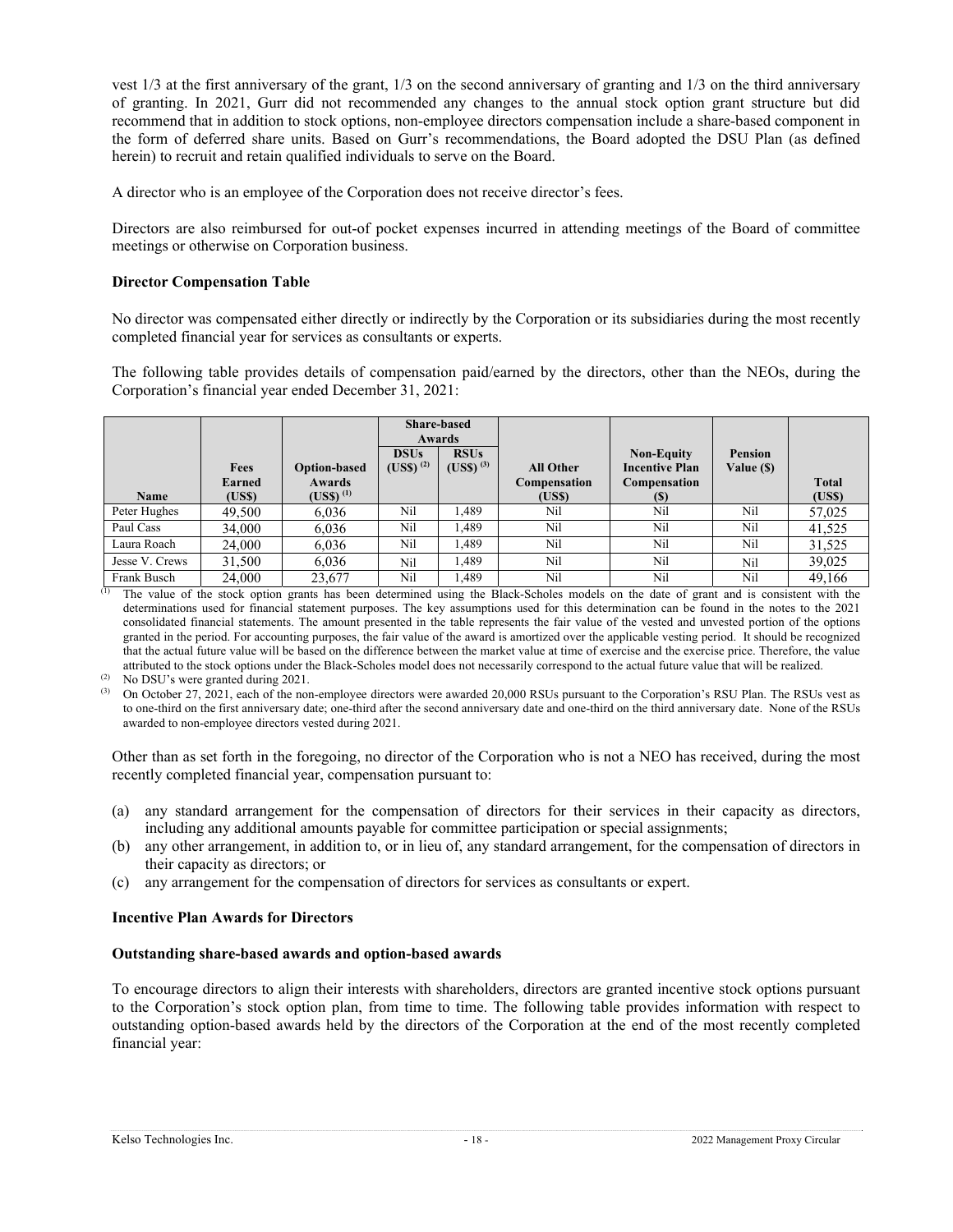vest 1/3 at the first anniversary of the grant, 1/3 on the second anniversary of granting and 1/3 on the third anniversary of granting. In 2021, Gurr did not recommended any changes to the annual stock option grant structure but did recommend that in addition to stock options, non-employee directors compensation include a share-based component in the form of deferred share units. Based on Gurr's recommendations, the Board adopted the DSU Plan (as defined herein) to recruit and retain qualified individuals to serve on the Board.

A director who is an employee of the Corporation does not receive director's fees.

Directors are also reimbursed for out-of pocket expenses incurred in attending meetings of the Board of committee meetings or otherwise on Corporation business.

**Director Compensation Table**

No director was compensated either directly or indirectly by the Corporation or its subsidiaries during the most recently completed financial year for services as consultants or experts.

The following table provides details of compensation paid/earned by the directors, other than the NEOs, during the Corporation's financial year ended December 31, 2021:

| Name | Fees Earned (US$) | Option-based Awards (US$) [(1)] | Share-based Awards | | All Other Compensation (US$) | Non-Equity Incentive Plan Compensation ($) | Pension Value ($) | Total (US$) |
|---|---|---|---|---|---|---|---|---|
| | | | DSUs (US$) [(2)] | RSUs (US$) [(3)] | | | | |
| Peter Hughes | 49,500 | 6,036 | Nil | 1,489 | Nil | Nil | Nil | 57,025 |
| Paul Cass | 34,000 | 6,036 | Nil | 1,489 | Nil | Nil | Nil | 41,525 |
| Laura Roach | 24,000 | 6,036 | Nil | 1,489 | Nil | Nil | Nil | 31,525 |
| Jesse V. Crews | 31,500 | 6,036 | Nil | 1,489 | Nil | Nil | Nil | 39,025 |
| Frank Busch | 24,000 | 23,677 | Nil | 1,489 | Nil | Nil | Nil | 49,166 |

(1) The value of the stock option grants has been determined using the Black-Scholes models on the date of grant and is consistent with the determinations used for financial statement purposes. The key assumptions used for this determination can be found in the notes to the 2021 consolidated financial statements. The amount presented in the table represents the fair value of the vested and unvested portion of the options granted in the period. For accounting purposes, the fair value of the award is amortized over the applicable vesting period. It should be recognized that the actual future value will be based on the difference between the market value at time of exercise and the exercise price. Therefore, the value attributed to the stock options under the Black-Scholes model does not necessarily correspond to the actual future value that will be realized.

(2) No DSU's were granted during 2021.

(3) On October 27, 2021, each of the non-employee directors were awarded 20,000 RSUs pursuant to the Corporation's RSU Plan. The RSUs vest as to one-third on the first anniversary date; one-third after the second anniversary date and one-third on the third anniversary date. None of the RSUs awarded to non-employee directors vested during 2021.

Other than as set forth in the foregoing, no director of the Corporation who is not a NEO has received, during the most recently completed financial year, compensation pursuant to:

(a) any standard arrangement for the compensation of directors for their services in their capacity as directors, including any additional amounts payable for committee participation or special assignments;
(b) any other arrangement, in addition to, or in lieu of, any standard arrangement, for the compensation of directors in their capacity as directors; or
(c) any arrangement for the compensation of directors for services as consultants or expert.

**Incentive Plan Awards for Directors**

**Outstanding share-based awards and option-based awards**

To encourage directors to align their interests with shareholders, directors are granted incentive stock options pursuant to the Corporation's stock option plan, from time to time. The following table provides information with respect to outstanding option-based awards held by the directors of the Corporation at the end of the most recently completed financial year: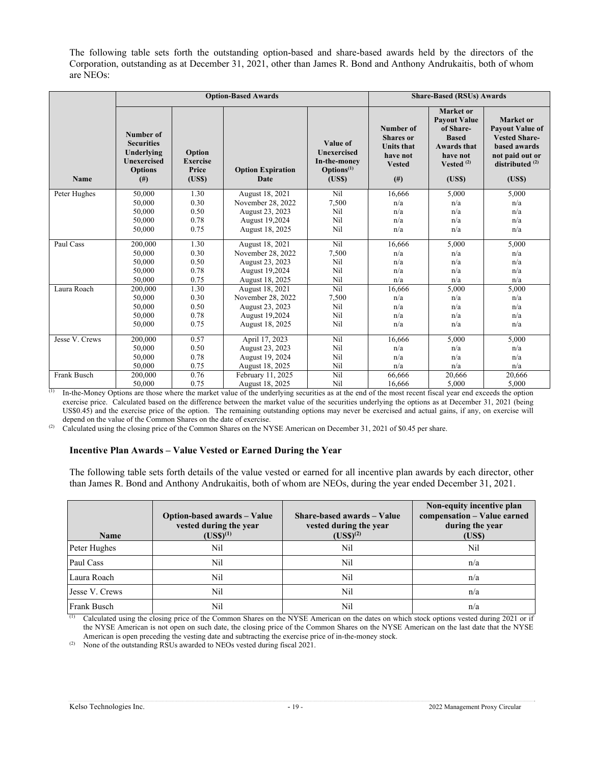The following table sets forth the outstanding option-based and share-based awards held by the directors of the Corporation, outstanding as at December 31, 2021, other than James R. Bond and Anthony Andrukaitis, both of whom are NEOs:

| | Option-Based Awards | | | | Share-Based (RSUs) Awards | | |
|---|---|---|---|---|---|---|---|
| Name | Number of Securities Underlying Unexercised Options (#) | Option Exercise Price (US$) | Option Expiration Date | Value of Unexercised In-the-money Options[1] (US$) | Number of Shares or Units that have not Vested (#) | Market or Payout Value of Share-Based Awards that have not Vested [2] (US$) | Market or Payout Value of Vested Share-based awards not paid out or distributed [2] (US$) |
| Peter Hughes | 50,000 | 1.30 | August 18, 2021 | Nil | 16,666 | 5,000 | 5,000 |
| | 50,000 | 0.30 | November 28, 2022 | 7,500 | n/a | n/a | n/a |
| | 50,000 | 0.50 | August 23, 2023 | Nil | n/a | n/a | n/a |
| | 50,000 | 0.78 | August 19,2024 | Nil | n/a | n/a | n/a |
| | 50,000 | 0.75 | August 18, 2025 | Nil | n/a | n/a | n/a |
| Paul Cass | 200,000 | 1.30 | August 18, 2021 | Nil | 16,666 | 5,000 | 5,000 |
| | 50,000 | 0.30 | November 28, 2022 | 7,500 | n/a | n/a | n/a |
| | 50,000 | 0.50 | August 23, 2023 | Nil | n/a | n/a | n/a |
| | 50,000 | 0.78 | August 19,2024 | Nil | n/a | n/a | n/a |
| | 50,000 | 0.75 | August 18, 2025 | Nil | n/a | n/a | n/a |
| Laura Roach | 200,000 | 1.30 | August 18, 2021 | Nil | 16,666 | 5,000 | 5,000 |
| | 50,000 | 0.30 | November 28, 2022 | 7,500 | n/a | n/a | n/a |
| | 50,000 | 0.50 | August 23, 2023 | Nil | n/a | n/a | n/a |
| | 50,000 | 0.78 | August 19,2024 | Nil | n/a | n/a | n/a |
| | 50,000 | 0.75 | August 18, 2025 | Nil | n/a | n/a | n/a |
| Jesse V. Crews | 200,000 | 0.57 | April 17, 2023 | Nil | 16,666 | 5,000 | 5,000 |
| | 50,000 | 0.50 | August 23, 2023 | Nil | n/a | n/a | n/a |
| | 50,000 | 0.78 | August 19, 2024 | Nil | n/a | n/a | n/a |
| | 50,000 | 0.75 | August 18, 2025 | Nil | n/a | n/a | n/a |
| Frank Busch | 200,000 | 0.76 | February 11, 2025 | Nil | 66,666 | 20,666 | 20,666 |
| | 50,000 | 0.75 | August 18, 2025 | Nil | 16,666 | 5,000 | 5,000 |

(1) In-the-Money Options are those where the market value of the underlying securities as at the end of the most recent fiscal year end exceeds the option exercise price. Calculated based on the difference between the market value of the securities underlying the options as at December 31, 2021 (being US$0.45) and the exercise price of the option. The remaining outstanding options may never be exercised and actual gains, if any, on exercise will depend on the value of the Common Shares on the date of exercise.

(2) Calculated using the closing price of the Common Shares on the NYSE American on December 31, 2021 of $0.45 per share.

### Incentive Plan Awards – Value Vested or Earned During the Year

The following table sets forth details of the value vested or earned for all incentive plan awards by each director, other than James R. Bond and Anthony Andrukaitis, both of whom are NEOs, during the year ended December 31, 2021.

| Name | Option-based awards – Value vested during the year (US$)[1] | Share-based awards – Value vested during the year (US$)[2] | Non-equity incentive plan compensation – Value earned during the year (US$) |
|---|---|---|---|
| Peter Hughes | Nil | Nil | Nil |
| Paul Cass | Nil | Nil | n/a |
| Laura Roach | Nil | Nil | n/a |
| Jesse V. Crews | Nil | Nil | n/a |
| Frank Busch | Nil | Nil | n/a |

(1) Calculated using the closing price of the Common Shares on the NYSE American on the dates on which stock options vested during 2021 or if the NYSE American is not open on such date, the closing price of the Common Shares on the NYSE American on the last date that the NYSE American is open preceding the vesting date and subtracting the exercise price of in-the-money stock.

(2) None of the outstanding RSUs awarded to NEOs vested during fiscal 2021.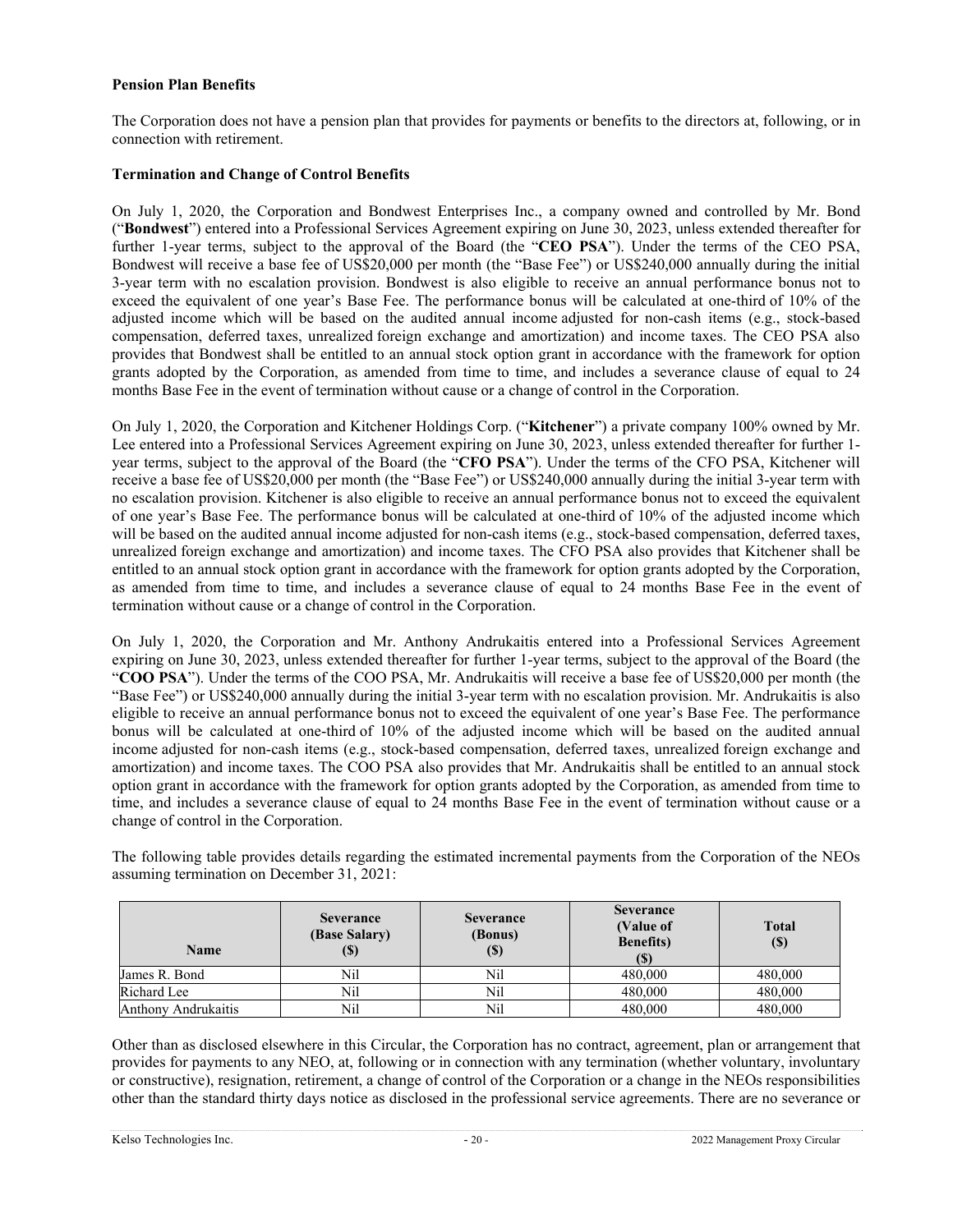**Pension Plan Benefits**

The Corporation does not have a pension plan that provides for payments or benefits to the directors at, following, or in connection with retirement.

**Termination and Change of Control Benefits**

On July 1, 2020, the Corporation and Bondwest Enterprises Inc., a company owned and controlled by Mr. Bond ("**Bondwest**") entered into a Professional Services Agreement expiring on June 30, 2023, unless extended thereafter for further 1-year terms, subject to the approval of the Board (the "**CEO PSA**"). Under the terms of the CEO PSA, Bondwest will receive a base fee of US$20,000 per month (the "Base Fee") or US$240,000 annually during the initial 3-year term with no escalation provision. Bondwest is also eligible to receive an annual performance bonus not to exceed the equivalent of one year's Base Fee. The performance bonus will be calculated at one-third of 10% of the adjusted income which will be based on the audited annual income adjusted for non-cash items (e.g., stock-based compensation, deferred taxes, unrealized foreign exchange and amortization) and income taxes. The CEO PSA also provides that Bondwest shall be entitled to an annual stock option grant in accordance with the framework for option grants adopted by the Corporation, as amended from time to time, and includes a severance clause of equal to 24 months Base Fee in the event of termination without cause or a change of control in the Corporation.

On July 1, 2020, the Corporation and Kitchener Holdings Corp. ("**Kitchener**") a private company 100% owned by Mr. Lee entered into a Professional Services Agreement expiring on June 30, 2023, unless extended thereafter for further 1-year terms, subject to the approval of the Board (the "**CFO PSA**"). Under the terms of the CFO PSA, Kitchener will receive a base fee of US$20,000 per month (the "Base Fee") or US$240,000 annually during the initial 3-year term with no escalation provision. Kitchener is also eligible to receive an annual performance bonus not to exceed the equivalent of one year's Base Fee. The performance bonus will be calculated at one-third of 10% of the adjusted income which will be based on the audited annual income adjusted for non-cash items (e.g., stock-based compensation, deferred taxes, unrealized foreign exchange and amortization) and income taxes. The CFO PSA also provides that Kitchener shall be entitled to an annual stock option grant in accordance with the framework for option grants adopted by the Corporation, as amended from time to time, and includes a severance clause of equal to 24 months Base Fee in the event of termination without cause or a change of control in the Corporation.

On July 1, 2020, the Corporation and Mr. Anthony Andrukaitis entered into a Professional Services Agreement expiring on June 30, 2023, unless extended thereafter for further 1-year terms, subject to the approval of the Board (the "**COO PSA**"). Under the terms of the COO PSA, Mr. Andrukaitis will receive a base fee of US$20,000 per month (the "Base Fee") or US$240,000 annually during the initial 3-year term with no escalation provision. Mr. Andrukaitis is also eligible to receive an annual performance bonus not to exceed the equivalent of one year's Base Fee. The performance bonus will be calculated at one-third of 10% of the adjusted income which will be based on the audited annual income adjusted for non-cash items (e.g., stock-based compensation, deferred taxes, unrealized foreign exchange and amortization) and income taxes. The COO PSA also provides that Mr. Andrukaitis shall be entitled to an annual stock option grant in accordance with the framework for option grants adopted by the Corporation, as amended from time to time, and includes a severance clause of equal to 24 months Base Fee in the event of termination without cause or a change of control in the Corporation.

The following table provides details regarding the estimated incremental payments from the Corporation of the NEOs assuming termination on December 31, 2021:

| Name | Severance (Base Salary) ($) | Severance (Bonus) ($) | Severance (Value of Benefits) ($) | Total ($) |
|---|---|---|---|---|
| James R. Bond | Nil | Nil | 480,000 | 480,000 |
| Richard Lee | Nil | Nil | 480,000 | 480,000 |
| Anthony Andrukaitis | Nil | Nil | 480,000 | 480,000 |

Other than as disclosed elsewhere in this Circular, the Corporation has no contract, agreement, plan or arrangement that provides for payments to any NEO, at, following or in connection with any termination (whether voluntary, involuntary or constructive), resignation, retirement, a change of control of the Corporation or a change in the NEOs responsibilities other than the standard thirty days notice as disclosed in the professional service agreements. There are no severance or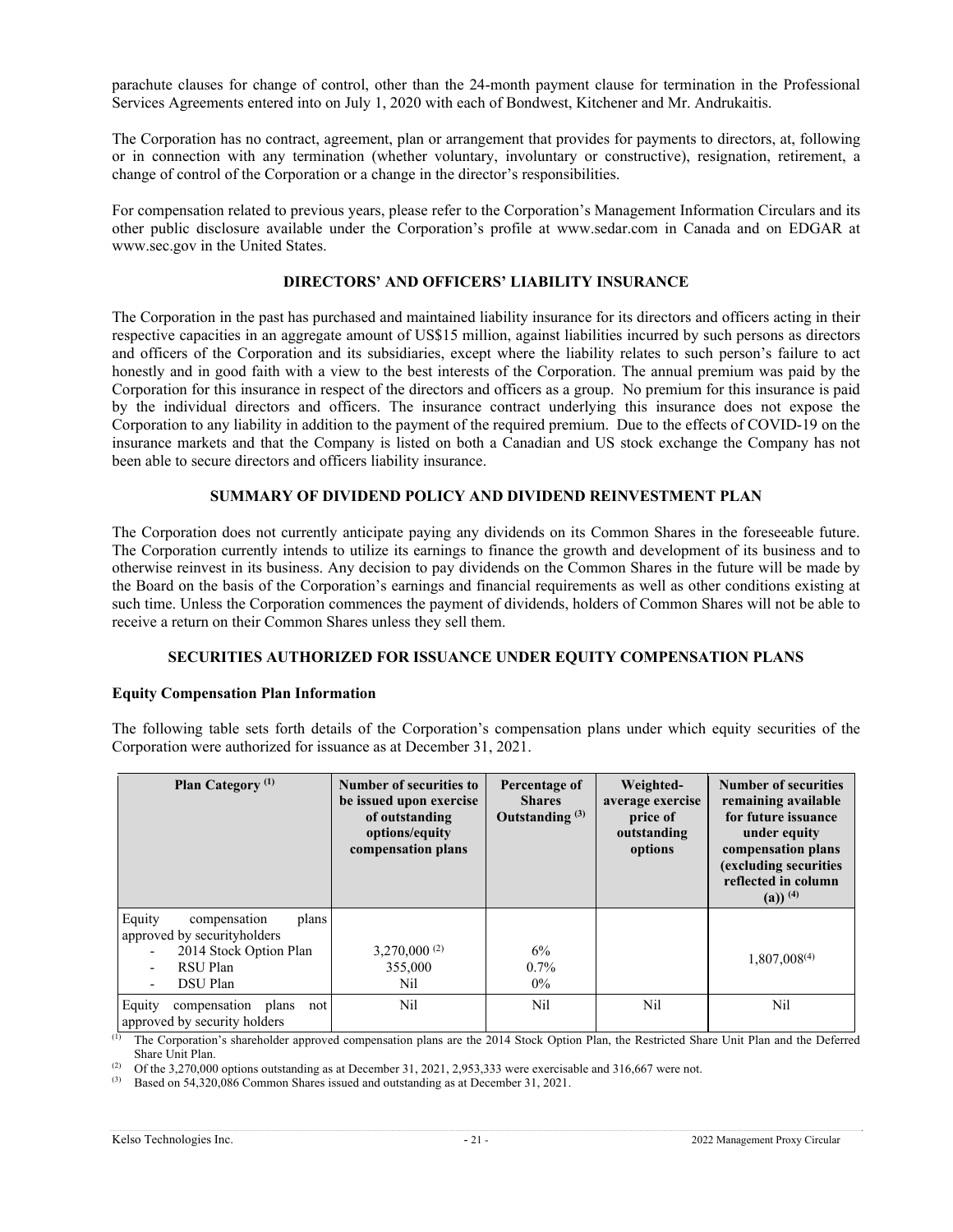parachute clauses for change of control, other than the 24-month payment clause for termination in the Professional Services Agreements entered into on July 1, 2020 with each of Bondwest, Kitchener and Mr. Andrukaitis.

The Corporation has no contract, agreement, plan or arrangement that provides for payments to directors, at, following or in connection with any termination (whether voluntary, involuntary or constructive), resignation, retirement, a change of control of the Corporation or a change in the director's responsibilities.

For compensation related to previous years, please refer to the Corporation's Management Information Circulars and its other public disclosure available under the Corporation's profile at www.sedar.com in Canada and on EDGAR at www.sec.gov in the United States.

## DIRECTORS' AND OFFICERS' LIABILITY INSURANCE

The Corporation in the past has purchased and maintained liability insurance for its directors and officers acting in their respective capacities in an aggregate amount of US$15 million, against liabilities incurred by such persons as directors and officers of the Corporation and its subsidiaries, except where the liability relates to such person's failure to act honestly and in good faith with a view to the best interests of the Corporation. The annual premium was paid by the Corporation for this insurance in respect of the directors and officers as a group. No premium for this insurance is paid by the individual directors and officers. The insurance contract underlying this insurance does not expose the Corporation to any liability in addition to the payment of the required premium. Due to the effects of COVID-19 on the insurance markets and that the Company is listed on both a Canadian and US stock exchange the Company has not been able to secure directors and officers liability insurance.

## SUMMARY OF DIVIDEND POLICY AND DIVIDEND REINVESTMENT PLAN

The Corporation does not currently anticipate paying any dividends on its Common Shares in the foreseeable future. The Corporation currently intends to utilize its earnings to finance the growth and development of its business and to otherwise reinvest in its business. Any decision to pay dividends on the Common Shares in the future will be made by the Board on the basis of the Corporation's earnings and financial requirements as well as other conditions existing at such time. Unless the Corporation commences the payment of dividends, holders of Common Shares will not be able to receive a return on their Common Shares unless they sell them.

## SECURITIES AUTHORIZED FOR ISSUANCE UNDER EQUITY COMPENSATION PLANS

### Equity Compensation Plan Information

The following table sets forth details of the Corporation's compensation plans under which equity securities of the Corporation were authorized for issuance as at December 31, 2021.

| Plan Category [(1)] | Number of securities to be issued upon exercise of outstanding options/equity compensation plans | Percentage of Shares Outstanding [(3)] | Weighted-average exercise price of outstanding options | Number of securities remaining available for future issuance under equity compensation plans (excluding securities reflected in column (a)) [(4)] |
|---|---|---|---|---|
| Equity compensation plans approved by securityholders<br>- 2014 Stock Option Plan<br>- RSU Plan<br>- DSU Plan | <br>3,270,000 [(2)]<br>355,000<br>Nil | <br>6%<br>0.7%<br>0% | | 1,807,008[(4)] |
| Equity compensation plans not approved by security holders | Nil | Nil | Nil | Nil |

(1) The Corporation's shareholder approved compensation plans are the 2014 Stock Option Plan, the Restricted Share Unit Plan and the Deferred Share Unit Plan.

(2) Of the 3,270,000 options outstanding as at December 31, 2021, 2,953,333 were exercisable and 316,667 were not.

(3) Based on 54,320,086 Common Shares issued and outstanding as at December 31, 2021.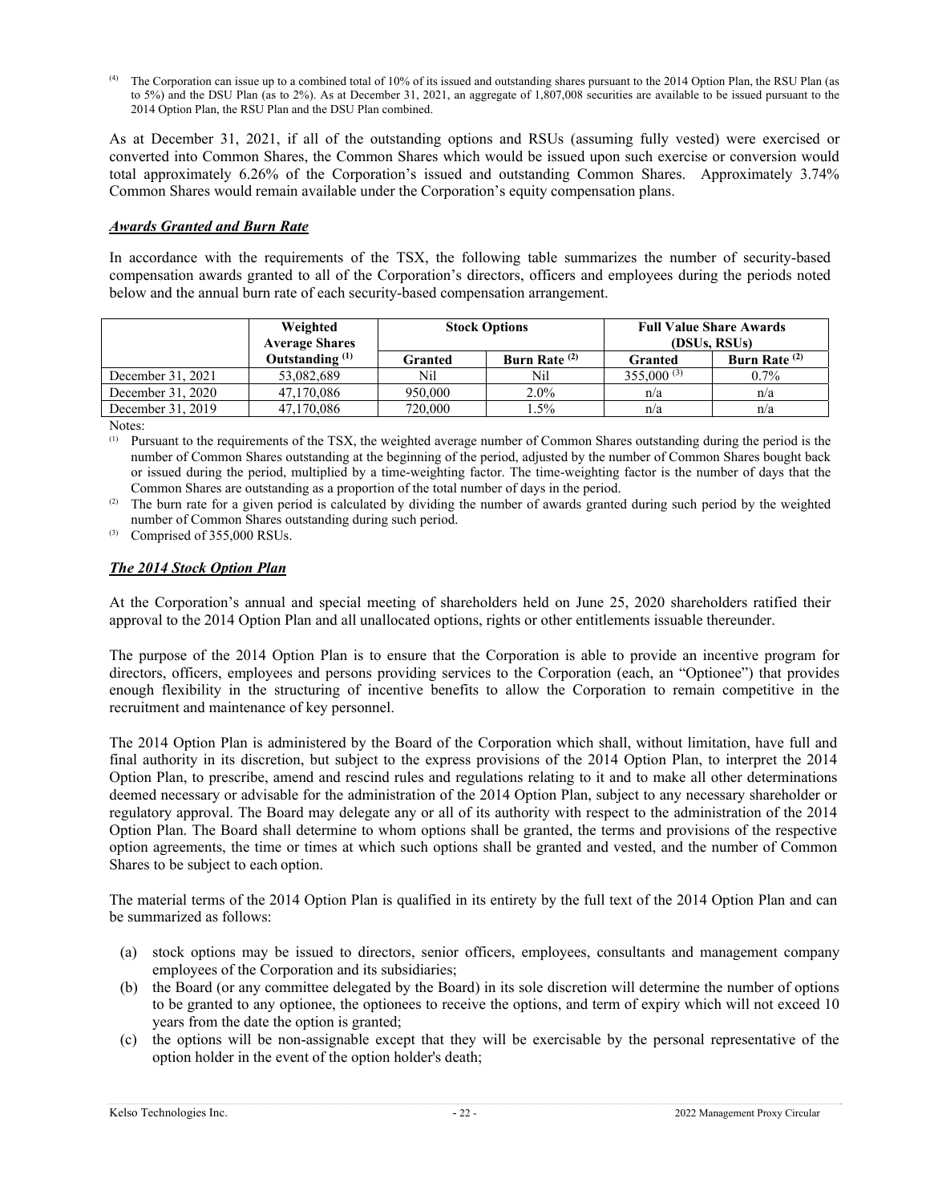(4) The Corporation can issue up to a combined total of 10% of its issued and outstanding shares pursuant to the 2014 Option Plan, the RSU Plan (as to 5%) and the DSU Plan (as to 2%). As at December 31, 2021, an aggregate of 1,807,008 securities are available to be issued pursuant to the 2014 Option Plan, the RSU Plan and the DSU Plan combined.

As at December 31, 2021, if all of the outstanding options and RSUs (assuming fully vested) were exercised or converted into Common Shares, the Common Shares which would be issued upon such exercise or conversion would total approximately 6.26% of the Corporation's issued and outstanding Common Shares. Approximately 3.74% Common Shares would remain available under the Corporation's equity compensation plans.

***Awards Granted and Burn Rate***

In accordance with the requirements of the TSX, the following table summarizes the number of security-based compensation awards granted to all of the Corporation's directors, officers and employees during the periods noted below and the annual burn rate of each security-based compensation arrangement.

| | Weighted Average Shares Outstanding (1) | Stock Options | | Full Value Share Awards (DSUs, RSUs) | |
|---|---|---|---|---|---|
| | | Granted | Burn Rate (2) | Granted | Burn Rate (2) |
| December 31, 2021 | 53,082,689 | Nil | Nil | 355,000 (3) | 0.7% |
| December 31, 2020 | 47,170,086 | 950,000 | 2.0% | n/a | n/a |
| December 31, 2019 | 47,170,086 | 720,000 | 1.5% | n/a | n/a |

Notes:

(1) Pursuant to the requirements of the TSX, the weighted average number of Common Shares outstanding during the period is the number of Common Shares outstanding at the beginning of the period, adjusted by the number of Common Shares bought back or issued during the period, multiplied by a time-weighting factor. The time-weighting factor is the number of days that the Common Shares are outstanding as a proportion of the total number of days in the period.

(2) The burn rate for a given period is calculated by dividing the number of awards granted during such period by the weighted number of Common Shares outstanding during such period.

(3) Comprised of 355,000 RSUs.

***The 2014 Stock Option Plan***

At the Corporation's annual and special meeting of shareholders held on June 25, 2020 shareholders ratified their approval to the 2014 Option Plan and all unallocated options, rights or other entitlements issuable thereunder.

The purpose of the 2014 Option Plan is to ensure that the Corporation is able to provide an incentive program for directors, officers, employees and persons providing services to the Corporation (each, an "Optionee") that provides enough flexibility in the structuring of incentive benefits to allow the Corporation to remain competitive in the recruitment and maintenance of key personnel.

The 2014 Option Plan is administered by the Board of the Corporation which shall, without limitation, have full and final authority in its discretion, but subject to the express provisions of the 2014 Option Plan, to interpret the 2014 Option Plan, to prescribe, amend and rescind rules and regulations relating to it and to make all other determinations deemed necessary or advisable for the administration of the 2014 Option Plan, subject to any necessary shareholder or regulatory approval. The Board may delegate any or all of its authority with respect to the administration of the 2014 Option Plan. The Board shall determine to whom options shall be granted, the terms and provisions of the respective option agreements, the time or times at which such options shall be granted and vested, and the number of Common Shares to be subject to each option.

The material terms of the 2014 Option Plan is qualified in its entirety by the full text of the 2014 Option Plan and can be summarized as follows:

(a) stock options may be issued to directors, senior officers, employees, consultants and management company employees of the Corporation and its subsidiaries;

(b) the Board (or any committee delegated by the Board) in its sole discretion will determine the number of options to be granted to any optionee, the optionees to receive the options, and term of expiry which will not exceed 10 years from the date the option is granted;

(c) the options will be non-assignable except that they will be exercisable by the personal representative of the option holder in the event of the option holder's death;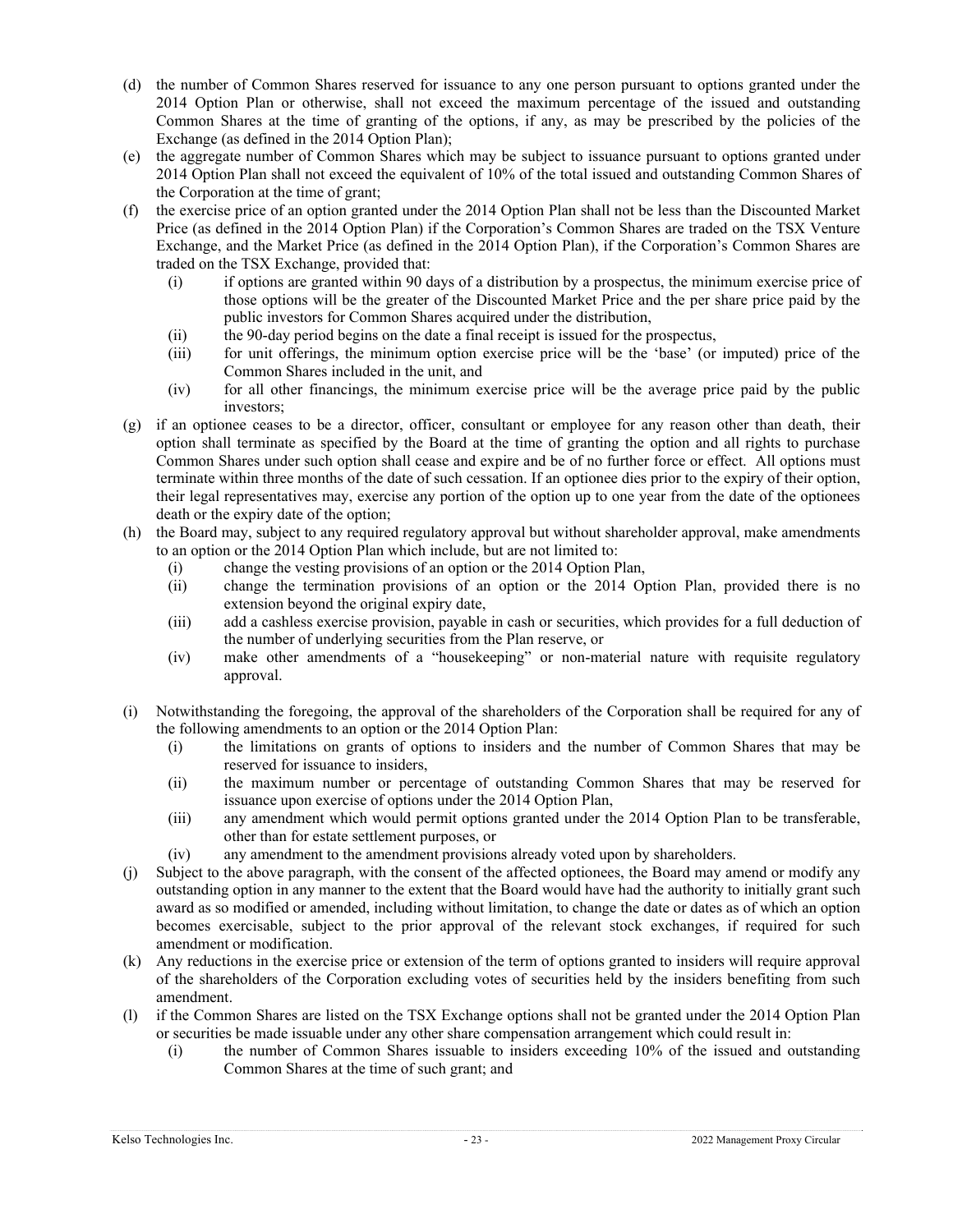(d) the number of Common Shares reserved for issuance to any one person pursuant to options granted under the 2014 Option Plan or otherwise, shall not exceed the maximum percentage of the issued and outstanding Common Shares at the time of granting of the options, if any, as may be prescribed by the policies of the Exchange (as defined in the 2014 Option Plan);

(e) the aggregate number of Common Shares which may be subject to issuance pursuant to options granted under 2014 Option Plan shall not exceed the equivalent of 10% of the total issued and outstanding Common Shares of the Corporation at the time of grant;

(f) the exercise price of an option granted under the 2014 Option Plan shall not be less than the Discounted Market Price (as defined in the 2014 Option Plan) if the Corporation's Common Shares are traded on the TSX Venture Exchange, and the Market Price (as defined in the 2014 Option Plan), if the Corporation's Common Shares are traded on the TSX Exchange, provided that:
   - (i) if options are granted within 90 days of a distribution by a prospectus, the minimum exercise price of those options will be the greater of the Discounted Market Price and the per share price paid by the public investors for Common Shares acquired under the distribution,
   - (ii) the 90-day period begins on the date a final receipt is issued for the prospectus,
   - (iii) for unit offerings, the minimum option exercise price will be the 'base' (or imputed) price of the Common Shares included in the unit, and
   - (iv) for all other financings, the minimum exercise price will be the average price paid by the public investors;

(g) if an optionee ceases to be a director, officer, consultant or employee for any reason other than death, their option shall terminate as specified by the Board at the time of granting the option and all rights to purchase Common Shares under such option shall cease and expire and be of no further force or effect. All options must terminate within three months of the date of such cessation. If an optionee dies prior to the expiry of their option, their legal representatives may, exercise any portion of the option up to one year from the date of the optionees death or the expiry date of the option;

(h) the Board may, subject to any required regulatory approval but without shareholder approval, make amendments to an option or the 2014 Option Plan which include, but are not limited to:
   - (i) change the vesting provisions of an option or the 2014 Option Plan,
   - (ii) change the termination provisions of an option or the 2014 Option Plan, provided there is no extension beyond the original expiry date,
   - (iii) add a cashless exercise provision, payable in cash or securities, which provides for a full deduction of the number of underlying securities from the Plan reserve, or
   - (iv) make other amendments of a "housekeeping" or non-material nature with requisite regulatory approval.

(i) Notwithstanding the foregoing, the approval of the shareholders of the Corporation shall be required for any of the following amendments to an option or the 2014 Option Plan:
   - (i) the limitations on grants of options to insiders and the number of Common Shares that may be reserved for issuance to insiders,
   - (ii) the maximum number or percentage of outstanding Common Shares that may be reserved for issuance upon exercise of options under the 2014 Option Plan,
   - (iii) any amendment which would permit options granted under the 2014 Option Plan to be transferable, other than for estate settlement purposes, or
   - (iv) any amendment to the amendment provisions already voted upon by shareholders.

(j) Subject to the above paragraph, with the consent of the affected optionees, the Board may amend or modify any outstanding option in any manner to the extent that the Board would have had the authority to initially grant such award as so modified or amended, including without limitation, to change the date or dates as of which an option becomes exercisable, subject to the prior approval of the relevant stock exchanges, if required for such amendment or modification.

(k) Any reductions in the exercise price or extension of the term of options granted to insiders will require approval of the shareholders of the Corporation excluding votes of securities held by the insiders benefiting from such amendment.

(l) if the Common Shares are listed on the TSX Exchange options shall not be granted under the 2014 Option Plan or securities be made issuable under any other share compensation arrangement which could result in:
   - (i) the number of Common Shares issuable to insiders exceeding 10% of the issued and outstanding Common Shares at the time of such grant; and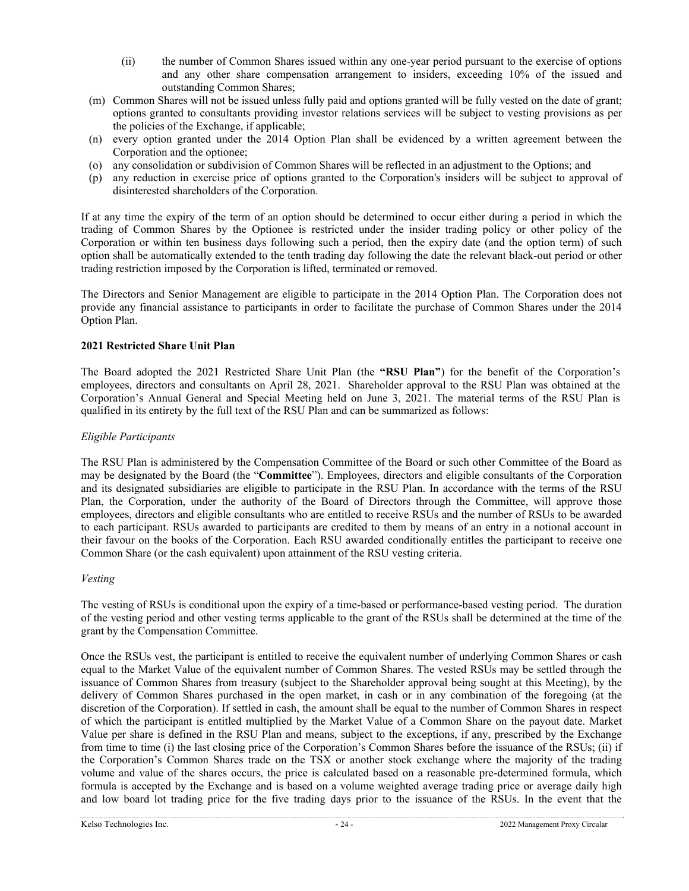(ii) the number of Common Shares issued within any one-year period pursuant to the exercise of options and any other share compensation arrangement to insiders, exceeding 10% of the issued and outstanding Common Shares;

(m) Common Shares will not be issued unless fully paid and options granted will be fully vested on the date of grant; options granted to consultants providing investor relations services will be subject to vesting provisions as per the policies of the Exchange, if applicable;

(n) every option granted under the 2014 Option Plan shall be evidenced by a written agreement between the Corporation and the optionee;

(o) any consolidation or subdivision of Common Shares will be reflected in an adjustment to the Options; and

(p) any reduction in exercise price of options granted to the Corporation's insiders will be subject to approval of disinterested shareholders of the Corporation.

If at any time the expiry of the term of an option should be determined to occur either during a period in which the trading of Common Shares by the Optionee is restricted under the insider trading policy or other policy of the Corporation or within ten business days following such a period, then the expiry date (and the option term) of such option shall be automatically extended to the tenth trading day following the date the relevant black-out period or other trading restriction imposed by the Corporation is lifted, terminated or removed.

The Directors and Senior Management are eligible to participate in the 2014 Option Plan. The Corporation does not provide any financial assistance to participants in order to facilitate the purchase of Common Shares under the 2014 Option Plan.

**2021 Restricted Share Unit Plan**

The Board adopted the 2021 Restricted Share Unit Plan (the **"RSU Plan"**) for the benefit of the Corporation's employees, directors and consultants on April 28, 2021. Shareholder approval to the RSU Plan was obtained at the Corporation's Annual General and Special Meeting held on June 3, 2021. The material terms of the RSU Plan is qualified in its entirety by the full text of the RSU Plan and can be summarized as follows:

*Eligible Participants*

The RSU Plan is administered by the Compensation Committee of the Board or such other Committee of the Board as may be designated by the Board (the "**Committee**"). Employees, directors and eligible consultants of the Corporation and its designated subsidiaries are eligible to participate in the RSU Plan. In accordance with the terms of the RSU Plan, the Corporation, under the authority of the Board of Directors through the Committee, will approve those employees, directors and eligible consultants who are entitled to receive RSUs and the number of RSUs to be awarded to each participant. RSUs awarded to participants are credited to them by means of an entry in a notional account in their favour on the books of the Corporation. Each RSU awarded conditionally entitles the participant to receive one Common Share (or the cash equivalent) upon attainment of the RSU vesting criteria.

*Vesting*

The vesting of RSUs is conditional upon the expiry of a time-based or performance-based vesting period. The duration of the vesting period and other vesting terms applicable to the grant of the RSUs shall be determined at the time of the grant by the Compensation Committee.

Once the RSUs vest, the participant is entitled to receive the equivalent number of underlying Common Shares or cash equal to the Market Value of the equivalent number of Common Shares. The vested RSUs may be settled through the issuance of Common Shares from treasury (subject to the Shareholder approval being sought at this Meeting), by the delivery of Common Shares purchased in the open market, in cash or in any combination of the foregoing (at the discretion of the Corporation). If settled in cash, the amount shall be equal to the number of Common Shares in respect of which the participant is entitled multiplied by the Market Value of a Common Share on the payout date. Market Value per share is defined in the RSU Plan and means, subject to the exceptions, if any, prescribed by the Exchange from time to time (i) the last closing price of the Corporation's Common Shares before the issuance of the RSUs; (ii) if the Corporation's Common Shares trade on the TSX or another stock exchange where the majority of the trading volume and value of the shares occurs, the price is calculated based on a reasonable pre-determined formula, which formula is accepted by the Exchange and is based on a volume weighted average trading price or average daily high and low board lot trading price for the five trading days prior to the issuance of the RSUs. In the event that the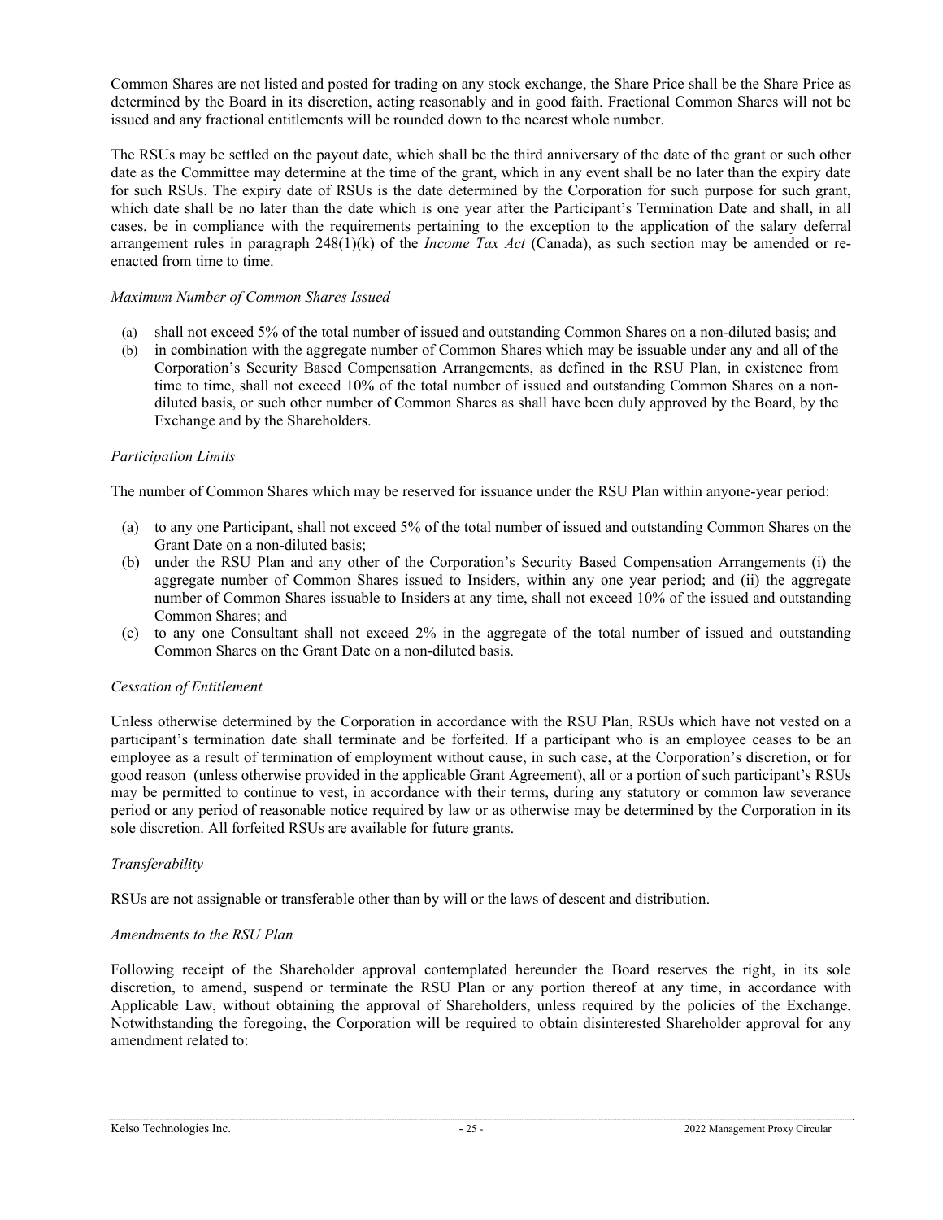Common Shares are not listed and posted for trading on any stock exchange, the Share Price shall be the Share Price as determined by the Board in its discretion, acting reasonably and in good faith. Fractional Common Shares will not be issued and any fractional entitlements will be rounded down to the nearest whole number.

The RSUs may be settled on the payout date, which shall be the third anniversary of the date of the grant or such other date as the Committee may determine at the time of the grant, which in any event shall be no later than the expiry date for such RSUs. The expiry date of RSUs is the date determined by the Corporation for such purpose for such grant, which date shall be no later than the date which is one year after the Participant's Termination Date and shall, in all cases, be in compliance with the requirements pertaining to the exception to the application of the salary deferral arrangement rules in paragraph 248(1)(k) of the *Income Tax Act* (Canada), as such section may be amended or re-enacted from time to time.

*Maximum Number of Common Shares Issued*

(a) shall not exceed 5% of the total number of issued and outstanding Common Shares on a non-diluted basis; and
(b) in combination with the aggregate number of Common Shares which may be issuable under any and all of the Corporation's Security Based Compensation Arrangements, as defined in the RSU Plan, in existence from time to time, shall not exceed 10% of the total number of issued and outstanding Common Shares on a non-diluted basis, or such other number of Common Shares as shall have been duly approved by the Board, by the Exchange and by the Shareholders.

*Participation Limits*

The number of Common Shares which may be reserved for issuance under the RSU Plan within anyone-year period:

(a) to any one Participant, shall not exceed 5% of the total number of issued and outstanding Common Shares on the Grant Date on a non-diluted basis;
(b) under the RSU Plan and any other of the Corporation's Security Based Compensation Arrangements (i) the aggregate number of Common Shares issued to Insiders, within any one year period; and (ii) the aggregate number of Common Shares issuable to Insiders at any time, shall not exceed 10% of the issued and outstanding Common Shares; and
(c) to any one Consultant shall not exceed 2% in the aggregate of the total number of issued and outstanding Common Shares on the Grant Date on a non-diluted basis.

*Cessation of Entitlement*

Unless otherwise determined by the Corporation in accordance with the RSU Plan, RSUs which have not vested on a participant's termination date shall terminate and be forfeited. If a participant who is an employee ceases to be an employee as a result of termination of employment without cause, in such case, at the Corporation's discretion, or for good reason (unless otherwise provided in the applicable Grant Agreement), all or a portion of such participant's RSUs may be permitted to continue to vest, in accordance with their terms, during any statutory or common law severance period or any period of reasonable notice required by law or as otherwise may be determined by the Corporation in its sole discretion. All forfeited RSUs are available for future grants.

*Transferability*

RSUs are not assignable or transferable other than by will or the laws of descent and distribution.

*Amendments to the RSU Plan*

Following receipt of the Shareholder approval contemplated hereunder the Board reserves the right, in its sole discretion, to amend, suspend or terminate the RSU Plan or any portion thereof at any time, in accordance with Applicable Law, without obtaining the approval of Shareholders, unless required by the policies of the Exchange. Notwithstanding the foregoing, the Corporation will be required to obtain disinterested Shareholder approval for any amendment related to: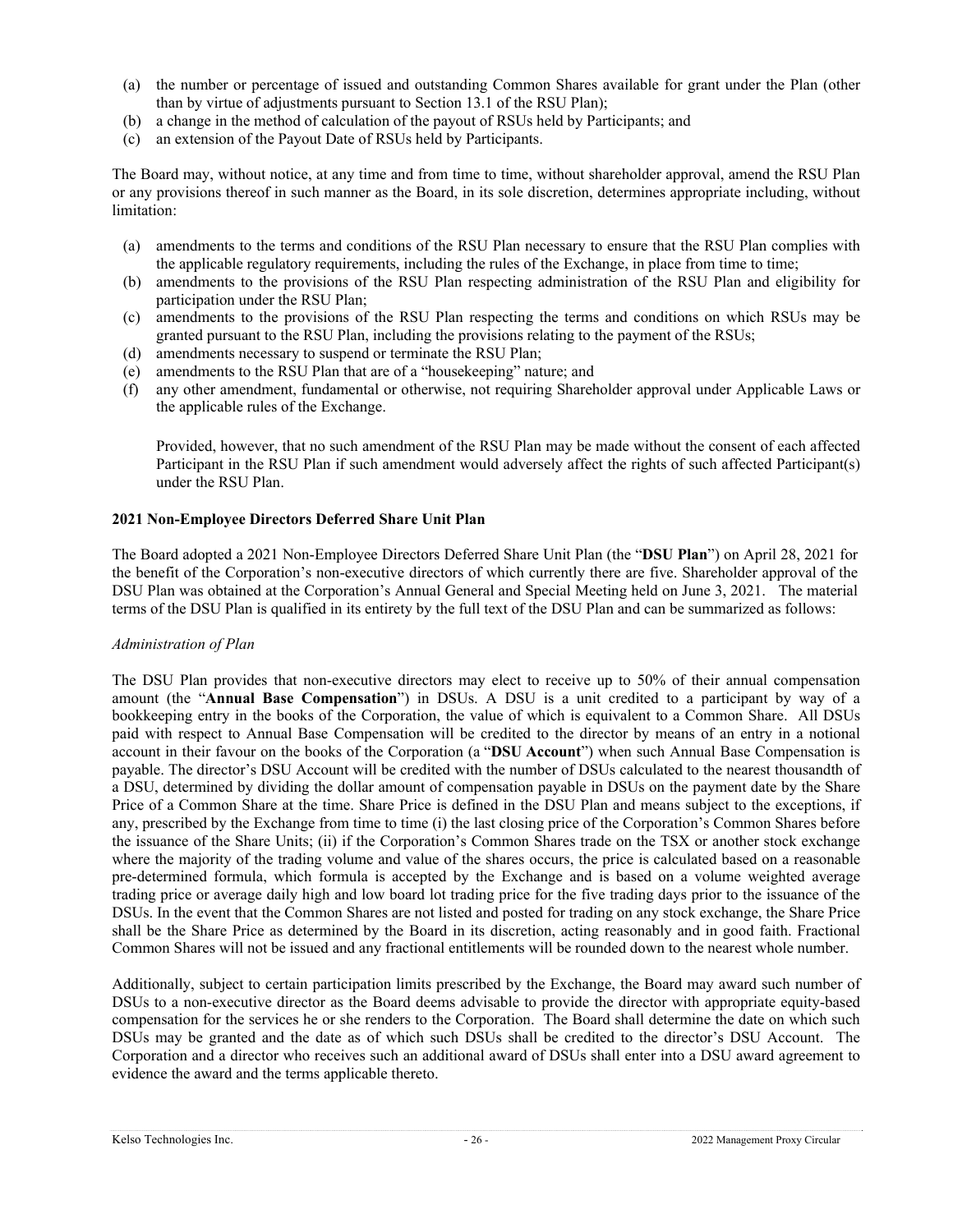(a) the number or percentage of issued and outstanding Common Shares available for grant under the Plan (other than by virtue of adjustments pursuant to Section 13.1 of the RSU Plan);
(b) a change in the method of calculation of the payout of RSUs held by Participants; and
(c) an extension of the Payout Date of RSUs held by Participants.

The Board may, without notice, at any time and from time to time, without shareholder approval, amend the RSU Plan or any provisions thereof in such manner as the Board, in its sole discretion, determines appropriate including, without limitation:

(a) amendments to the terms and conditions of the RSU Plan necessary to ensure that the RSU Plan complies with the applicable regulatory requirements, including the rules of the Exchange, in place from time to time;
(b) amendments to the provisions of the RSU Plan respecting administration of the RSU Plan and eligibility for participation under the RSU Plan;
(c) amendments to the provisions of the RSU Plan respecting the terms and conditions on which RSUs may be granted pursuant to the RSU Plan, including the provisions relating to the payment of the RSUs;
(d) amendments necessary to suspend or terminate the RSU Plan;
(e) amendments to the RSU Plan that are of a "housekeeping" nature; and
(f) any other amendment, fundamental or otherwise, not requiring Shareholder approval under Applicable Laws or the applicable rules of the Exchange.

Provided, however, that no such amendment of the RSU Plan may be made without the consent of each affected Participant in the RSU Plan if such amendment would adversely affect the rights of such affected Participant(s) under the RSU Plan.

**2021 Non-Employee Directors Deferred Share Unit Plan**

The Board adopted a 2021 Non-Employee Directors Deferred Share Unit Plan (the "**DSU Plan**") on April 28, 2021 for the benefit of the Corporation's non-executive directors of which currently there are five. Shareholder approval of the DSU Plan was obtained at the Corporation's Annual General and Special Meeting held on June 3, 2021. The material terms of the DSU Plan is qualified in its entirety by the full text of the DSU Plan and can be summarized as follows:

*Administration of Plan*

The DSU Plan provides that non-executive directors may elect to receive up to 50% of their annual compensation amount (the "**Annual Base Compensation**") in DSUs. A DSU is a unit credited to a participant by way of a bookkeeping entry in the books of the Corporation, the value of which is equivalent to a Common Share. All DSUs paid with respect to Annual Base Compensation will be credited to the director by means of an entry in a notional account in their favour on the books of the Corporation (a "**DSU Account**") when such Annual Base Compensation is payable. The director's DSU Account will be credited with the number of DSUs calculated to the nearest thousandth of a DSU, determined by dividing the dollar amount of compensation payable in DSUs on the payment date by the Share Price of a Common Share at the time. Share Price is defined in the DSU Plan and means subject to the exceptions, if any, prescribed by the Exchange from time to time (i) the last closing price of the Corporation's Common Shares before the issuance of the Share Units; (ii) if the Corporation's Common Shares trade on the TSX or another stock exchange where the majority of the trading volume and value of the shares occurs, the price is calculated based on a reasonable pre-determined formula, which formula is accepted by the Exchange and is based on a volume weighted average trading price or average daily high and low board lot trading price for the five trading days prior to the issuance of the DSUs. In the event that the Common Shares are not listed and posted for trading on any stock exchange, the Share Price shall be the Share Price as determined by the Board in its discretion, acting reasonably and in good faith. Fractional Common Shares will not be issued and any fractional entitlements will be rounded down to the nearest whole number.

Additionally, subject to certain participation limits prescribed by the Exchange, the Board may award such number of DSUs to a non-executive director as the Board deems advisable to provide the director with appropriate equity-based compensation for the services he or she renders to the Corporation. The Board shall determine the date on which such DSUs may be granted and the date as of which such DSUs shall be credited to the director's DSU Account. The Corporation and a director who receives such an additional award of DSUs shall enter into a DSU award agreement to evidence the award and the terms applicable thereto.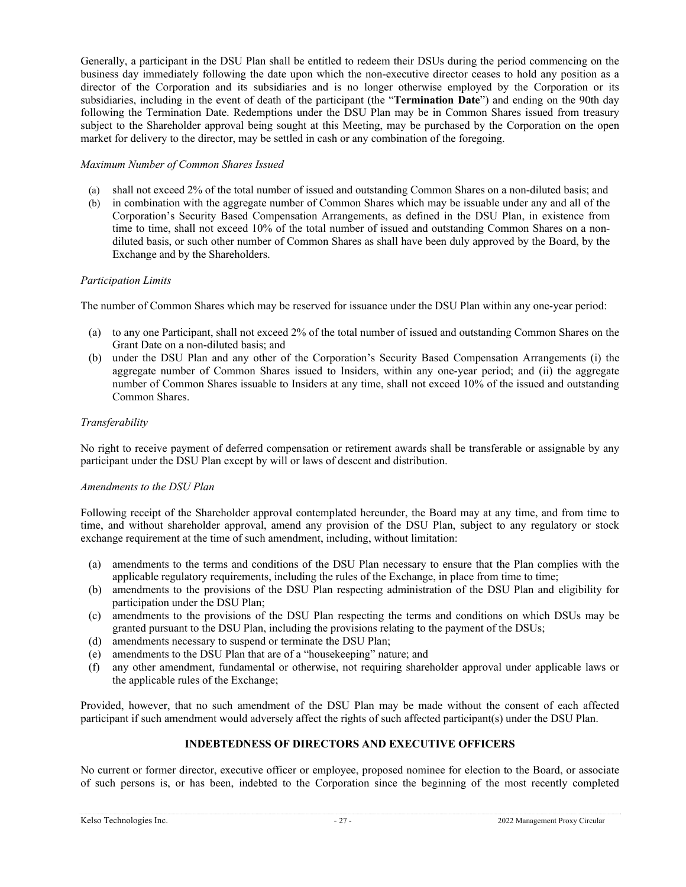Generally, a participant in the DSU Plan shall be entitled to redeem their DSUs during the period commencing on the business day immediately following the date upon which the non-executive director ceases to hold any position as a director of the Corporation and its subsidiaries and is no longer otherwise employed by the Corporation or its subsidiaries, including in the event of death of the participant (the "**Termination Date**") and ending on the 90th day following the Termination Date. Redemptions under the DSU Plan may be in Common Shares issued from treasury subject to the Shareholder approval being sought at this Meeting, may be purchased by the Corporation on the open market for delivery to the director, may be settled in cash or any combination of the foregoing.

*Maximum Number of Common Shares Issued*

(a) shall not exceed 2% of the total number of issued and outstanding Common Shares on a non-diluted basis; and
(b) in combination with the aggregate number of Common Shares which may be issuable under any and all of the Corporation's Security Based Compensation Arrangements, as defined in the DSU Plan, in existence from time to time, shall not exceed 10% of the total number of issued and outstanding Common Shares on a non-diluted basis, or such other number of Common Shares as shall have been duly approved by the Board, by the Exchange and by the Shareholders.

*Participation Limits*

The number of Common Shares which may be reserved for issuance under the DSU Plan within any one-year period:

(a) to any one Participant, shall not exceed 2% of the total number of issued and outstanding Common Shares on the Grant Date on a non-diluted basis; and
(b) under the DSU Plan and any other of the Corporation's Security Based Compensation Arrangements (i) the aggregate number of Common Shares issued to Insiders, within any one-year period; and (ii) the aggregate number of Common Shares issuable to Insiders at any time, shall not exceed 10% of the issued and outstanding Common Shares.

*Transferability*

No right to receive payment of deferred compensation or retirement awards shall be transferable or assignable by any participant under the DSU Plan except by will or laws of descent and distribution.

*Amendments to the DSU Plan*

Following receipt of the Shareholder approval contemplated hereunder, the Board may at any time, and from time to time, and without shareholder approval, amend any provision of the DSU Plan, subject to any regulatory or stock exchange requirement at the time of such amendment, including, without limitation:

(a) amendments to the terms and conditions of the DSU Plan necessary to ensure that the Plan complies with the applicable regulatory requirements, including the rules of the Exchange, in place from time to time;
(b) amendments to the provisions of the DSU Plan respecting administration of the DSU Plan and eligibility for participation under the DSU Plan;
(c) amendments to the provisions of the DSU Plan respecting the terms and conditions on which DSUs may be granted pursuant to the DSU Plan, including the provisions relating to the payment of the DSUs;
(d) amendments necessary to suspend or terminate the DSU Plan;
(e) amendments to the DSU Plan that are of a "housekeeping" nature; and
(f) any other amendment, fundamental or otherwise, not requiring shareholder approval under applicable laws or the applicable rules of the Exchange;

Provided, however, that no such amendment of the DSU Plan may be made without the consent of each affected participant if such amendment would adversely affect the rights of such affected participant(s) under the DSU Plan.

## INDEBTEDNESS OF DIRECTORS AND EXECUTIVE OFFICERS

No current or former director, executive officer or employee, proposed nominee for election to the Board, or associate of such persons is, or has been, indebted to the Corporation since the beginning of the most recently completed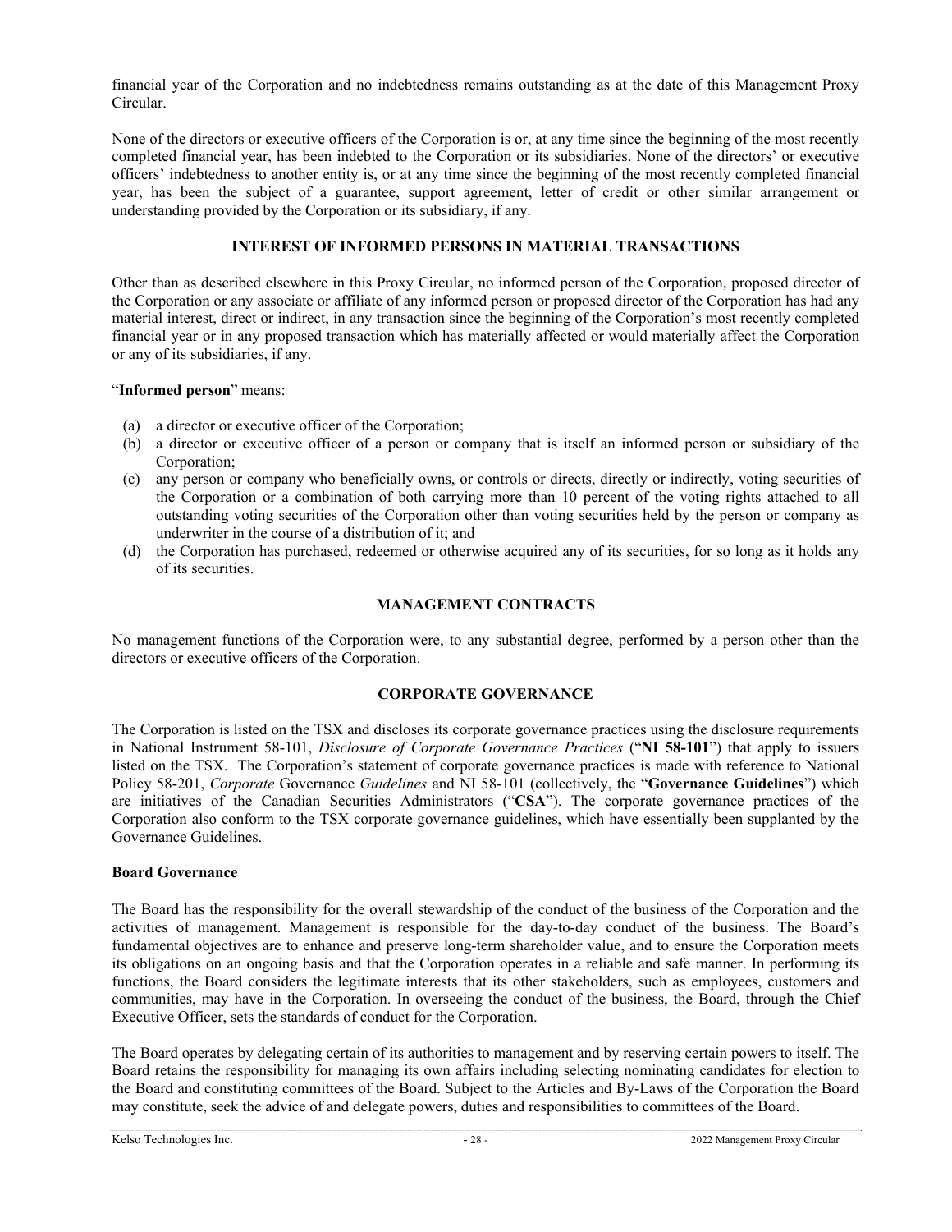financial year of the Corporation and no indebtedness remains outstanding as at the date of this Management Proxy Circular.

None of the directors or executive officers of the Corporation is or, at any time since the beginning of the most recently completed financial year, has been indebted to the Corporation or its subsidiaries. None of the directors' or executive officers' indebtedness to another entity is, or at any time since the beginning of the most recently completed financial year, has been the subject of a guarantee, support agreement, letter of credit or other similar arrangement or understanding provided by the Corporation or its subsidiary, if any.

## INTEREST OF INFORMED PERSONS IN MATERIAL TRANSACTIONS

Other than as described elsewhere in this Proxy Circular, no informed person of the Corporation, proposed director of the Corporation or any associate or affiliate of any informed person or proposed director of the Corporation has had any material interest, direct or indirect, in any transaction since the beginning of the Corporation's most recently completed financial year or in any proposed transaction which has materially affected or would materially affect the Corporation or any of its subsidiaries, if any.

"**Informed person**" means:

(a) a director or executive officer of the Corporation;
(b) a director or executive officer of a person or company that is itself an informed person or subsidiary of the Corporation;
(c) any person or company who beneficially owns, or controls or directs, directly or indirectly, voting securities of the Corporation or a combination of both carrying more than 10 percent of the voting rights attached to all outstanding voting securities of the Corporation other than voting securities held by the person or company as underwriter in the course of a distribution of it; and
(d) the Corporation has purchased, redeemed or otherwise acquired any of its securities, for so long as it holds any of its securities.

## MANAGEMENT CONTRACTS

No management functions of the Corporation were, to any substantial degree, performed by a person other than the directors or executive officers of the Corporation.

## CORPORATE GOVERNANCE

The Corporation is listed on the TSX and discloses its corporate governance practices using the disclosure requirements in National Instrument 58-101, *Disclosure of Corporate Governance Practices* ("**NI 58-101**") that apply to issuers listed on the TSX. The Corporation's statement of corporate governance practices is made with reference to National Policy 58-201, *Corporate* Governance *Guidelines* and NI 58-101 (collectively, the "**Governance Guidelines**") which are initiatives of the Canadian Securities Administrators ("**CSA**"). The corporate governance practices of the Corporation also conform to the TSX corporate governance guidelines, which have essentially been supplanted by the Governance Guidelines.

### Board Governance

The Board has the responsibility for the overall stewardship of the conduct of the business of the Corporation and the activities of management. Management is responsible for the day-to-day conduct of the business. The Board's fundamental objectives are to enhance and preserve long-term shareholder value, and to ensure the Corporation meets its obligations on an ongoing basis and that the Corporation operates in a reliable and safe manner. In performing its functions, the Board considers the legitimate interests that its other stakeholders, such as employees, customers and communities, may have in the Corporation. In overseeing the conduct of the business, the Board, through the Chief Executive Officer, sets the standards of conduct for the Corporation.

The Board operates by delegating certain of its authorities to management and by reserving certain powers to itself. The Board retains the responsibility for managing its own affairs including selecting nominating candidates for election to the Board and constituting committees of the Board. Subject to the Articles and By-Laws of the Corporation the Board may constitute, seek the advice of and delegate powers, duties and responsibilities to committees of the Board.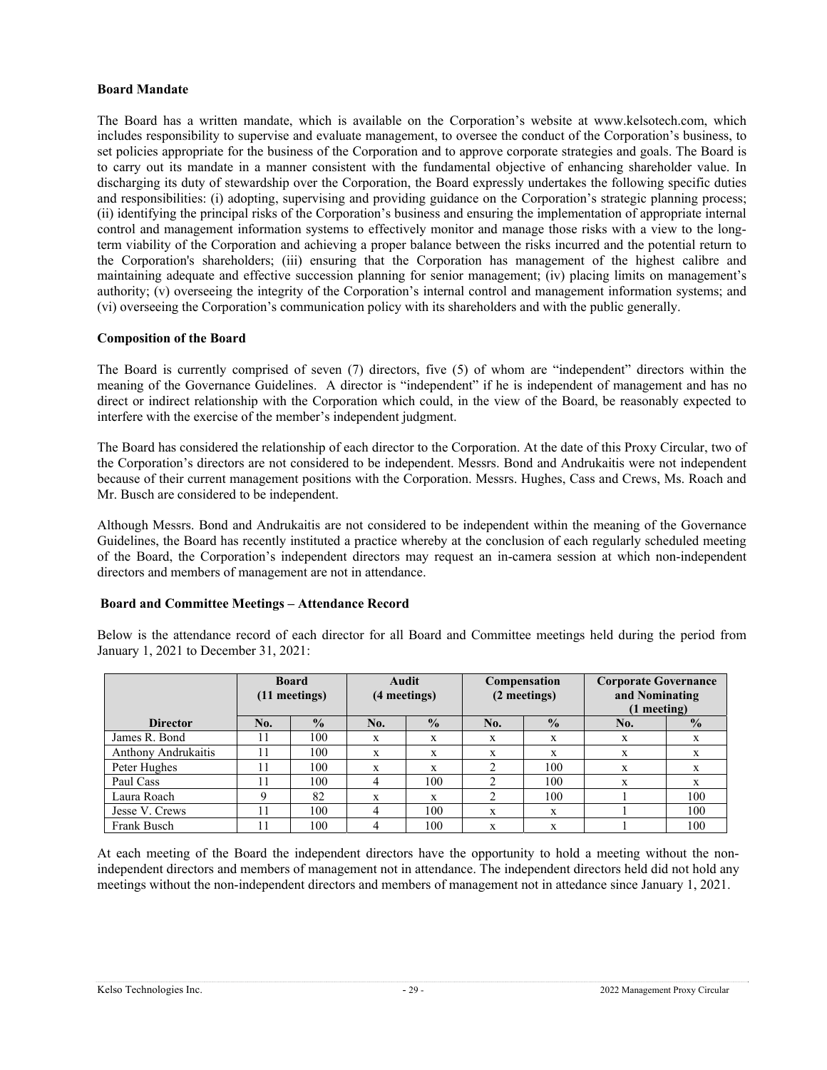**Board Mandate**

The Board has a written mandate, which is available on the Corporation's website at www.kelsotech.com, which includes responsibility to supervise and evaluate management, to oversee the conduct of the Corporation's business, to set policies appropriate for the business of the Corporation and to approve corporate strategies and goals. The Board is to carry out its mandate in a manner consistent with the fundamental objective of enhancing shareholder value. In discharging its duty of stewardship over the Corporation, the Board expressly undertakes the following specific duties and responsibilities: (i) adopting, supervising and providing guidance on the Corporation's strategic planning process; (ii) identifying the principal risks of the Corporation's business and ensuring the implementation of appropriate internal control and management information systems to effectively monitor and manage those risks with a view to the long-term viability of the Corporation and achieving a proper balance between the risks incurred and the potential return to the Corporation's shareholders; (iii) ensuring that the Corporation has management of the highest calibre and maintaining adequate and effective succession planning for senior management; (iv) placing limits on management's authority; (v) overseeing the integrity of the Corporation's internal control and management information systems; and (vi) overseeing the Corporation's communication policy with its shareholders and with the public generally.

**Composition of the Board**

The Board is currently comprised of seven (7) directors, five (5) of whom are "independent" directors within the meaning of the Governance Guidelines. A director is "independent" if he is independent of management and has no direct or indirect relationship with the Corporation which could, in the view of the Board, be reasonably expected to interfere with the exercise of the member's independent judgment.

The Board has considered the relationship of each director to the Corporation. At the date of this Proxy Circular, two of the Corporation's directors are not considered to be independent. Messrs. Bond and Andrukaitis were not independent because of their current management positions with the Corporation. Messrs. Hughes, Cass and Crews, Ms. Roach and Mr. Busch are considered to be independent.

Although Messrs. Bond and Andrukaitis are not considered to be independent within the meaning of the Governance Guidelines, the Board has recently instituted a practice whereby at the conclusion of each regularly scheduled meeting of the Board, the Corporation's independent directors may request an in-camera session at which non-independent directors and members of management are not in attendance.

**Board and Committee Meetings – Attendance Record**

Below is the attendance record of each director for all Board and Committee meetings held during the period from January 1, 2021 to December 31, 2021:

| | Board (11 meetings) | | Audit (4 meetings) | | Compensation (2 meetings) | | Corporate Governance and Nominating (1 meeting) | |
|---|---|---|---|---|---|---|---|---|
| **Director** | **No.** | **%** | **No.** | **%** | **No.** | **%** | **No.** | **%** |
| James R. Bond | 11 | 100 | x | x | x | x | x | x |
| Anthony Andrukaitis | 11 | 100 | x | x | x | x | x | x |
| Peter Hughes | 11 | 100 | x | x | 2 | 100 | x | x |
| Paul Cass | 11 | 100 | 4 | 100 | 2 | 100 | x | x |
| Laura Roach | 9 | 82 | x | x | 2 | 100 | 1 | 100 |
| Jesse V. Crews | 11 | 100 | 4 | 100 | x | x | 1 | 100 |
| Frank Busch | 11 | 100 | 4 | 100 | x | x | 1 | 100 |

At each meeting of the Board the independent directors have the opportunity to hold a meeting without the non-independent directors and members of management not in attendance. The independent directors held did not hold any meetings without the non-independent directors and members of management not in attedance since January 1, 2021.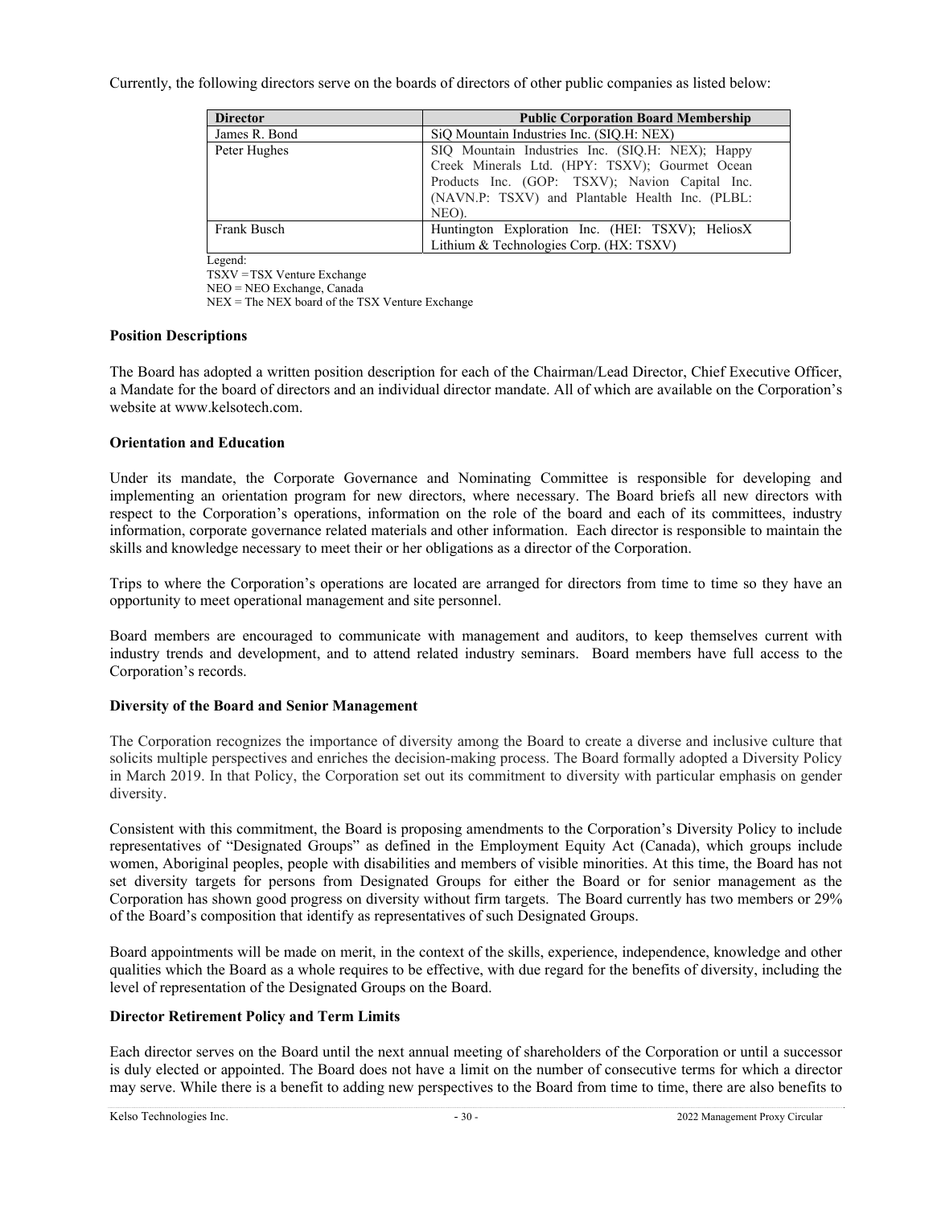Currently, the following directors serve on the boards of directors of other public companies as listed below:

| Director | Public Corporation Board Membership |
|---|---|
| James R. Bond | SiQ Mountain Industries Inc. (SIQ.H: NEX) |
| Peter Hughes | SIQ Mountain Industries Inc. (SIQ.H: NEX); Happy Creek Minerals Ltd. (HPY: TSXV); Gourmet Ocean Products Inc. (GOP: TSXV); Navion Capital Inc. (NAVN.P: TSXV) and Plantable Health Inc. (PLBL: NEO). |
| Frank Busch | Huntington Exploration Inc. (HEI: TSXV); HeliosX Lithium & Technologies Corp. (HX: TSXV) |

Legend:
TSXV = TSX Venture Exchange
NEO = NEO Exchange, Canada
NEX = The NEX board of the TSX Venture Exchange

**Position Descriptions**

The Board has adopted a written position description for each of the Chairman/Lead Director, Chief Executive Officer, a Mandate for the board of directors and an individual director mandate. All of which are available on the Corporation's website at www.kelsotech.com.

**Orientation and Education**

Under its mandate, the Corporate Governance and Nominating Committee is responsible for developing and implementing an orientation program for new directors, where necessary. The Board briefs all new directors with respect to the Corporation's operations, information on the role of the board and each of its committees, industry information, corporate governance related materials and other information. Each director is responsible to maintain the skills and knowledge necessary to meet their or her obligations as a director of the Corporation.

Trips to where the Corporation's operations are located are arranged for directors from time to time so they have an opportunity to meet operational management and site personnel.

Board members are encouraged to communicate with management and auditors, to keep themselves current with industry trends and development, and to attend related industry seminars. Board members have full access to the Corporation's records.

**Diversity of the Board and Senior Management**

The Corporation recognizes the importance of diversity among the Board to create a diverse and inclusive culture that solicits multiple perspectives and enriches the decision-making process. The Board formally adopted a Diversity Policy in March 2019. In that Policy, the Corporation set out its commitment to diversity with particular emphasis on gender diversity.

Consistent with this commitment, the Board is proposing amendments to the Corporation's Diversity Policy to include representatives of "Designated Groups" as defined in the Employment Equity Act (Canada), which groups include women, Aboriginal peoples, people with disabilities and members of visible minorities. At this time, the Board has not set diversity targets for persons from Designated Groups for either the Board or for senior management as the Corporation has shown good progress on diversity without firm targets. The Board currently has two members or 29% of the Board's composition that identify as representatives of such Designated Groups.

Board appointments will be made on merit, in the context of the skills, experience, independence, knowledge and other qualities which the Board as a whole requires to be effective, with due regard for the benefits of diversity, including the level of representation of the Designated Groups on the Board.

**Director Retirement Policy and Term Limits**

Each director serves on the Board until the next annual meeting of shareholders of the Corporation or until a successor is duly elected or appointed. The Board does not have a limit on the number of consecutive terms for which a director may serve. While there is a benefit to adding new perspectives to the Board from time to time, there are also benefits to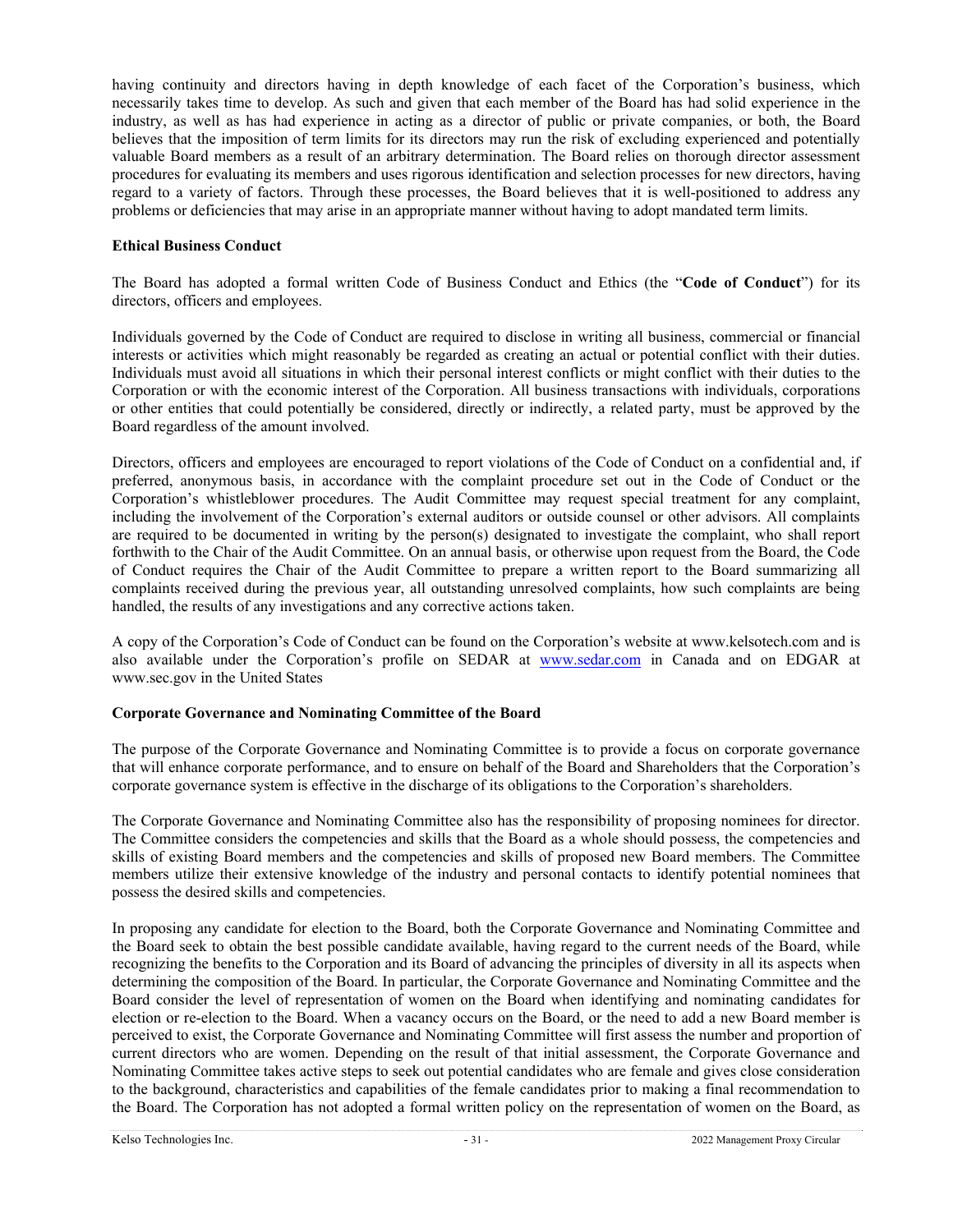having continuity and directors having in depth knowledge of each facet of the Corporation's business, which necessarily takes time to develop. As such and given that each member of the Board has had solid experience in the industry, as well as has had experience in acting as a director of public or private companies, or both, the Board believes that the imposition of term limits for its directors may run the risk of excluding experienced and potentially valuable Board members as a result of an arbitrary determination. The Board relies on thorough director assessment procedures for evaluating its members and uses rigorous identification and selection processes for new directors, having regard to a variety of factors. Through these processes, the Board believes that it is well-positioned to address any problems or deficiencies that may arise in an appropriate manner without having to adopt mandated term limits.

**Ethical Business Conduct**

The Board has adopted a formal written Code of Business Conduct and Ethics (the "**Code of Conduct**") for its directors, officers and employees.

Individuals governed by the Code of Conduct are required to disclose in writing all business, commercial or financial interests or activities which might reasonably be regarded as creating an actual or potential conflict with their duties. Individuals must avoid all situations in which their personal interest conflicts or might conflict with their duties to the Corporation or with the economic interest of the Corporation. All business transactions with individuals, corporations or other entities that could potentially be considered, directly or indirectly, a related party, must be approved by the Board regardless of the amount involved.

Directors, officers and employees are encouraged to report violations of the Code of Conduct on a confidential and, if preferred, anonymous basis, in accordance with the complaint procedure set out in the Code of Conduct or the Corporation's whistleblower procedures. The Audit Committee may request special treatment for any complaint, including the involvement of the Corporation's external auditors or outside counsel or other advisors. All complaints are required to be documented in writing by the person(s) designated to investigate the complaint, who shall report forthwith to the Chair of the Audit Committee. On an annual basis, or otherwise upon request from the Board, the Code of Conduct requires the Chair of the Audit Committee to prepare a written report to the Board summarizing all complaints received during the previous year, all outstanding unresolved complaints, how such complaints are being handled, the results of any investigations and any corrective actions taken.

A copy of the Corporation's Code of Conduct can be found on the Corporation's website at www.kelsotech.com and is also available under the Corporation's profile on SEDAR at www.sedar.com in Canada and on EDGAR at www.sec.gov in the United States

**Corporate Governance and Nominating Committee of the Board**

The purpose of the Corporate Governance and Nominating Committee is to provide a focus on corporate governance that will enhance corporate performance, and to ensure on behalf of the Board and Shareholders that the Corporation's corporate governance system is effective in the discharge of its obligations to the Corporation's shareholders.

The Corporate Governance and Nominating Committee also has the responsibility of proposing nominees for director. The Committee considers the competencies and skills that the Board as a whole should possess, the competencies and skills of existing Board members and the competencies and skills of proposed new Board members. The Committee members utilize their extensive knowledge of the industry and personal contacts to identify potential nominees that possess the desired skills and competencies.

In proposing any candidate for election to the Board, both the Corporate Governance and Nominating Committee and the Board seek to obtain the best possible candidate available, having regard to the current needs of the Board, while recognizing the benefits to the Corporation and its Board of advancing the principles of diversity in all its aspects when determining the composition of the Board. In particular, the Corporate Governance and Nominating Committee and the Board consider the level of representation of women on the Board when identifying and nominating candidates for election or re-election to the Board. When a vacancy occurs on the Board, or the need to add a new Board member is perceived to exist, the Corporate Governance and Nominating Committee will first assess the number and proportion of current directors who are women. Depending on the result of that initial assessment, the Corporate Governance and Nominating Committee takes active steps to seek out potential candidates who are female and gives close consideration to the background, characteristics and capabilities of the female candidates prior to making a final recommendation to the Board. The Corporation has not adopted a formal written policy on the representation of women on the Board, as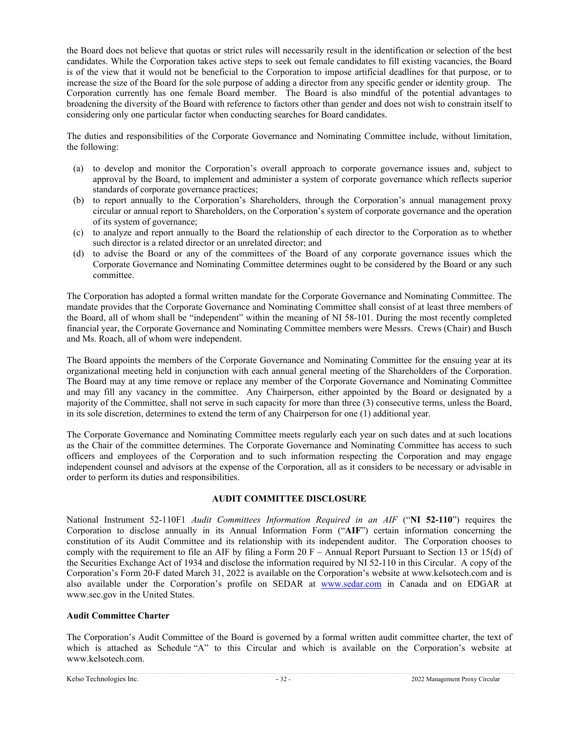the Board does not believe that quotas or strict rules will necessarily result in the identification or selection of the best candidates. While the Corporation takes active steps to seek out female candidates to fill existing vacancies, the Board is of the view that it would not be beneficial to the Corporation to impose artificial deadlines for that purpose, or to increase the size of the Board for the sole purpose of adding a director from any specific gender or identity group. The Corporation currently has one female Board member. The Board is also mindful of the potential advantages to broadening the diversity of the Board with reference to factors other than gender and does not wish to constrain itself to considering only one particular factor when conducting searches for Board candidates.

The duties and responsibilities of the Corporate Governance and Nominating Committee include, without limitation, the following:

(a) to develop and monitor the Corporation's overall approach to corporate governance issues and, subject to approval by the Board, to implement and administer a system of corporate governance which reflects superior standards of corporate governance practices;
(b) to report annually to the Corporation's Shareholders, through the Corporation's annual management proxy circular or annual report to Shareholders, on the Corporation's system of corporate governance and the operation of its system of governance;
(c) to analyze and report annually to the Board the relationship of each director to the Corporation as to whether such director is a related director or an unrelated director; and
(d) to advise the Board or any of the committees of the Board of any corporate governance issues which the Corporate Governance and Nominating Committee determines ought to be considered by the Board or any such committee.

The Corporation has adopted a formal written mandate for the Corporate Governance and Nominating Committee. The mandate provides that the Corporate Governance and Nominating Committee shall consist of at least three members of the Board, all of whom shall be "independent" within the meaning of NI 58-101. During the most recently completed financial year, the Corporate Governance and Nominating Committee members were Messrs. Crews (Chair) and Busch and Ms. Roach, all of whom were independent.

The Board appoints the members of the Corporate Governance and Nominating Committee for the ensuing year at its organizational meeting held in conjunction with each annual general meeting of the Shareholders of the Corporation. The Board may at any time remove or replace any member of the Corporate Governance and Nominating Committee and may fill any vacancy in the committee. Any Chairperson, either appointed by the Board or designated by a majority of the Committee, shall not serve in such capacity for more than three (3) consecutive terms, unless the Board, in its sole discretion, determines to extend the term of any Chairperson for one (1) additional year.

The Corporate Governance and Nominating Committee meets regularly each year on such dates and at such locations as the Chair of the committee determines. The Corporate Governance and Nominating Committee has access to such officers and employees of the Corporation and to such information respecting the Corporation and may engage independent counsel and advisors at the expense of the Corporation, all as it considers to be necessary or advisable in order to perform its duties and responsibilities.

## AUDIT COMMITTEE DISCLOSURE

National Instrument 52-110F1 *Audit Committees Information Required in an AIF* ("**NI 52-110**") requires the Corporation to disclose annually in its Annual Information Form ("**AIF**") certain information concerning the constitution of its Audit Committee and its relationship with its independent auditor. The Corporation chooses to comply with the requirement to file an AIF by filing a Form 20 F – Annual Report Pursuant to Section 13 or 15(d) of the Securities Exchange Act of 1934 and disclose the information required by NI 52-110 in this Circular. A copy of the Corporation's Form 20-F dated March 31, 2022 is available on the Corporation's website at www.kelsotech.com and is also available under the Corporation's profile on SEDAR at www.sedar.com in Canada and on EDGAR at www.sec.gov in the United States.

### Audit Committee Charter

The Corporation's Audit Committee of the Board is governed by a formal written audit committee charter, the text of which is attached as Schedule "A" to this Circular and which is available on the Corporation's website at www.kelsotech.com.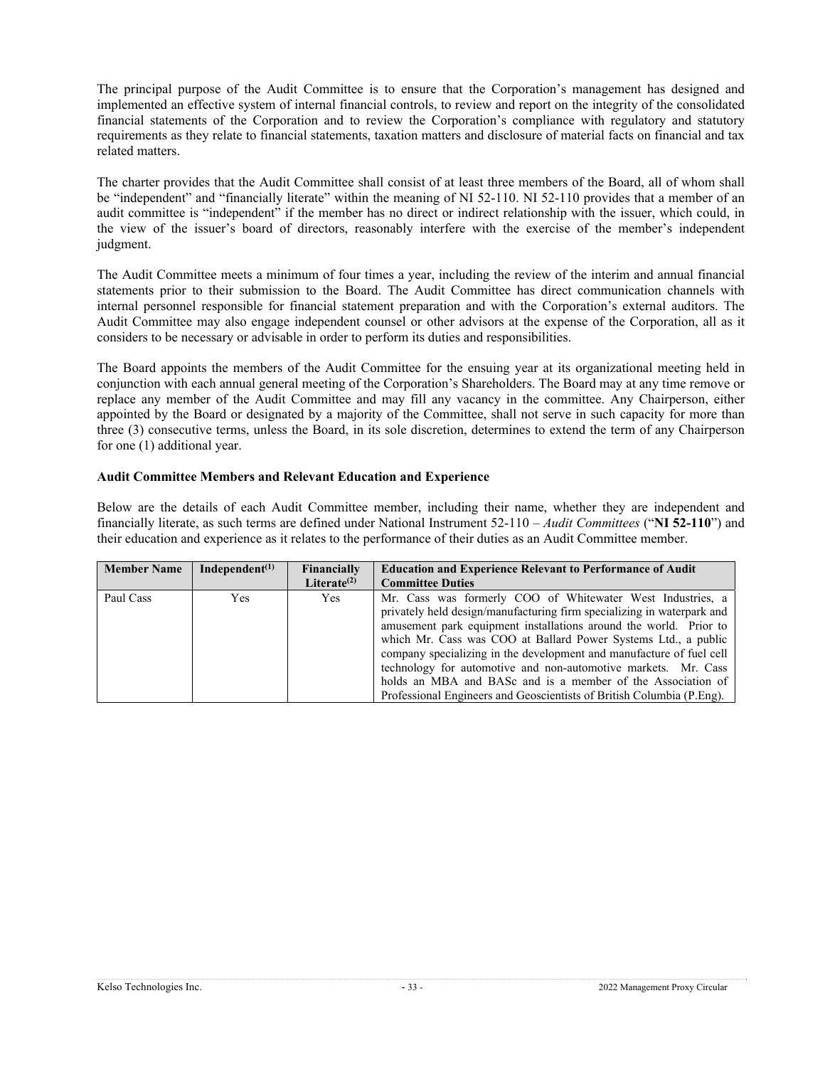The principal purpose of the Audit Committee is to ensure that the Corporation's management has designed and implemented an effective system of internal financial controls, to review and report on the integrity of the consolidated financial statements of the Corporation and to review the Corporation's compliance with regulatory and statutory requirements as they relate to financial statements, taxation matters and disclosure of material facts on financial and tax related matters.

The charter provides that the Audit Committee shall consist of at least three members of the Board, all of whom shall be "independent" and "financially literate" within the meaning of NI 52-110. NI 52-110 provides that a member of an audit committee is "independent" if the member has no direct or indirect relationship with the issuer, which could, in the view of the issuer's board of directors, reasonably interfere with the exercise of the member's independent judgment.

The Audit Committee meets a minimum of four times a year, including the review of the interim and annual financial statements prior to their submission to the Board. The Audit Committee has direct communication channels with internal personnel responsible for financial statement preparation and with the Corporation's external auditors. The Audit Committee may also engage independent counsel or other advisors at the expense of the Corporation, all as it considers to be necessary or advisable in order to perform its duties and responsibilities.

The Board appoints the members of the Audit Committee for the ensuing year at its organizational meeting held in conjunction with each annual general meeting of the Corporation's Shareholders. The Board may at any time remove or replace any member of the Audit Committee and may fill any vacancy in the committee. Any Chairperson, either appointed by the Board or designated by a majority of the Committee, shall not serve in such capacity for more than three (3) consecutive terms, unless the Board, in its sole discretion, determines to extend the term of any Chairperson for one (1) additional year.

**Audit Committee Members and Relevant Education and Experience**

Below are the details of each Audit Committee member, including their name, whether they are independent and financially literate, as such terms are defined under National Instrument 52-110 – *Audit Committees* ("**NI 52-110**") and their education and experience as it relates to the performance of their duties as an Audit Committee member.

| Member Name | Independent[(1)] | Financially Literate[(2)] | Education and Experience Relevant to Performance of Audit Committee Duties |
|---|---|---|---|
| Paul Cass | Yes | Yes | Mr. Cass was formerly COO of Whitewater West Industries, a privately held design/manufacturing firm specializing in waterpark and amusement park equipment installations around the world. Prior to which Mr. Cass was COO at Ballard Power Systems Ltd., a public company specializing in the development and manufacture of fuel cell technology for automotive and non-automotive markets. Mr. Cass holds an MBA and BASc and is a member of the Association of Professional Engineers and Geoscientists of British Columbia (P.Eng). |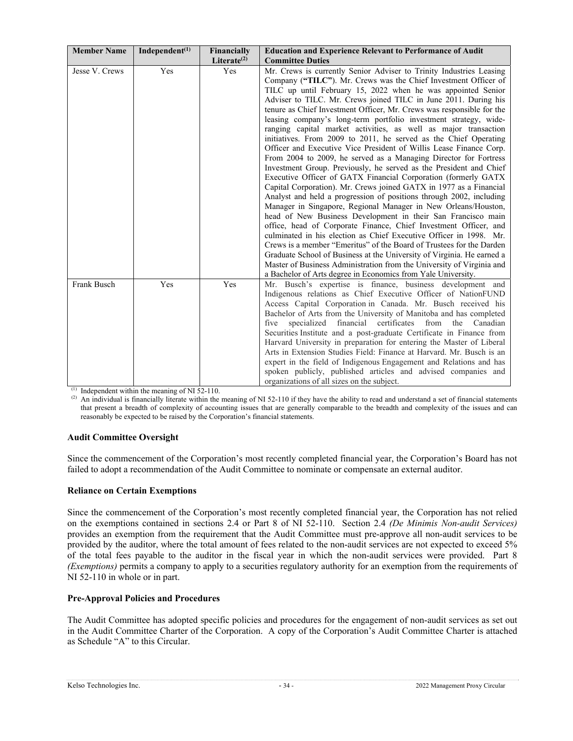| Member Name | Independent[(1)] | Financially Literate[(2)] | Education and Experience Relevant to Performance of Audit Committee Duties |
|---|---|---|---|
| Jesse V. Crews | Yes | Yes | Mr. Crews is currently Senior Adviser to Trinity Industries Leasing Company (**"TILC"**). Mr. Crews was the Chief Investment Officer of TILC up until February 15, 2022 when he was appointed Senior Adviser to TILC. Mr. Crews joined TILC in June 2011. During his tenure as Chief Investment Officer, Mr. Crews was responsible for the leasing company's long-term portfolio investment strategy, wide-ranging capital market activities, as well as major transaction initiatives. From 2009 to 2011, he served as the Chief Operating Officer and Executive Vice President of Willis Lease Finance Corp. From 2004 to 2009, he served as a Managing Director for Fortress Investment Group. Previously, he served as the President and Chief Executive Officer of GATX Financial Corporation (formerly GATX Capital Corporation). Mr. Crews joined GATX in 1977 as a Financial Analyst and held a progression of positions through 2002, including Manager in Singapore, Regional Manager in New Orleans/Houston, head of New Business Development in their San Francisco main office, head of Corporate Finance, Chief Investment Officer, and culminated in his election as Chief Executive Officer in 1998. Mr. Crews is a member "Emeritus" of the Board of Trustees for the Darden Graduate School of Business at the University of Virginia. He earned a Master of Business Administration from the University of Virginia and a Bachelor of Arts degree in Economics from Yale University. |
| Frank Busch | Yes | Yes | Mr. Busch's expertise is finance, business development and Indigenous relations as Chief Executive Officer of NationFUND Access Capital Corporation in Canada. Mr. Busch received his Bachelor of Arts from the University of Manitoba and has completed five specialized financial certificates from the Canadian Securities Institute and a post-graduate Certificate in Finance from Harvard University in preparation for entering the Master of Liberal Arts in Extension Studies Field: Finance at Harvard. Mr. Busch is an expert in the field of Indigenous Engagement and Relations and has spoken publicly, published articles and advised companies and organizations of all sizes on the subject. |

(1) Independent within the meaning of NI 52-110.

(2) An individual is financially literate within the meaning of NI 52-110 if they have the ability to read and understand a set of financial statements that present a breadth of complexity of accounting issues that are generally comparable to the breadth and complexity of the issues and can reasonably be expected to be raised by the Corporation's financial statements.

**Audit Committee Oversight**

Since the commencement of the Corporation's most recently completed financial year, the Corporation's Board has not failed to adopt a recommendation of the Audit Committee to nominate or compensate an external auditor.

**Reliance on Certain Exemptions**

Since the commencement of the Corporation's most recently completed financial year, the Corporation has not relied on the exemptions contained in sections 2.4 or Part 8 of NI 52-110. Section 2.4 *(De Minimis Non-audit Services)* provides an exemption from the requirement that the Audit Committee must pre-approve all non-audit services to be provided by the auditor, where the total amount of fees related to the non-audit services are not expected to exceed 5% of the total fees payable to the auditor in the fiscal year in which the non-audit services were provided. Part 8 *(Exemptions)* permits a company to apply to a securities regulatory authority for an exemption from the requirements of NI 52-110 in whole or in part.

**Pre-Approval Policies and Procedures**

The Audit Committee has adopted specific policies and procedures for the engagement of non-audit services as set out in the Audit Committee Charter of the Corporation. A copy of the Corporation's Audit Committee Charter is attached as Schedule "A" to this Circular.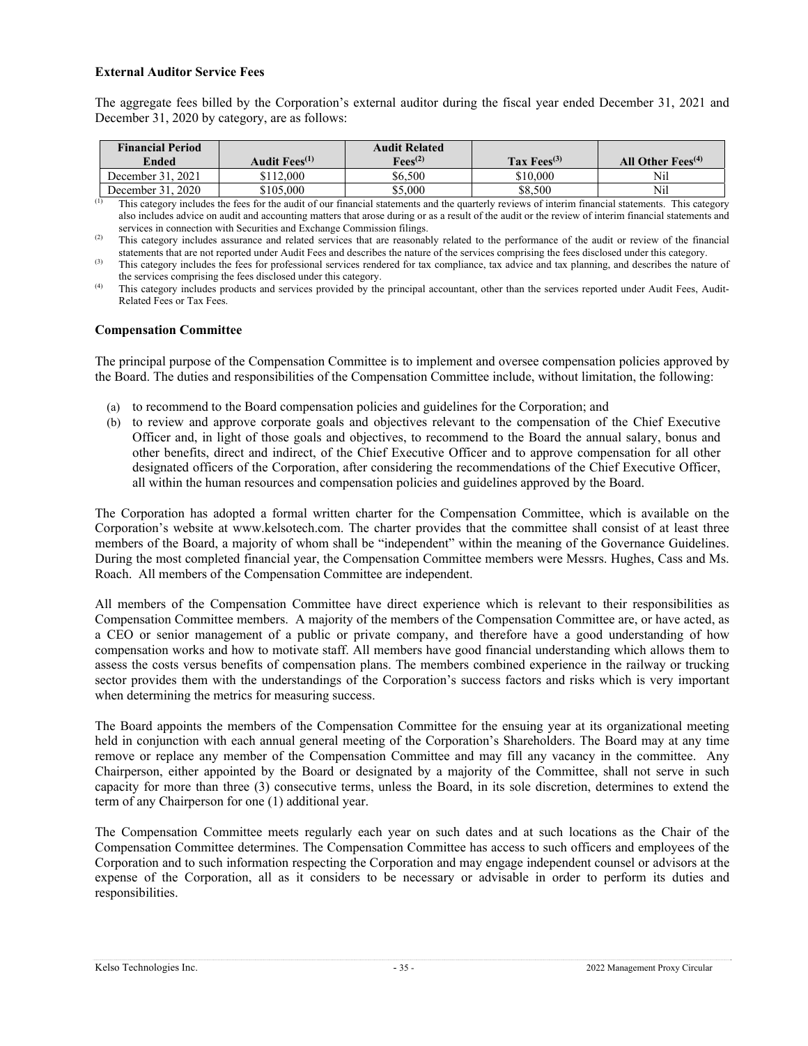### External Auditor Service Fees

The aggregate fees billed by the Corporation's external auditor during the fiscal year ended December 31, 2021 and December 31, 2020 by category, are as follows:

| Financial Period Ended | Audit Fees[(1)] | Audit Related Fees[(2)] | Tax Fees[(3)] | All Other Fees[(4)] |
|---|---|---|---|---|
| December 31, 2021 | $112,000 | $6,500 | $10,000 | Nil |
| December 31, 2020 | $105,000 | $5,000 | $8,500 | Nil |

(1) This category includes the fees for the audit of our financial statements and the quarterly reviews of interim financial statements. This category also includes advice on audit and accounting matters that arose during or as a result of the audit or the review of interim financial statements and services in connection with Securities and Exchange Commission filings.

(2) This category includes assurance and related services that are reasonably related to the performance of the audit or review of the financial statements that are not reported under Audit Fees and describes the nature of the services comprising the fees disclosed under this category.

(3) This category includes the fees for professional services rendered for tax compliance, tax advice and tax planning, and describes the nature of the services comprising the fees disclosed under this category.

(4) This category includes products and services provided by the principal accountant, other than the services reported under Audit Fees, Audit-Related Fees or Tax Fees.

### Compensation Committee

The principal purpose of the Compensation Committee is to implement and oversee compensation policies approved by the Board. The duties and responsibilities of the Compensation Committee include, without limitation, the following:

(a) to recommend to the Board compensation policies and guidelines for the Corporation; and
(b) to review and approve corporate goals and objectives relevant to the compensation of the Chief Executive Officer and, in light of those goals and objectives, to recommend to the Board the annual salary, bonus and other benefits, direct and indirect, of the Chief Executive Officer and to approve compensation for all other designated officers of the Corporation, after considering the recommendations of the Chief Executive Officer, all within the human resources and compensation policies and guidelines approved by the Board.

The Corporation has adopted a formal written charter for the Compensation Committee, which is available on the Corporation's website at www.kelsotech.com. The charter provides that the committee shall consist of at least three members of the Board, a majority of whom shall be "independent" within the meaning of the Governance Guidelines. During the most completed financial year, the Compensation Committee members were Messrs. Hughes, Cass and Ms. Roach. All members of the Compensation Committee are independent.

All members of the Compensation Committee have direct experience which is relevant to their responsibilities as Compensation Committee members. A majority of the members of the Compensation Committee are, or have acted, as a CEO or senior management of a public or private company, and therefore have a good understanding of how compensation works and how to motivate staff. All members have good financial understanding which allows them to assess the costs versus benefits of compensation plans. The members combined experience in the railway or trucking sector provides them with the understandings of the Corporation's success factors and risks which is very important when determining the metrics for measuring success.

The Board appoints the members of the Compensation Committee for the ensuing year at its organizational meeting held in conjunction with each annual general meeting of the Corporation's Shareholders. The Board may at any time remove or replace any member of the Compensation Committee and may fill any vacancy in the committee. Any Chairperson, either appointed by the Board or designated by a majority of the Committee, shall not serve in such capacity for more than three (3) consecutive terms, unless the Board, in its sole discretion, determines to extend the term of any Chairperson for one (1) additional year.

The Compensation Committee meets regularly each year on such dates and at such locations as the Chair of the Compensation Committee determines. The Compensation Committee has access to such officers and employees of the Corporation and to such information respecting the Corporation and may engage independent counsel or advisors at the expense of the Corporation, all as it considers to be necessary or advisable in order to perform its duties and responsibilities.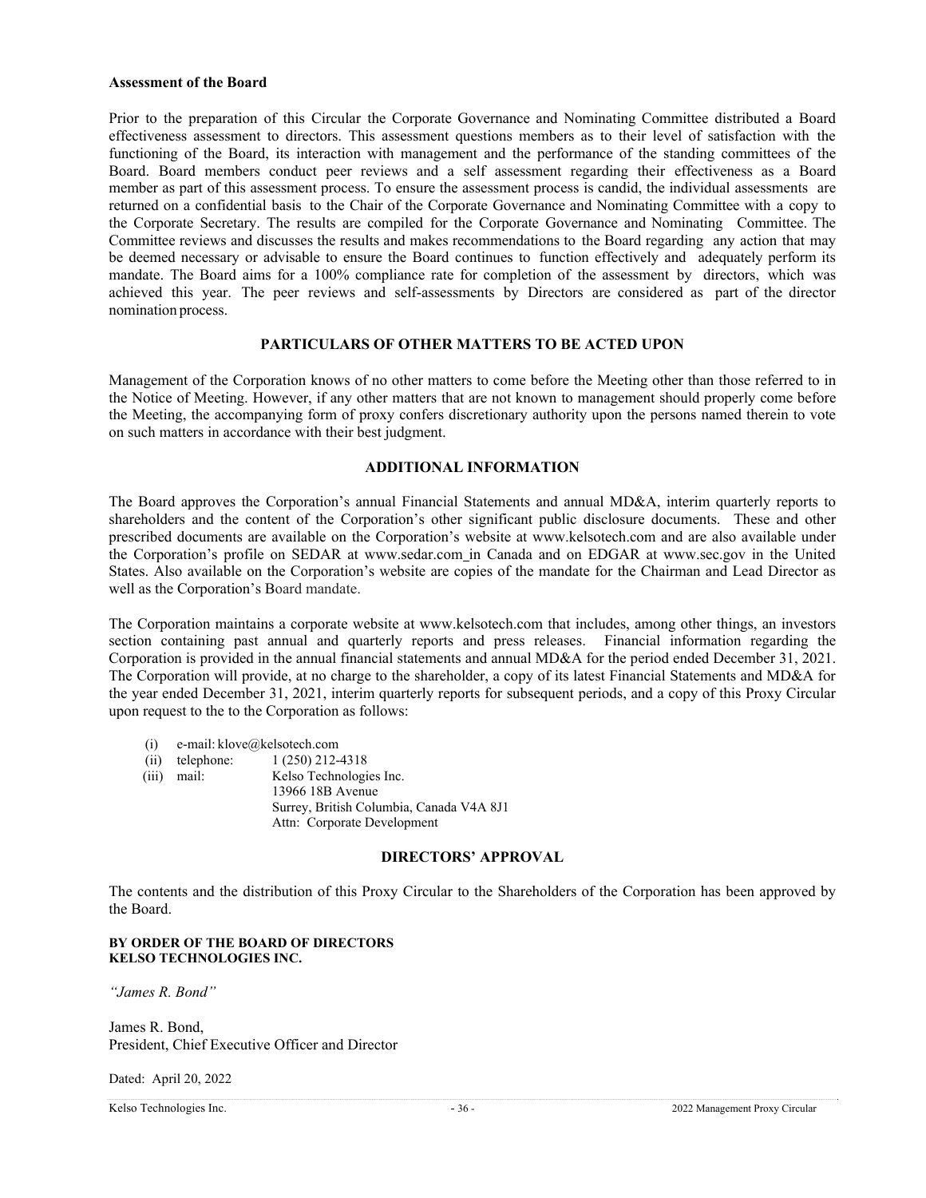**Assessment of the Board**

Prior to the preparation of this Circular the Corporate Governance and Nominating Committee distributed a Board effectiveness assessment to directors. This assessment questions members as to their level of satisfaction with the functioning of the Board, its interaction with management and the performance of the standing committees of the Board. Board members conduct peer reviews and a self assessment regarding their effectiveness as a Board member as part of this assessment process. To ensure the assessment process is candid, the individual assessments are returned on a confidential basis to the Chair of the Corporate Governance and Nominating Committee with a copy to the Corporate Secretary. The results are compiled for the Corporate Governance and Nominating Committee. The Committee reviews and discusses the results and makes recommendations to the Board regarding any action that may be deemed necessary or advisable to ensure the Board continues to function effectively and adequately perform its mandate. The Board aims for a 100% compliance rate for completion of the assessment by directors, which was achieved this year. The peer reviews and self-assessments by Directors are considered as part of the director nomination process.

## PARTICULARS OF OTHER MATTERS TO BE ACTED UPON

Management of the Corporation knows of no other matters to come before the Meeting other than those referred to in the Notice of Meeting. However, if any other matters that are not known to management should properly come before the Meeting, the accompanying form of proxy confers discretionary authority upon the persons named therein to vote on such matters in accordance with their best judgment.

## ADDITIONAL INFORMATION

The Board approves the Corporation's annual Financial Statements and annual MD&A, interim quarterly reports to shareholders and the content of the Corporation's other significant public disclosure documents. These and other prescribed documents are available on the Corporation's website at www.kelsotech.com and are also available under the Corporation's profile on SEDAR at www.sedar.com in Canada and on EDGAR at www.sec.gov in the United States. Also available on the Corporation's website are copies of the mandate for the Chairman and Lead Director as well as the Corporation's Board mandate.

The Corporation maintains a corporate website at www.kelsotech.com that includes, among other things, an investors section containing past annual and quarterly reports and press releases. Financial information regarding the Corporation is provided in the annual financial statements and annual MD&A for the period ended December 31, 2021. The Corporation will provide, at no charge to the shareholder, a copy of its latest Financial Statements and MD&A for the year ended December 31, 2021, interim quarterly reports for subsequent periods, and a copy of this Proxy Circular upon request to the to the Corporation as follows:

(i) e-mail: klove@kelsotech.com
(ii) telephone: 1 (250) 212-4318
(iii) mail: Kelso Technologies Inc.
13966 18B Avenue
Surrey, British Columbia, Canada V4A 8J1
Attn: Corporate Development

## DIRECTORS' APPROVAL

The contents and the distribution of this Proxy Circular to the Shareholders of the Corporation has been approved by the Board.

**BY ORDER OF THE BOARD OF DIRECTORS**
**KELSO TECHNOLOGIES INC.**

*"James R. Bond"*

James R. Bond,
President, Chief Executive Officer and Director

Dated: April 20, 2022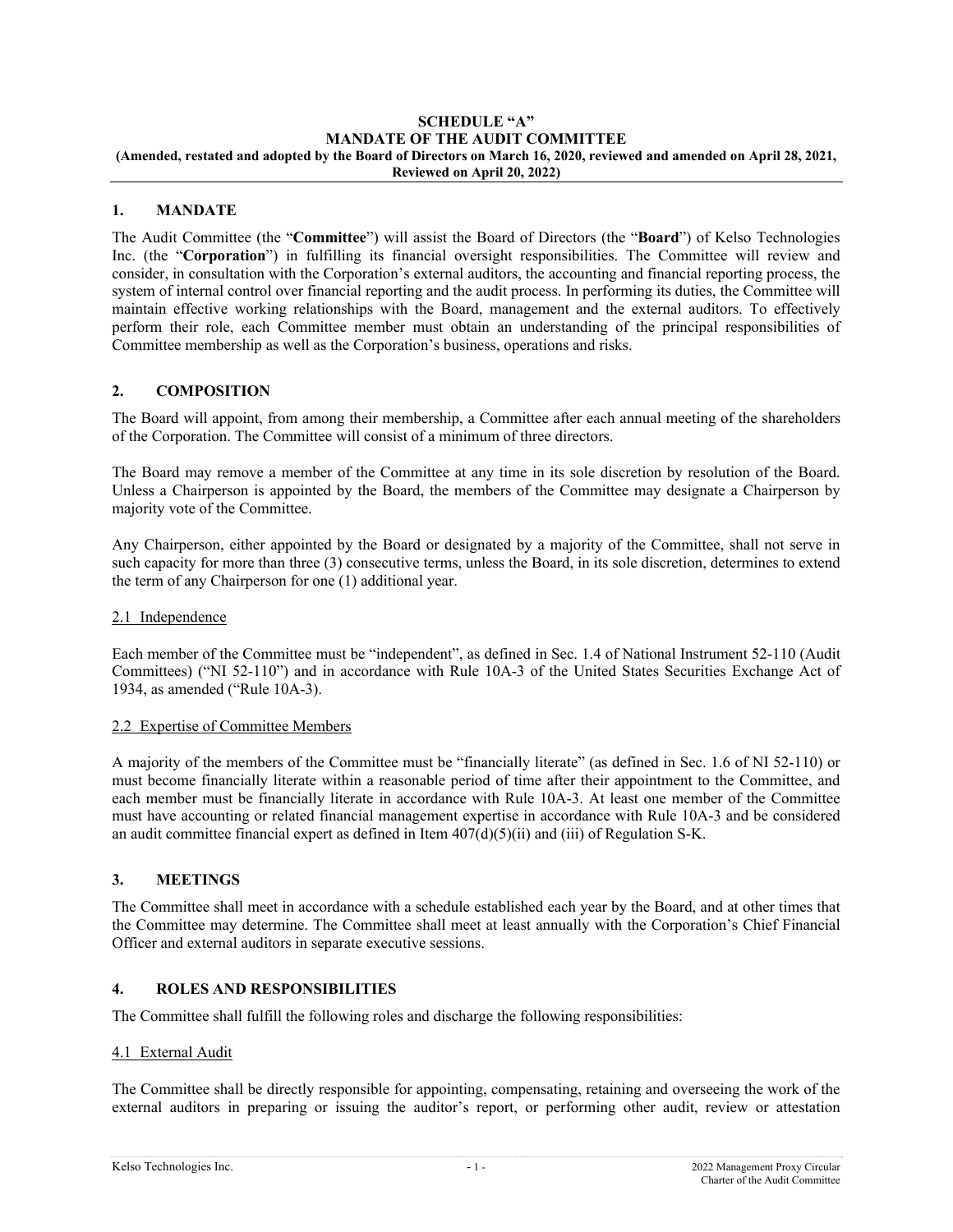# SCHEDULE "A"
# MANDATE OF THE AUDIT COMMITTEE

**(Amended, restated and adopted by the Board of Directors on March 16, 2020, reviewed and amended on April 28, 2021, Reviewed on April 20, 2022)**

## 1. MANDATE

The Audit Committee (the "**Committee**") will assist the Board of Directors (the "**Board**") of Kelso Technologies Inc. (the "**Corporation**") in fulfilling its financial oversight responsibilities. The Committee will review and consider, in consultation with the Corporation's external auditors, the accounting and financial reporting process, the system of internal control over financial reporting and the audit process. In performing its duties, the Committee will maintain effective working relationships with the Board, management and the external auditors. To effectively perform their role, each Committee member must obtain an understanding of the principal responsibilities of Committee membership as well as the Corporation's business, operations and risks.

## 2. COMPOSITION

The Board will appoint, from among their membership, a Committee after each annual meeting of the shareholders of the Corporation. The Committee will consist of a minimum of three directors.

The Board may remove a member of the Committee at any time in its sole discretion by resolution of the Board. Unless a Chairperson is appointed by the Board, the members of the Committee may designate a Chairperson by majority vote of the Committee.

Any Chairperson, either appointed by the Board or designated by a majority of the Committee, shall not serve in such capacity for more than three (3) consecutive terms, unless the Board, in its sole discretion, determines to extend the term of any Chairperson for one (1) additional year.

### 2.1 Independence

Each member of the Committee must be "independent", as defined in Sec. 1.4 of National Instrument 52-110 (Audit Committees) ("NI 52-110") and in accordance with Rule 10A-3 of the United States Securities Exchange Act of 1934, as amended ("Rule 10A-3).

### 2.2 Expertise of Committee Members

A majority of the members of the Committee must be "financially literate" (as defined in Sec. 1.6 of NI 52-110) or must become financially literate within a reasonable period of time after their appointment to the Committee, and each member must be financially literate in accordance with Rule 10A-3. At least one member of the Committee must have accounting or related financial management expertise in accordance with Rule 10A-3 and be considered an audit committee financial expert as defined in Item 407(d)(5)(ii) and (iii) of Regulation S-K.

## 3. MEETINGS

The Committee shall meet in accordance with a schedule established each year by the Board, and at other times that the Committee may determine. The Committee shall meet at least annually with the Corporation's Chief Financial Officer and external auditors in separate executive sessions.

## 4. ROLES AND RESPONSIBILITIES

The Committee shall fulfill the following roles and discharge the following responsibilities:

### 4.1 External Audit

The Committee shall be directly responsible for appointing, compensating, retaining and overseeing the work of the external auditors in preparing or issuing the auditor's report, or performing other audit, review or attestation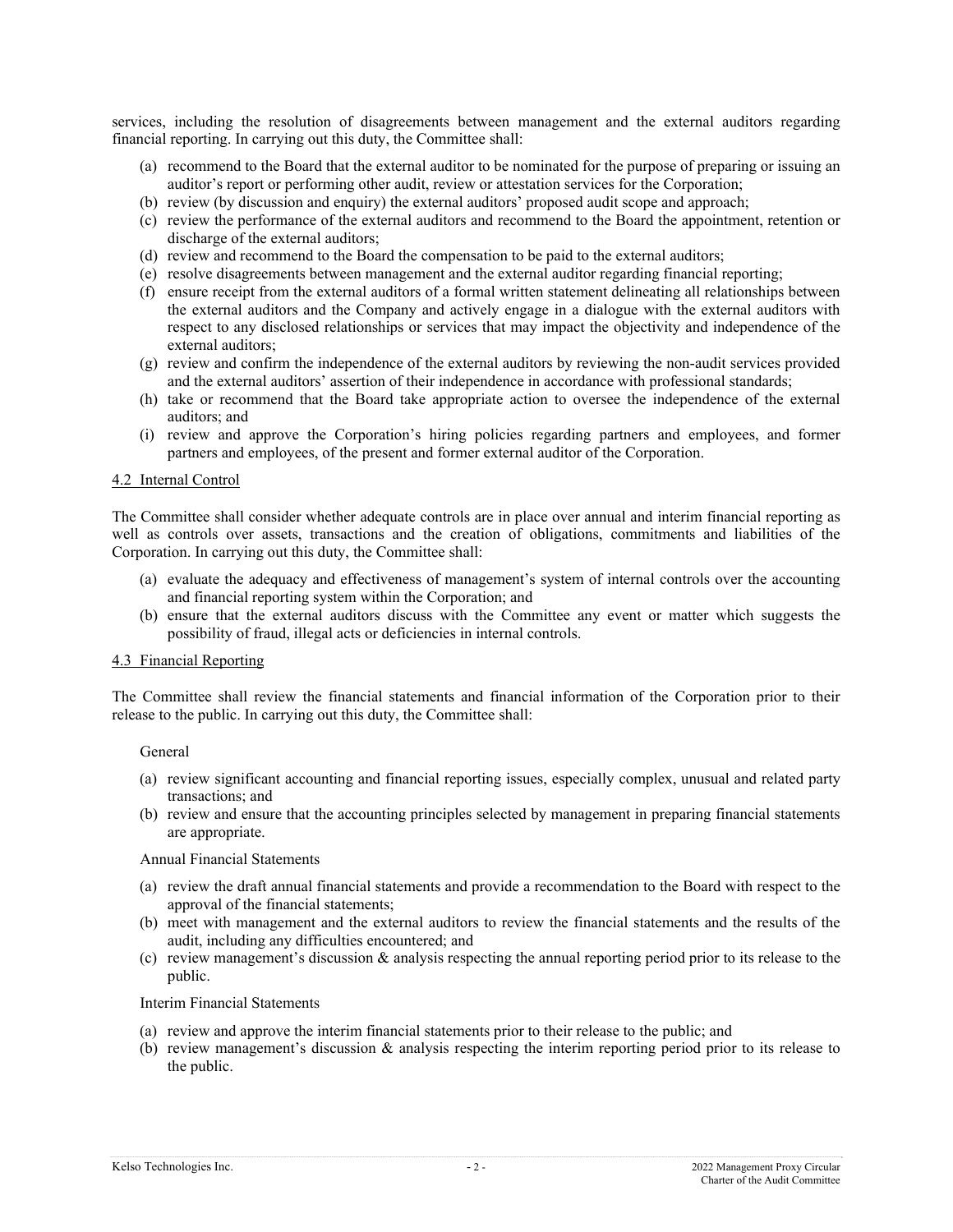services, including the resolution of disagreements between management and the external auditors regarding financial reporting. In carrying out this duty, the Committee shall:

(a) recommend to the Board that the external auditor to be nominated for the purpose of preparing or issuing an auditor's report or performing other audit, review or attestation services for the Corporation;
(b) review (by discussion and enquiry) the external auditors' proposed audit scope and approach;
(c) review the performance of the external auditors and recommend to the Board the appointment, retention or discharge of the external auditors;
(d) review and recommend to the Board the compensation to be paid to the external auditors;
(e) resolve disagreements between management and the external auditor regarding financial reporting;
(f) ensure receipt from the external auditors of a formal written statement delineating all relationships between the external auditors and the Company and actively engage in a dialogue with the external auditors with respect to any disclosed relationships or services that may impact the objectivity and independence of the external auditors;
(g) review and confirm the independence of the external auditors by reviewing the non-audit services provided and the external auditors' assertion of their independence in accordance with professional standards;
(h) take or recommend that the Board take appropriate action to oversee the independence of the external auditors; and
(i) review and approve the Corporation's hiring policies regarding partners and employees, and former partners and employees, of the present and former external auditor of the Corporation.

4.2 Internal Control

The Committee shall consider whether adequate controls are in place over annual and interim financial reporting as well as controls over assets, transactions and the creation of obligations, commitments and liabilities of the Corporation. In carrying out this duty, the Committee shall:

(a) evaluate the adequacy and effectiveness of management's system of internal controls over the accounting and financial reporting system within the Corporation; and
(b) ensure that the external auditors discuss with the Committee any event or matter which suggests the possibility of fraud, illegal acts or deficiencies in internal controls.

4.3 Financial Reporting

The Committee shall review the financial statements and financial information of the Corporation prior to their release to the public. In carrying out this duty, the Committee shall:

General

(a) review significant accounting and financial reporting issues, especially complex, unusual and related party transactions; and
(b) review and ensure that the accounting principles selected by management in preparing financial statements are appropriate.

Annual Financial Statements

(a) review the draft annual financial statements and provide a recommendation to the Board with respect to the approval of the financial statements;
(b) meet with management and the external auditors to review the financial statements and the results of the audit, including any difficulties encountered; and
(c) review management's discussion & analysis respecting the annual reporting period prior to its release to the public.

Interim Financial Statements

(a) review and approve the interim financial statements prior to their release to the public; and
(b) review management's discussion & analysis respecting the interim reporting period prior to its release to the public.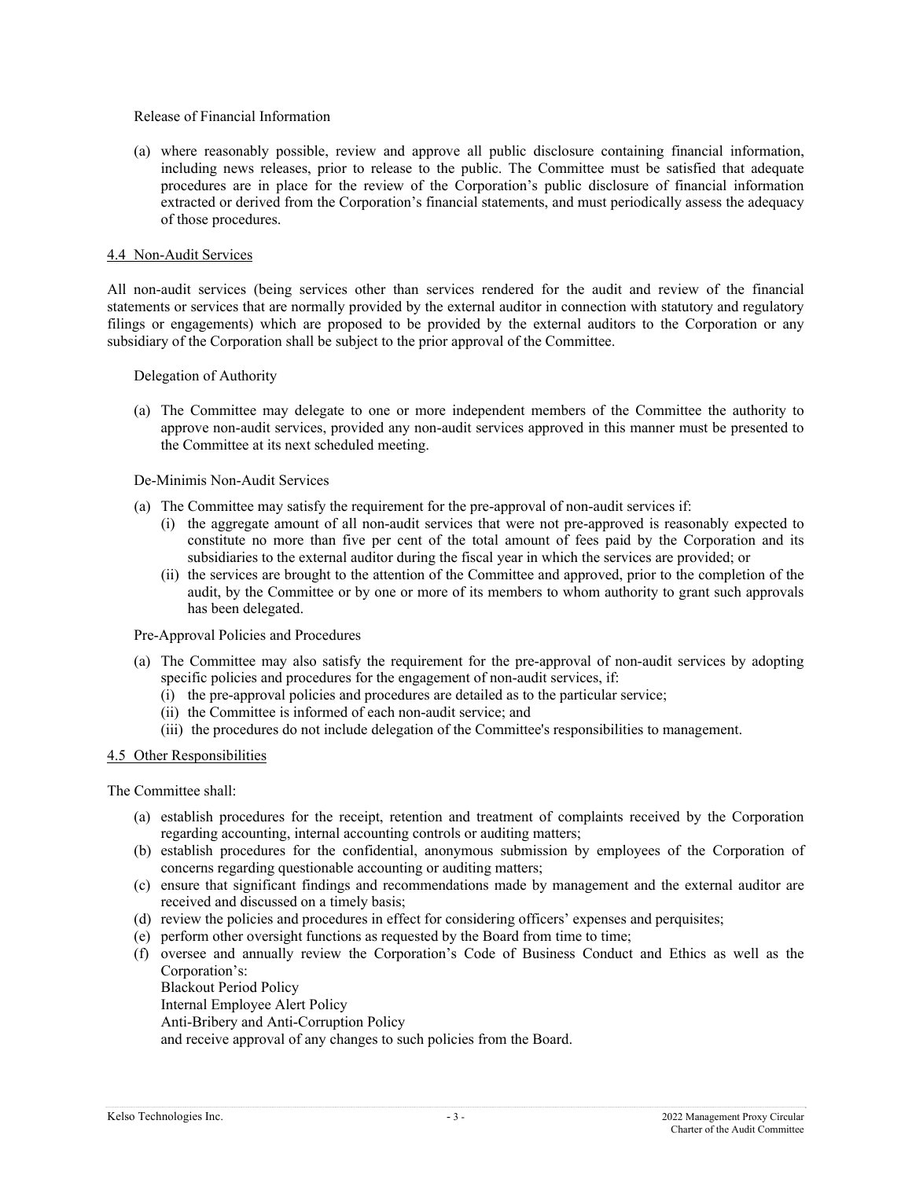Release of Financial Information

(a) where reasonably possible, review and approve all public disclosure containing financial information, including news releases, prior to release to the public. The Committee must be satisfied that adequate procedures are in place for the review of the Corporation's public disclosure of financial information extracted or derived from the Corporation's financial statements, and must periodically assess the adequacy of those procedures.

## 4.4 Non-Audit Services

All non-audit services (being services other than services rendered for the audit and review of the financial statements or services that are normally provided by the external auditor in connection with statutory and regulatory filings or engagements) which are proposed to be provided by the external auditors to the Corporation or any subsidiary of the Corporation shall be subject to the prior approval of the Committee.

Delegation of Authority

(a) The Committee may delegate to one or more independent members of the Committee the authority to approve non-audit services, provided any non-audit services approved in this manner must be presented to the Committee at its next scheduled meeting.

De-Minimis Non-Audit Services

(a) The Committee may satisfy the requirement for the pre-approval of non-audit services if:
    (i) the aggregate amount of all non-audit services that were not pre-approved is reasonably expected to constitute no more than five per cent of the total amount of fees paid by the Corporation and its subsidiaries to the external auditor during the fiscal year in which the services are provided; or
    (ii) the services are brought to the attention of the Committee and approved, prior to the completion of the audit, by the Committee or by one or more of its members to whom authority to grant such approvals has been delegated.

Pre-Approval Policies and Procedures

(a) The Committee may also satisfy the requirement for the pre-approval of non-audit services by adopting specific policies and procedures for the engagement of non-audit services, if:
    (i) the pre-approval policies and procedures are detailed as to the particular service;
    (ii) the Committee is informed of each non-audit service; and
    (iii) the procedures do not include delegation of the Committee's responsibilities to management.

## 4.5 Other Responsibilities

The Committee shall:

(a) establish procedures for the receipt, retention and treatment of complaints received by the Corporation regarding accounting, internal accounting controls or auditing matters;
(b) establish procedures for the confidential, anonymous submission by employees of the Corporation of concerns regarding questionable accounting or auditing matters;
(c) ensure that significant findings and recommendations made by management and the external auditor are received and discussed on a timely basis;
(d) review the policies and procedures in effect for considering officers' expenses and perquisites;
(e) perform other oversight functions as requested by the Board from time to time;
(f) oversee and annually review the Corporation's Code of Business Conduct and Ethics as well as the Corporation's:
    Blackout Period Policy
    Internal Employee Alert Policy
    Anti-Bribery and Anti-Corruption Policy
    and receive approval of any changes to such policies from the Board.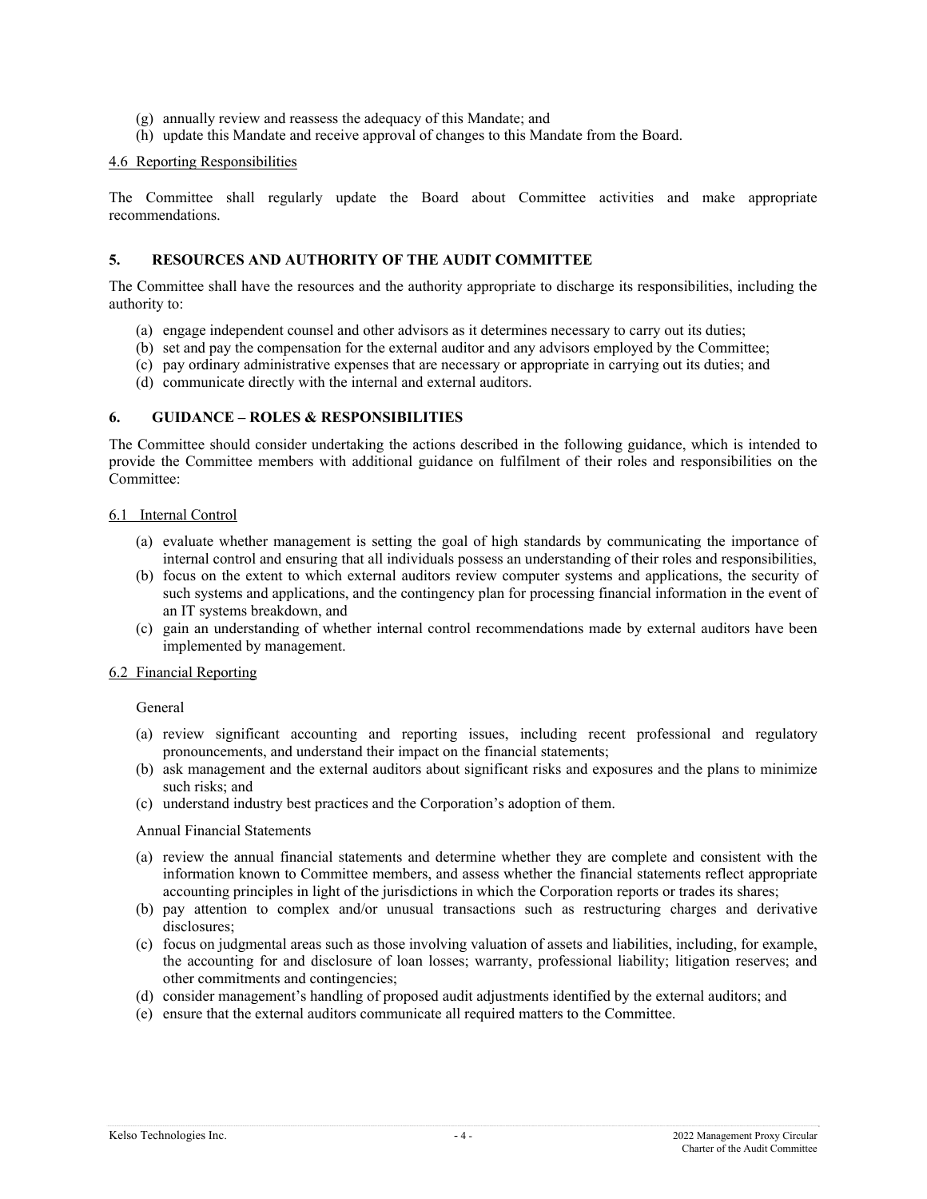(g) annually review and reassess the adequacy of this Mandate; and
(h) update this Mandate and receive approval of changes to this Mandate from the Board.

4.6 Reporting Responsibilities

The Committee shall regularly update the Board about Committee activities and make appropriate recommendations.

## 5. RESOURCES AND AUTHORITY OF THE AUDIT COMMITTEE

The Committee shall have the resources and the authority appropriate to discharge its responsibilities, including the authority to:

(a) engage independent counsel and other advisors as it determines necessary to carry out its duties;
(b) set and pay the compensation for the external auditor and any advisors employed by the Committee;
(c) pay ordinary administrative expenses that are necessary or appropriate in carrying out its duties; and
(d) communicate directly with the internal and external auditors.

## 6. GUIDANCE – ROLES & RESPONSIBILITIES

The Committee should consider undertaking the actions described in the following guidance, which is intended to provide the Committee members with additional guidance on fulfilment of their roles and responsibilities on the Committee:

6.1 Internal Control

(a) evaluate whether management is setting the goal of high standards by communicating the importance of internal control and ensuring that all individuals possess an understanding of their roles and responsibilities,
(b) focus on the extent to which external auditors review computer systems and applications, the security of such systems and applications, and the contingency plan for processing financial information in the event of an IT systems breakdown, and
(c) gain an understanding of whether internal control recommendations made by external auditors have been implemented by management.

6.2 Financial Reporting

General

(a) review significant accounting and reporting issues, including recent professional and regulatory pronouncements, and understand their impact on the financial statements;
(b) ask management and the external auditors about significant risks and exposures and the plans to minimize such risks; and
(c) understand industry best practices and the Corporation's adoption of them.

Annual Financial Statements

(a) review the annual financial statements and determine whether they are complete and consistent with the information known to Committee members, and assess whether the financial statements reflect appropriate accounting principles in light of the jurisdictions in which the Corporation reports or trades its shares;
(b) pay attention to complex and/or unusual transactions such as restructuring charges and derivative disclosures;
(c) focus on judgmental areas such as those involving valuation of assets and liabilities, including, for example, the accounting for and disclosure of loan losses; warranty, professional liability; litigation reserves; and other commitments and contingencies;
(d) consider management's handling of proposed audit adjustments identified by the external auditors; and
(e) ensure that the external auditors communicate all required matters to the Committee.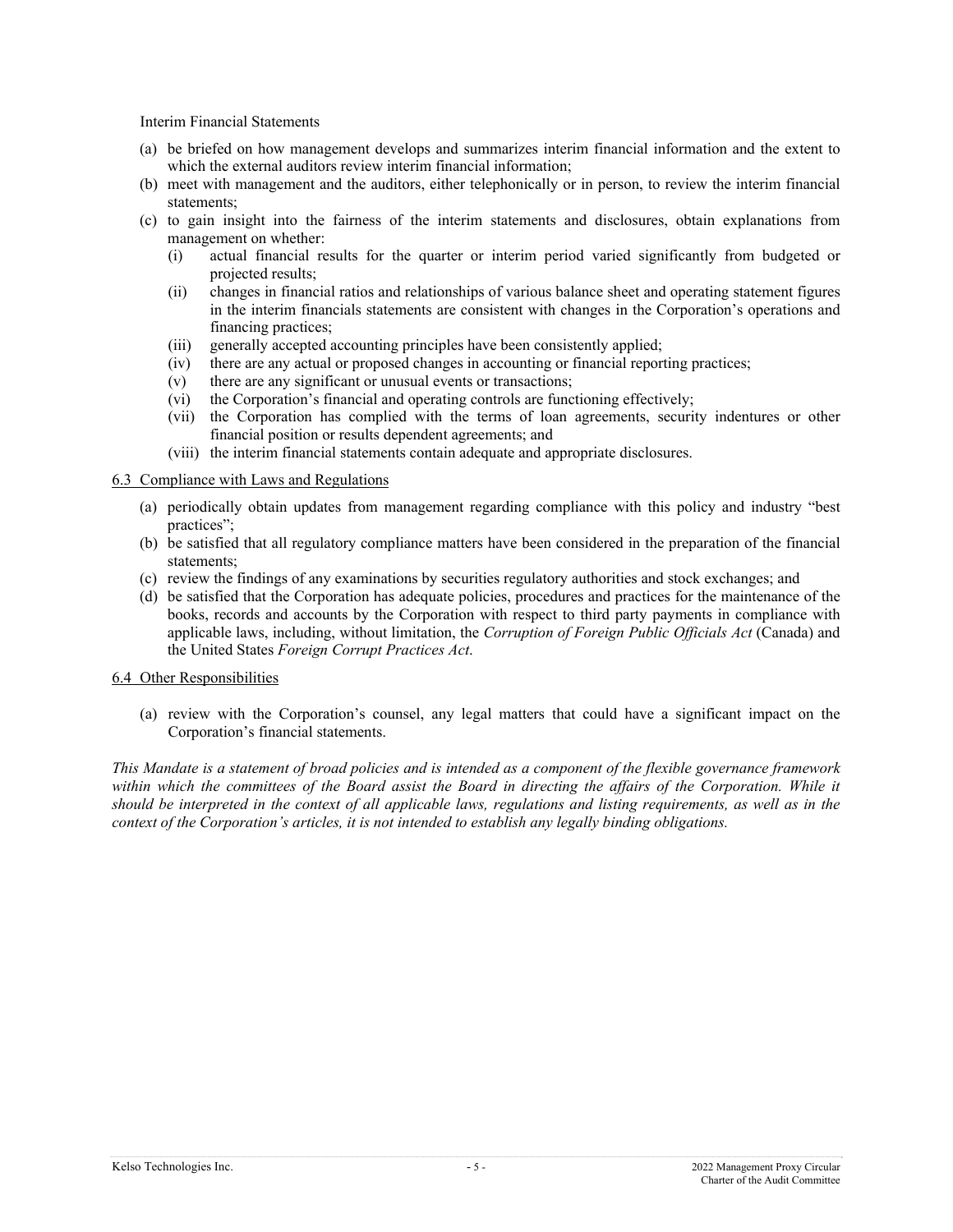Interim Financial Statements

(a) be briefed on how management develops and summarizes interim financial information and the extent to which the external auditors review interim financial information;
(b) meet with management and the auditors, either telephonically or in person, to review the interim financial statements;
(c) to gain insight into the fairness of the interim statements and disclosures, obtain explanations from management on whether:
    (i) actual financial results for the quarter or interim period varied significantly from budgeted or projected results;
    (ii) changes in financial ratios and relationships of various balance sheet and operating statement figures in the interim financials statements are consistent with changes in the Corporation's operations and financing practices;
    (iii) generally accepted accounting principles have been consistently applied;
    (iv) there are any actual or proposed changes in accounting or financial reporting practices;
    (v) there are any significant or unusual events or transactions;
    (vi) the Corporation's financial and operating controls are functioning effectively;
    (vii) the Corporation has complied with the terms of loan agreements, security indentures or other financial position or results dependent agreements; and
    (viii) the interim financial statements contain adequate and appropriate disclosures.

6.3 Compliance with Laws and Regulations

(a) periodically obtain updates from management regarding compliance with this policy and industry "best practices";
(b) be satisfied that all regulatory compliance matters have been considered in the preparation of the financial statements;
(c) review the findings of any examinations by securities regulatory authorities and stock exchanges; and
(d) be satisfied that the Corporation has adequate policies, procedures and practices for the maintenance of the books, records and accounts by the Corporation with respect to third party payments in compliance with applicable laws, including, without limitation, the *Corruption of Foreign Public Officials Act* (Canada) and the United States *Foreign Corrupt Practices Act*.

6.4 Other Responsibilities

(a) review with the Corporation's counsel, any legal matters that could have a significant impact on the Corporation's financial statements.

*This Mandate is a statement of broad policies and is intended as a component of the flexible governance framework within which the committees of the Board assist the Board in directing the affairs of the Corporation. While it should be interpreted in the context of all applicable laws, regulations and listing requirements, as well as in the context of the Corporation's articles, it is not intended to establish any legally binding obligations.*